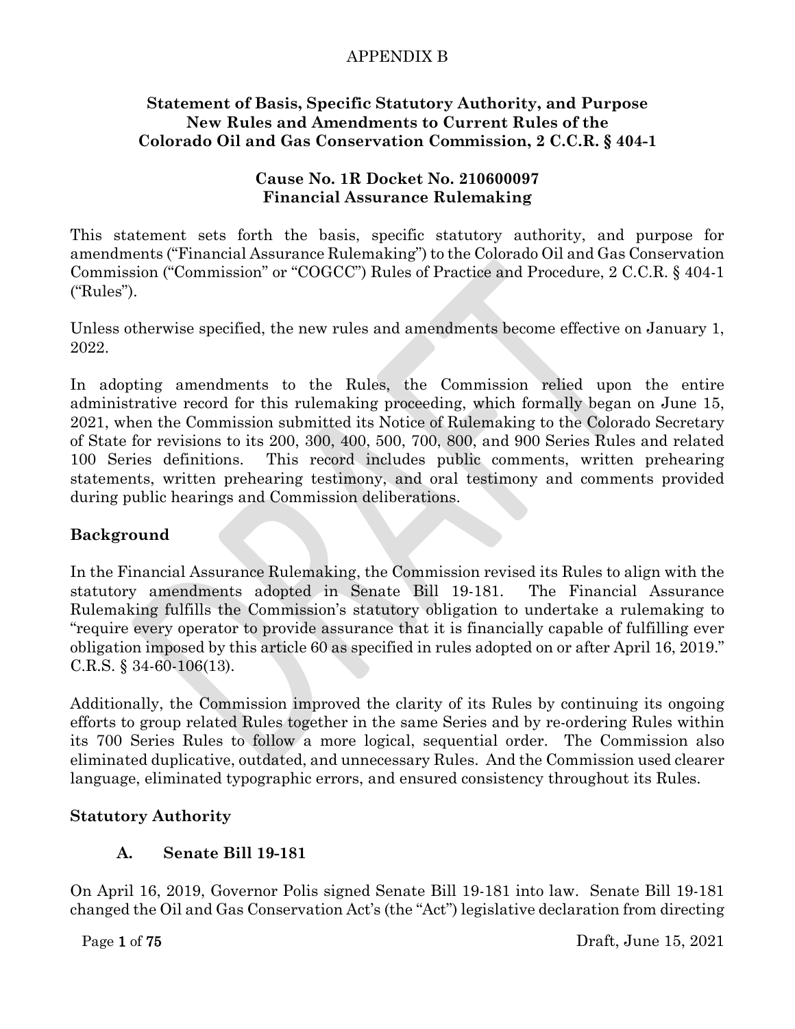APPENDIX B

## Statement of Basis, Specific Statutory Authority, and Purpose New Rules and Amendments to Current Rules of the Colorado Oil and Gas Conservation Commission, 2 C.C.R. § 404-1

### Cause No. 1R Docket No. 210600097 Financial Assurance Rulemaking

This statement sets forth the basis, specific statutory authority, and purpose for amendments ("Financial Assurance Rulemaking") to the Colorado Oil and Gas Conservation Commission ("Commission" or "COGCC") Rules of Practice and Procedure, 2 C.C.R. § 404-1 ("Rules").

Unless otherwise specified, the new rules and amendments become effective on January 1, 2022.

In adopting amendments to the Rules, the Commission relied upon the entire administrative record for this rulemaking proceeding, which formally began on June 15, 2021, when the Commission submitted its Notice of Rulemaking to the Colorado Secretary of State for revisions to its 200, 300, 400, 500, 700, 800, and 900 Series Rules and related 100 Series definitions. This record includes public comments, written prehearing statements, written prehearing testimony, and oral testimony and comments provided during public hearings and Commission deliberations.

## Background

In the Financial Assurance Rulemaking, the Commission revised its Rules to align with the statutory amendments adopted in Senate Bill 19-181. The Financial Assurance Rulemaking fulfills the Commission's statutory obligation to undertake a rulemaking to "require every operator to provide assurance that it is financially capable of fulfilling ever obligation imposed by this article 60 as specified in rules adopted on or after April 16, 2019." C.R.S. § 34-60-106(13).

Additionally, the Commission improved the clarity of its Rules by continuing its ongoing efforts to group related Rules together in the same Series and by re-ordering Rules within its 700 Series Rules to follow a more logical, sequential order. The Commission also eliminated duplicative, outdated, and unnecessary Rules. And the Commission used clearer language, eliminated typographic errors, and ensured consistency throughout its Rules.

## Statutory Authority

### A. Senate Bill 19-181

On April 16, 2019, Governor Polis signed Senate Bill 19-181 into law. Senate Bill 19-181 changed the Oil and Gas Conservation Act's (the "Act") legislative declaration from directing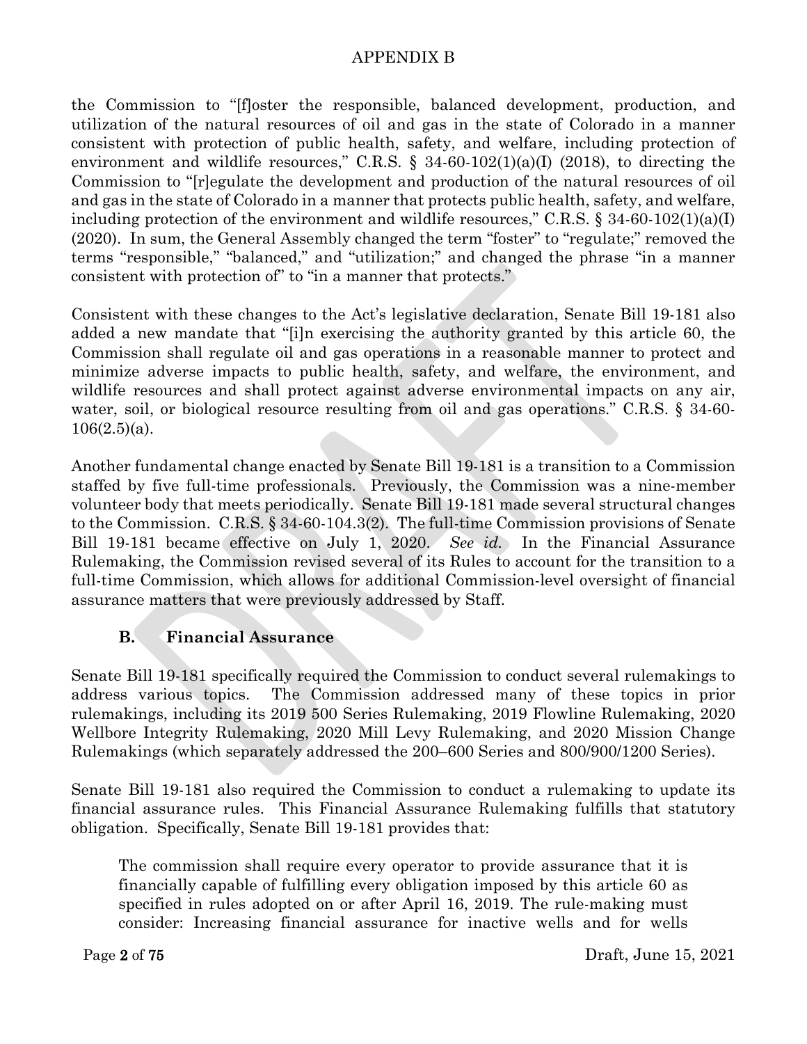the Commission to "[f]oster the responsible, balanced development, production, and utilization of the natural resources of oil and gas in the state of Colorado in a manner consistent with protection of public health, safety, and welfare, including protection of environment and wildlife resources," C.R.S. § 34-60-102(1)(a)(I) (2018), to directing the Commission to "[r]egulate the development and production of the natural resources of oil and gas in the state of Colorado in a manner that protects public health, safety, and welfare, including protection of the environment and wildlife resources," C.R.S. § 34-60-102(1)(a)(I) (2020). In sum, the General Assembly changed the term "foster" to "regulate;" removed the terms "responsible," "balanced," and "utilization;" and changed the phrase "in a manner consistent with protection of" to "in a manner that protects."

Consistent with these changes to the Act's legislative declaration, Senate Bill 19-181 also added a new mandate that "[i]n exercising the authority granted by this article 60, the Commission shall regulate oil and gas operations in a reasonable manner to protect and minimize adverse impacts to public health, safety, and welfare, the environment, and wildlife resources and shall protect against adverse environmental impacts on any air, water, soil, or biological resource resulting from oil and gas operations." C.R.S. § 34-60-106(2.5)(a).

Another fundamental change enacted by Senate Bill 19-181 is a transition to a Commission staffed by five full-time professionals. Previously, the Commission was a nine-member volunteer body that meets periodically. Senate Bill 19-181 made several structural changes to the Commission. C.R.S. § 34-60-104.3(2). The full-time Commission provisions of Senate Bill 19-181 became effective on July 1, 2020. *See id.* In the Financial Assurance Rulemaking, the Commission revised several of its Rules to account for the transition to a full-time Commission, which allows for additional Commission-level oversight of financial assurance matters that were previously addressed by Staff.

### B. Financial Assurance

Senate Bill 19-181 specifically required the Commission to conduct several rulemakings to address various topics. The Commission addressed many of these topics in prior rulemakings, including its 2019 500 Series Rulemaking, 2019 Flowline Rulemaking, 2020 Wellbore Integrity Rulemaking, 2020 Mill Levy Rulemaking, and 2020 Mission Change Rulemakings (which separately addressed the 200–600 Series and 800/900/1200 Series).

Senate Bill 19-181 also required the Commission to conduct a rulemaking to update its financial assurance rules. This Financial Assurance Rulemaking fulfills that statutory obligation. Specifically, Senate Bill 19-181 provides that:

> The commission shall require every operator to provide assurance that it is financially capable of fulfilling every obligation imposed by this article 60 as specified in rules adopted on or after April 16, 2019. The rule-making must consider: Increasing financial assurance for inactive wells and for wells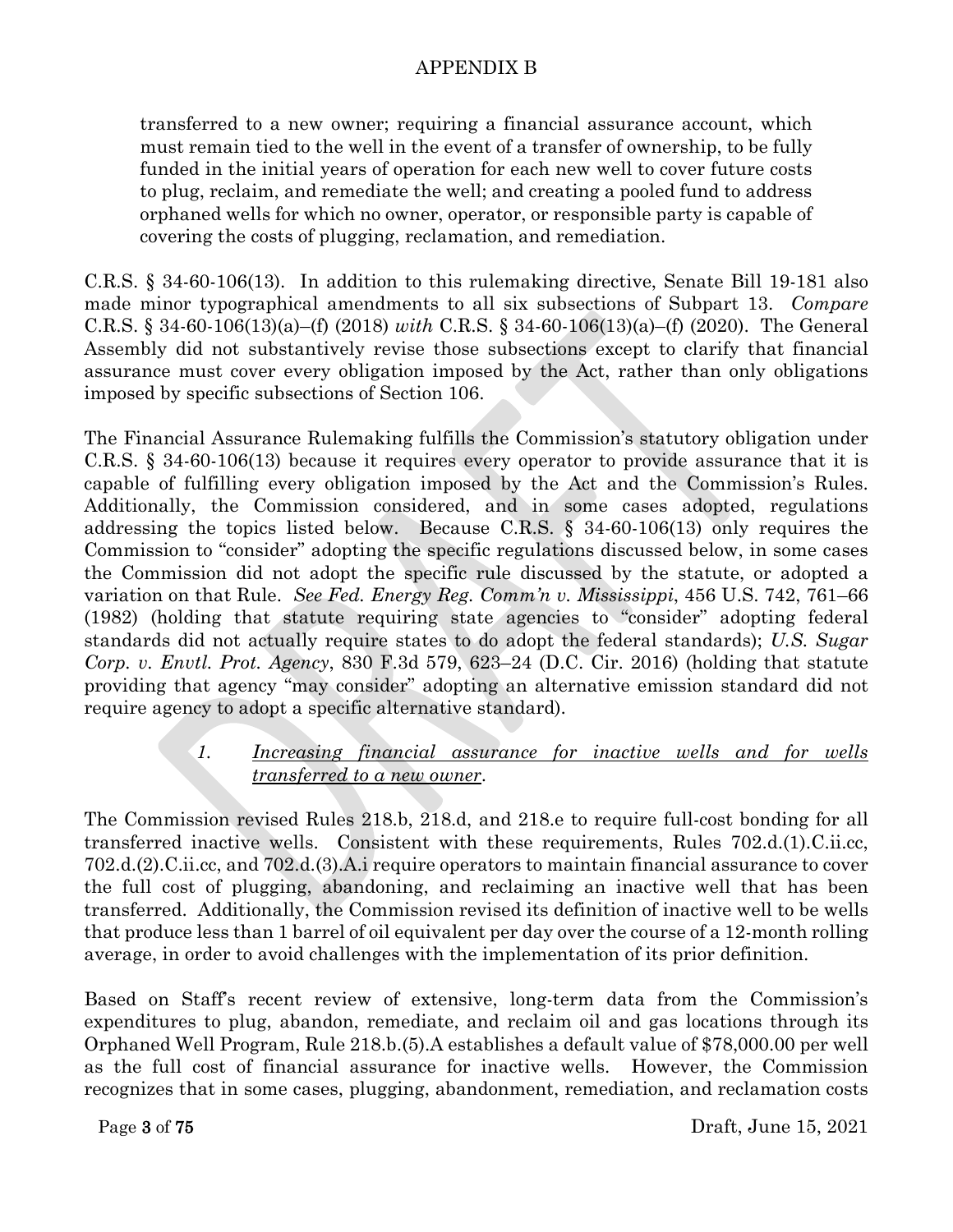> transferred to a new owner; requiring a financial assurance account, which must remain tied to the well in the event of a transfer of ownership, to be fully funded in the initial years of operation for each new well to cover future costs to plug, reclaim, and remediate the well; and creating a pooled fund to address orphaned wells for which no owner, operator, or responsible party is capable of covering the costs of plugging, reclamation, and remediation.

C.R.S. § 34-60-106(13). In addition to this rulemaking directive, Senate Bill 19-181 also made minor typographical amendments to all six subsections of Subpart 13. *Compare* C.R.S. § 34-60-106(13)(a)–(f) (2018) *with* C.R.S. § 34-60-106(13)(a)–(f) (2020). The General Assembly did not substantively revise those subsections except to clarify that financial assurance must cover every obligation imposed by the Act, rather than only obligations imposed by specific subsections of Section 106.

The Financial Assurance Rulemaking fulfills the Commission's statutory obligation under C.R.S. § 34-60-106(13) because it requires every operator to provide assurance that it is capable of fulfilling every obligation imposed by the Act and the Commission's Rules. Additionally, the Commission considered, and in some cases adopted, regulations addressing the topics listed below. Because C.R.S. § 34-60-106(13) only requires the Commission to "consider" adopting the specific regulations discussed below, in some cases the Commission did not adopt the specific rule discussed by the statute, or adopted a variation on that Rule. *See Fed. Energy Reg. Comm'n v. Mississippi*, 456 U.S. 742, 761–66 (1982) (holding that statute requiring state agencies to "consider" adopting federal standards did not actually require states to do adopt the federal standards); *U.S. Sugar Corp. v. Envtl. Prot. Agency*, 830 F.3d 579, 623–24 (D.C. Cir. 2016) (holding that statute providing that agency "may consider" adopting an alternative emission standard did not require agency to adopt a specific alternative standard).

### *1. Increasing financial assurance for inactive wells and for wells transferred to a new owner.*

The Commission revised Rules 218.b, 218.d, and 218.e to require full-cost bonding for all transferred inactive wells. Consistent with these requirements, Rules 702.d.(1).C.ii.cc, 702.d.(2).C.ii.cc, and 702.d.(3).A.i require operators to maintain financial assurance to cover the full cost of plugging, abandoning, and reclaiming an inactive well that has been transferred. Additionally, the Commission revised its definition of inactive well to be wells that produce less than 1 barrel of oil equivalent per day over the course of a 12-month rolling average, in order to avoid challenges with the implementation of its prior definition.

Based on Staff's recent review of extensive, long-term data from the Commission's expenditures to plug, abandon, remediate, and reclaim oil and gas locations through its Orphaned Well Program, Rule 218.b.(5).A establishes a default value of $78,000.00 per well as the full cost of financial assurance for inactive wells. However, the Commission recognizes that in some cases, plugging, abandonment, remediation, and reclamation costs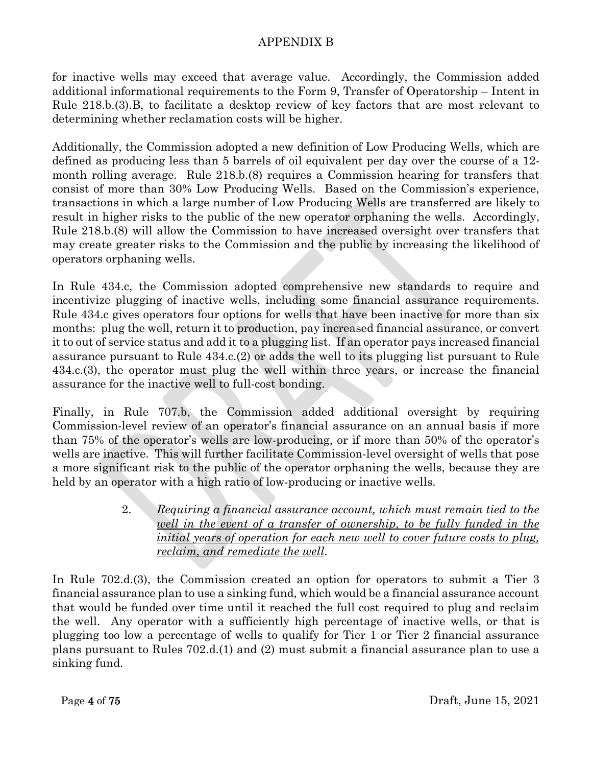for inactive wells may exceed that average value. Accordingly, the Commission added additional informational requirements to the Form 9, Transfer of Operatorship – Intent in Rule 218.b.(3).B, to facilitate a desktop review of key factors that are most relevant to determining whether reclamation costs will be higher.

Additionally, the Commission adopted a new definition of Low Producing Wells, which are defined as producing less than 5 barrels of oil equivalent per day over the course of a 12-month rolling average. Rule 218.b.(8) requires a Commission hearing for transfers that consist of more than 30% Low Producing Wells. Based on the Commission's experience, transactions in which a large number of Low Producing Wells are transferred are likely to result in higher risks to the public of the new operator orphaning the wells. Accordingly, Rule 218.b.(8) will allow the Commission to have increased oversight over transfers that may create greater risks to the Commission and the public by increasing the likelihood of operators orphaning wells.

In Rule 434.c, the Commission adopted comprehensive new standards to require and incentivize plugging of inactive wells, including some financial assurance requirements. Rule 434.c gives operators four options for wells that have been inactive for more than six months: plug the well, return it to production, pay increased financial assurance, or convert it to out of service status and add it to a plugging list. If an operator pays increased financial assurance pursuant to Rule 434.c.(2) or adds the well to its plugging list pursuant to Rule 434.c.(3), the operator must plug the well within three years, or increase the financial assurance for the inactive well to full-cost bonding.

Finally, in Rule 707.b, the Commission added additional oversight by requiring Commission-level review of an operator's financial assurance on an annual basis if more than 75% of the operator's wells are low-producing, or if more than 50% of the operator's wells are inactive. This will further facilitate Commission-level oversight of wells that pose a more significant risk to the public of the operator orphaning the wells, because they are held by an operator with a high ratio of low-producing or inactive wells.

2. *Requiring a financial assurance account, which must remain tied to the well in the event of a transfer of ownership, to be fully funded in the initial years of operation for each new well to cover future costs to plug, reclaim, and remediate the well.*

In Rule 702.d.(3), the Commission created an option for operators to submit a Tier 3 financial assurance plan to use a sinking fund, which would be a financial assurance account that would be funded over time until it reached the full cost required to plug and reclaim the well. Any operator with a sufficiently high percentage of inactive wells, or that is plugging too low a percentage of wells to qualify for Tier 1 or Tier 2 financial assurance plans pursuant to Rules 702.d.(1) and (2) must submit a financial assurance plan to use a sinking fund.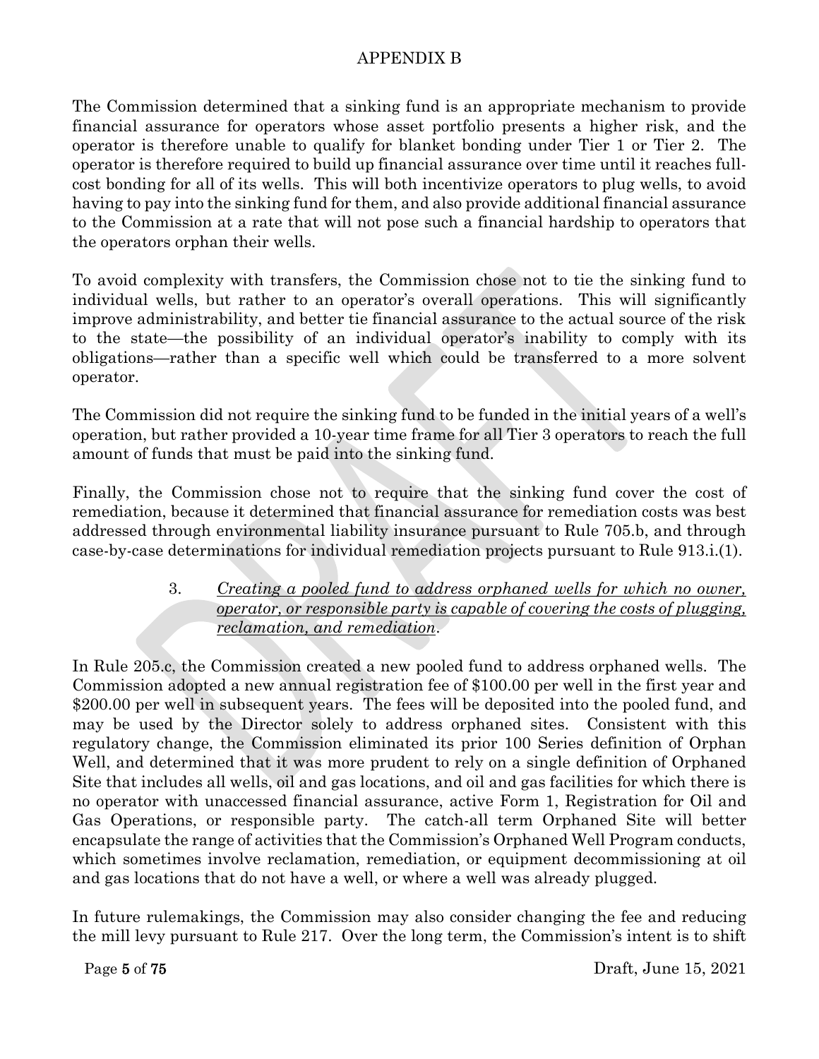The Commission determined that a sinking fund is an appropriate mechanism to provide financial assurance for operators whose asset portfolio presents a higher risk, and the operator is therefore unable to qualify for blanket bonding under Tier 1 or Tier 2. The operator is therefore required to build up financial assurance over time until it reaches full-cost bonding for all of its wells. This will both incentivize operators to plug wells, to avoid having to pay into the sinking fund for them, and also provide additional financial assurance to the Commission at a rate that will not pose such a financial hardship to operators that the operators orphan their wells.

To avoid complexity with transfers, the Commission chose not to tie the sinking fund to individual wells, but rather to an operator's overall operations. This will significantly improve administrability, and better tie financial assurance to the actual source of the risk to the state—the possibility of an individual operator's inability to comply with its obligations—rather than a specific well which could be transferred to a more solvent operator.

The Commission did not require the sinking fund to be funded in the initial years of a well's operation, but rather provided a 10-year time frame for all Tier 3 operators to reach the full amount of funds that must be paid into the sinking fund.

Finally, the Commission chose not to require that the sinking fund cover the cost of remediation, because it determined that financial assurance for remediation costs was best addressed through environmental liability insurance pursuant to Rule 705.b, and through case-by-case determinations for individual remediation projects pursuant to Rule 913.i.(1).

3. *Creating a pooled fund to address orphaned wells for which no owner, operator, or responsible party is capable of covering the costs of plugging, reclamation, and remediation*.

In Rule 205.c, the Commission created a new pooled fund to address orphaned wells. The Commission adopted a new annual registration fee of $100.00 per well in the first year and $200.00 per well in subsequent years. The fees will be deposited into the pooled fund, and may be used by the Director solely to address orphaned sites. Consistent with this regulatory change, the Commission eliminated its prior 100 Series definition of Orphan Well, and determined that it was more prudent to rely on a single definition of Orphaned Site that includes all wells, oil and gas locations, and oil and gas facilities for which there is no operator with unaccessed financial assurance, active Form 1, Registration for Oil and Gas Operations, or responsible party. The catch-all term Orphaned Site will better encapsulate the range of activities that the Commission's Orphaned Well Program conducts, which sometimes involve reclamation, remediation, or equipment decommissioning at oil and gas locations that do not have a well, or where a well was already plugged.

In future rulemakings, the Commission may also consider changing the fee and reducing the mill levy pursuant to Rule 217. Over the long term, the Commission's intent is to shift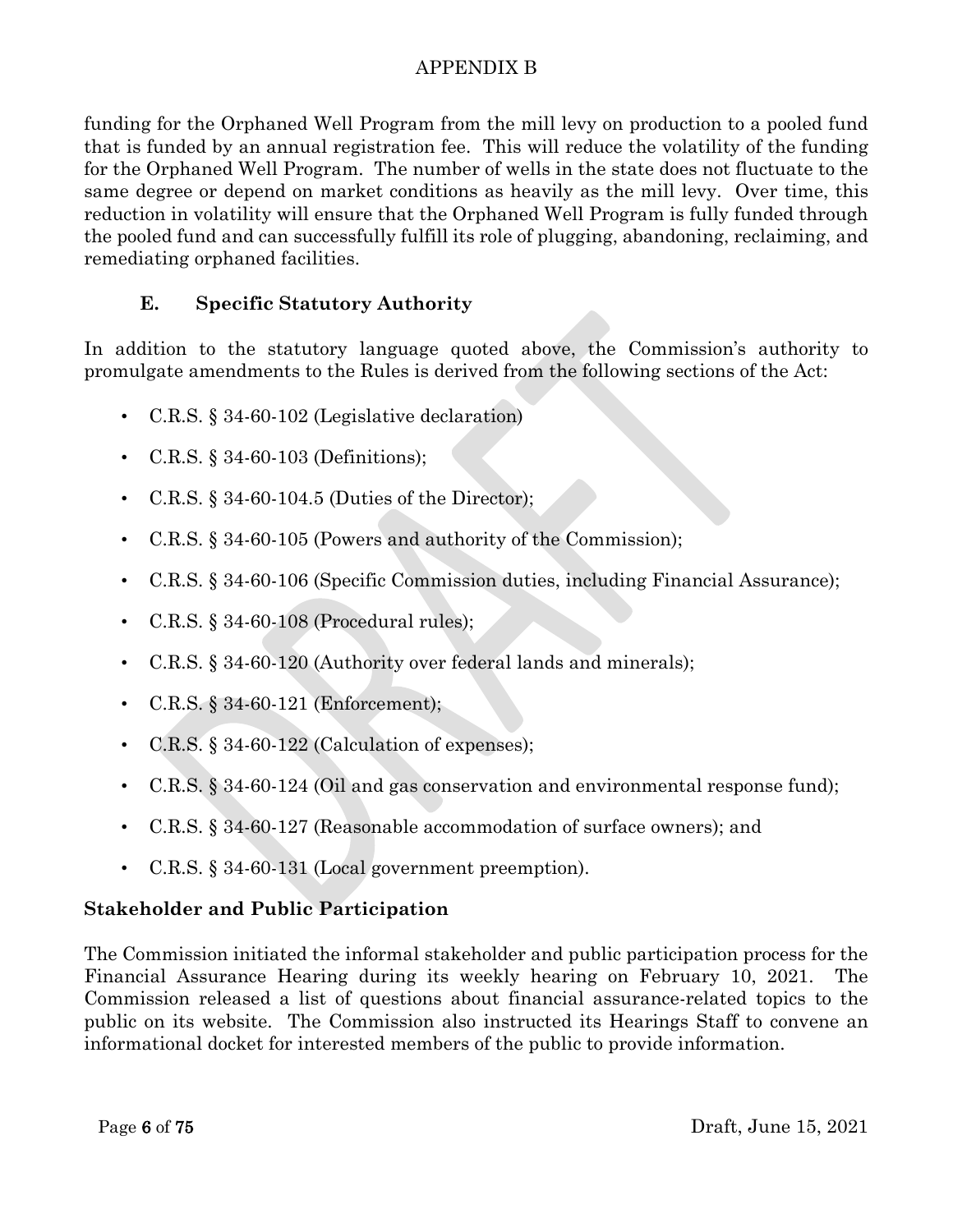funding for the Orphaned Well Program from the mill levy on production to a pooled fund that is funded by an annual registration fee. This will reduce the volatility of the funding for the Orphaned Well Program. The number of wells in the state does not fluctuate to the same degree or depend on market conditions as heavily as the mill levy. Over time, this reduction in volatility will ensure that the Orphaned Well Program is fully funded through the pooled fund and can successfully fulfill its role of plugging, abandoning, reclaiming, and remediating orphaned facilities.

### E. Specific Statutory Authority

In addition to the statutory language quoted above, the Commission's authority to promulgate amendments to the Rules is derived from the following sections of the Act:

- C.R.S. § 34-60-102 (Legislative declaration)
- C.R.S. § 34-60-103 (Definitions);
- C.R.S. § 34-60-104.5 (Duties of the Director);
- C.R.S. § 34-60-105 (Powers and authority of the Commission);
- C.R.S. § 34-60-106 (Specific Commission duties, including Financial Assurance);
- C.R.S. § 34-60-108 (Procedural rules);
- C.R.S. § 34-60-120 (Authority over federal lands and minerals);
- C.R.S. § 34-60-121 (Enforcement);
- C.R.S. § 34-60-122 (Calculation of expenses);
- C.R.S. § 34-60-124 (Oil and gas conservation and environmental response fund);
- C.R.S. § 34-60-127 (Reasonable accommodation of surface owners); and
- C.R.S. § 34-60-131 (Local government preemption).

## Stakeholder and Public Participation

The Commission initiated the informal stakeholder and public participation process for the Financial Assurance Hearing during its weekly hearing on February 10, 2021. The Commission released a list of questions about financial assurance-related topics to the public on its website. The Commission also instructed its Hearings Staff to convene an informational docket for interested members of the public to provide information.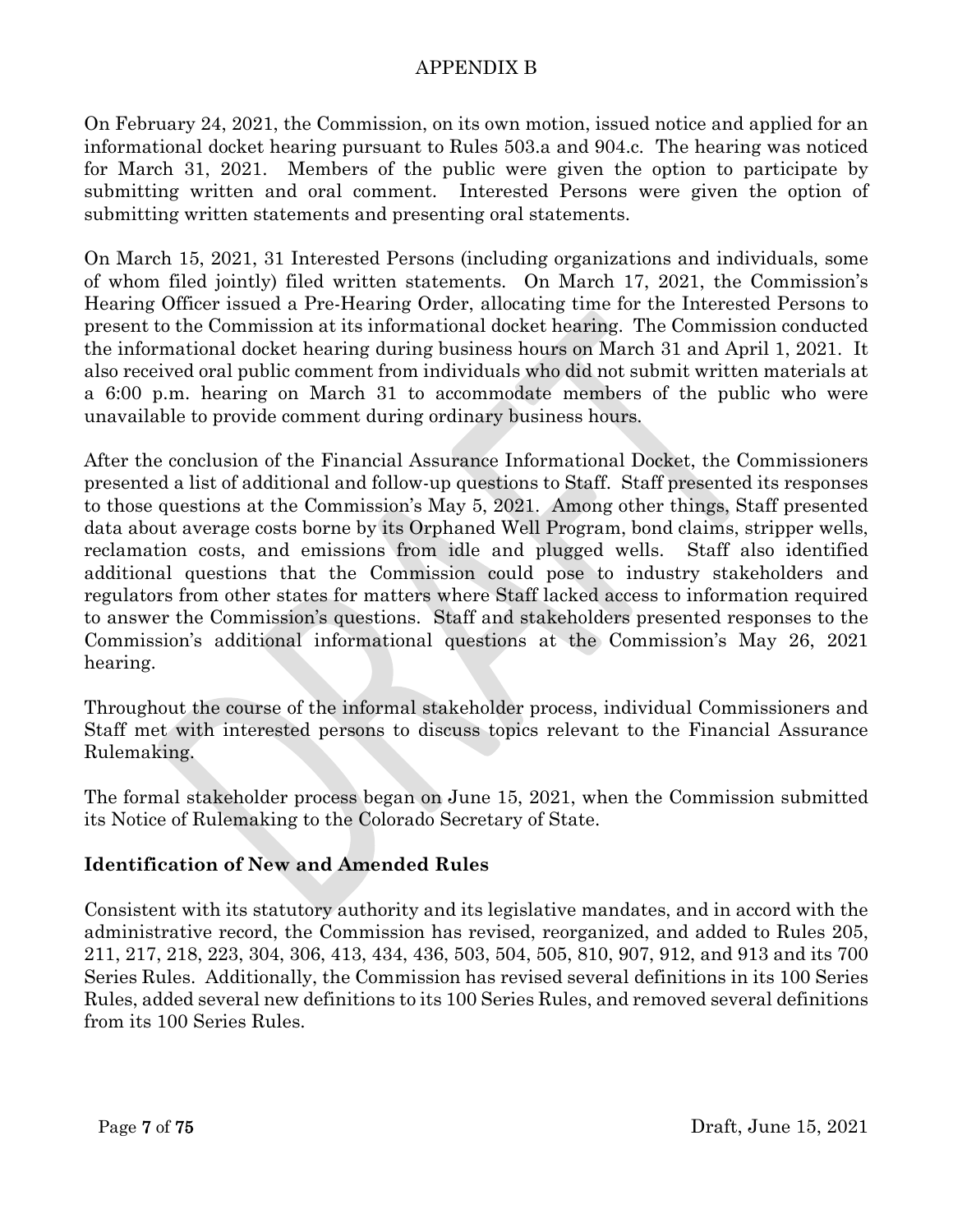APPENDIX B

On February 24, 2021, the Commission, on its own motion, issued notice and applied for an informational docket hearing pursuant to Rules 503.a and 904.c. The hearing was noticed for March 31, 2021. Members of the public were given the option to participate by submitting written and oral comment. Interested Persons were given the option of submitting written statements and presenting oral statements.

On March 15, 2021, 31 Interested Persons (including organizations and individuals, some of whom filed jointly) filed written statements. On March 17, 2021, the Commission's Hearing Officer issued a Pre-Hearing Order, allocating time for the Interested Persons to present to the Commission at its informational docket hearing. The Commission conducted the informational docket hearing during business hours on March 31 and April 1, 2021. It also received oral public comment from individuals who did not submit written materials at a 6:00 p.m. hearing on March 31 to accommodate members of the public who were unavailable to provide comment during ordinary business hours.

After the conclusion of the Financial Assurance Informational Docket, the Commissioners presented a list of additional and follow-up questions to Staff. Staff presented its responses to those questions at the Commission's May 5, 2021. Among other things, Staff presented data about average costs borne by its Orphaned Well Program, bond claims, stripper wells, reclamation costs, and emissions from idle and plugged wells. Staff also identified additional questions that the Commission could pose to industry stakeholders and regulators from other states for matters where Staff lacked access to information required to answer the Commission's questions. Staff and stakeholders presented responses to the Commission's additional informational questions at the Commission's May 26, 2021 hearing.

Throughout the course of the informal stakeholder process, individual Commissioners and Staff met with interested persons to discuss topics relevant to the Financial Assurance Rulemaking.

The formal stakeholder process began on June 15, 2021, when the Commission submitted its Notice of Rulemaking to the Colorado Secretary of State.

## Identification of New and Amended Rules

Consistent with its statutory authority and its legislative mandates, and in accord with the administrative record, the Commission has revised, reorganized, and added to Rules 205, 211, 217, 218, 223, 304, 306, 413, 434, 436, 503, 504, 505, 810, 907, 912, and 913 and its 700 Series Rules. Additionally, the Commission has revised several definitions in its 100 Series Rules, added several new definitions to its 100 Series Rules, and removed several definitions from its 100 Series Rules.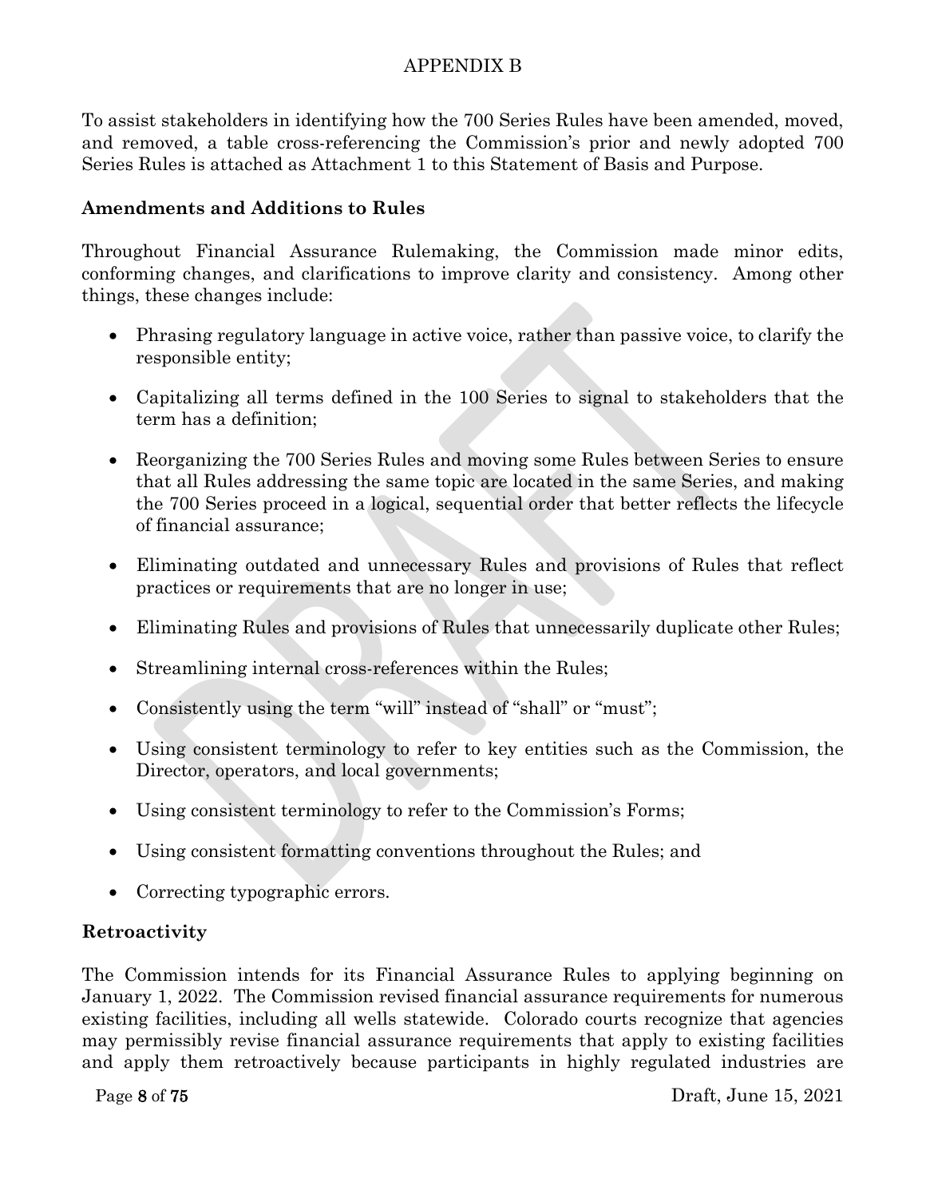APPENDIX B

To assist stakeholders in identifying how the 700 Series Rules have been amended, moved, and removed, a table cross-referencing the Commission's prior and newly adopted 700 Series Rules is attached as Attachment 1 to this Statement of Basis and Purpose.

**Amendments and Additions to Rules**

Throughout Financial Assurance Rulemaking, the Commission made minor edits, conforming changes, and clarifications to improve clarity and consistency. Among other things, these changes include:

- Phrasing regulatory language in active voice, rather than passive voice, to clarify the responsible entity;
- Capitalizing all terms defined in the 100 Series to signal to stakeholders that the term has a definition;
- Reorganizing the 700 Series Rules and moving some Rules between Series to ensure that all Rules addressing the same topic are located in the same Series, and making the 700 Series proceed in a logical, sequential order that better reflects the lifecycle of financial assurance;
- Eliminating outdated and unnecessary Rules and provisions of Rules that reflect practices or requirements that are no longer in use;
- Eliminating Rules and provisions of Rules that unnecessarily duplicate other Rules;
- Streamlining internal cross-references within the Rules;
- Consistently using the term "will" instead of "shall" or "must";
- Using consistent terminology to refer to key entities such as the Commission, the Director, operators, and local governments;
- Using consistent terminology to refer to the Commission's Forms;
- Using consistent formatting conventions throughout the Rules; and
- Correcting typographic errors.

**Retroactivity**

The Commission intends for its Financial Assurance Rules to applying beginning on January 1, 2022. The Commission revised financial assurance requirements for numerous existing facilities, including all wells statewide. Colorado courts recognize that agencies may permissibly revise financial assurance requirements that apply to existing facilities and apply them retroactively because participants in highly regulated industries are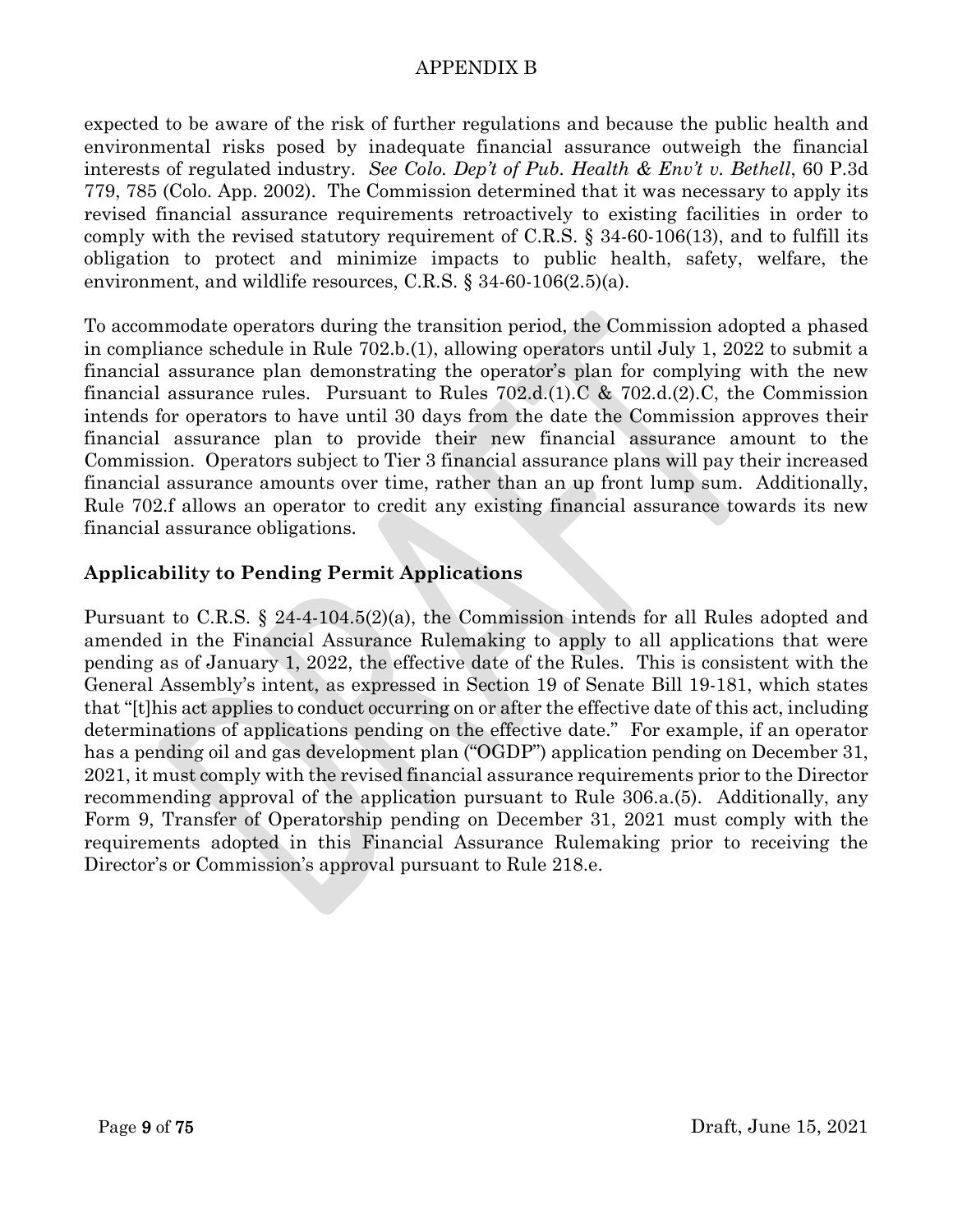expected to be aware of the risk of further regulations and because the public health and environmental risks posed by inadequate financial assurance outweigh the financial interests of regulated industry. *See Colo. Dep't of Pub. Health & Env't v. Bethell*, 60 P.3d 779, 785 (Colo. App. 2002). The Commission determined that it was necessary to apply its revised financial assurance requirements retroactively to existing facilities in order to comply with the revised statutory requirement of C.R.S. § 34-60-106(13), and to fulfill its obligation to protect and minimize impacts to public health, safety, welfare, the environment, and wildlife resources, C.R.S. § 34-60-106(2.5)(a).

To accommodate operators during the transition period, the Commission adopted a phased in compliance schedule in Rule 702.b.(1), allowing operators until July 1, 2022 to submit a financial assurance plan demonstrating the operator's plan for complying with the new financial assurance rules. Pursuant to Rules 702.d.(1).C & 702.d.(2).C, the Commission intends for operators to have until 30 days from the date the Commission approves their financial assurance plan to provide their new financial assurance amount to the Commission. Operators subject to Tier 3 financial assurance plans will pay their increased financial assurance amounts over time, rather than an up front lump sum. Additionally, Rule 702.f allows an operator to credit any existing financial assurance towards its new financial assurance obligations.

## Applicability to Pending Permit Applications

Pursuant to C.R.S. § 24-4-104.5(2)(a), the Commission intends for all Rules adopted and amended in the Financial Assurance Rulemaking to apply to all applications that were pending as of January 1, 2022, the effective date of the Rules. This is consistent with the General Assembly's intent, as expressed in Section 19 of Senate Bill 19-181, which states that "[t]his act applies to conduct occurring on or after the effective date of this act, including determinations of applications pending on the effective date." For example, if an operator has a pending oil and gas development plan ("OGDP") application pending on December 31, 2021, it must comply with the revised financial assurance requirements prior to the Director recommending approval of the application pursuant to Rule 306.a.(5). Additionally, any Form 9, Transfer of Operatorship pending on December 31, 2021 must comply with the requirements adopted in this Financial Assurance Rulemaking prior to receiving the Director's or Commission's approval pursuant to Rule 218.e.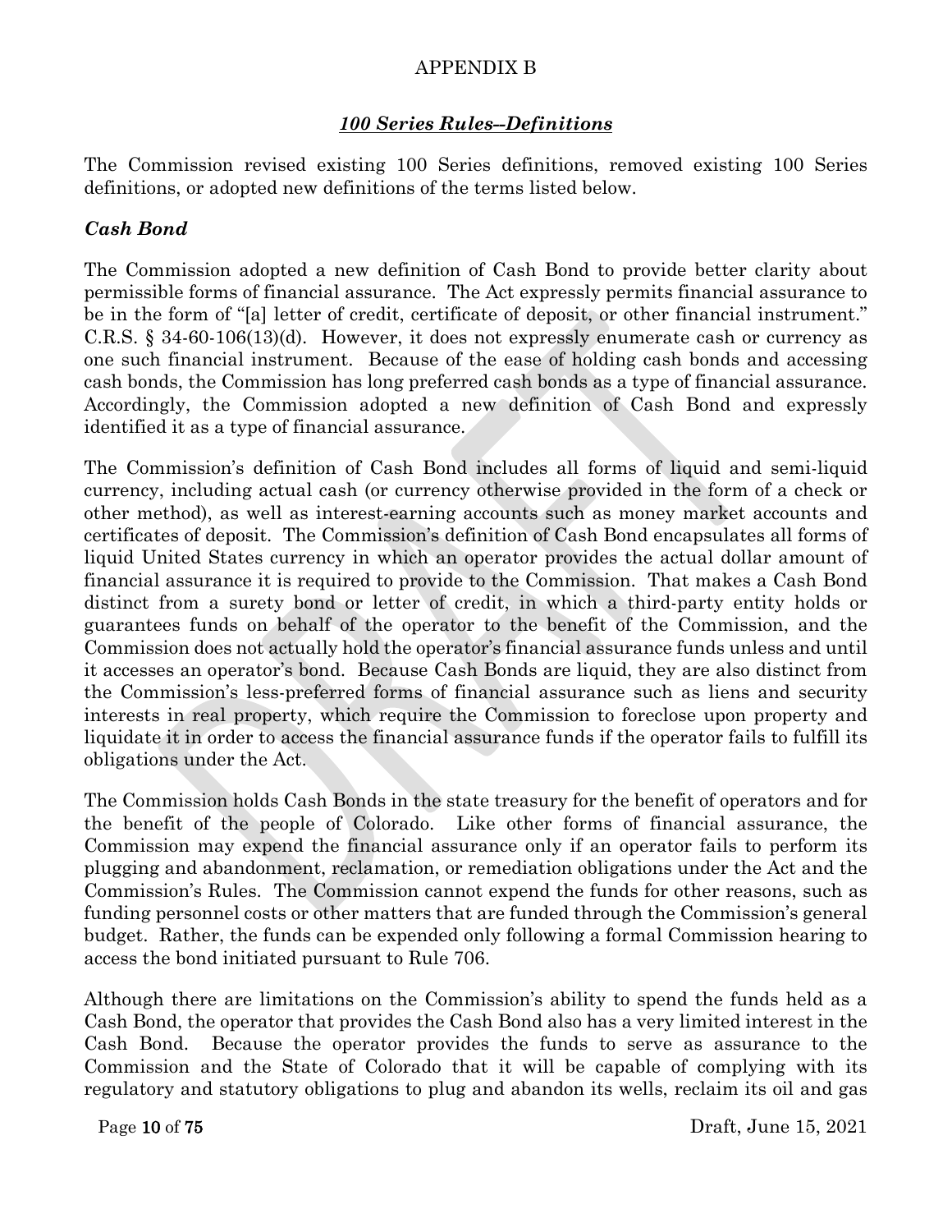APPENDIX B

## *100 Series Rules--Definitions*

The Commission revised existing 100 Series definitions, removed existing 100 Series definitions, or adopted new definitions of the terms listed below.

### *Cash Bond*

The Commission adopted a new definition of Cash Bond to provide better clarity about permissible forms of financial assurance. The Act expressly permits financial assurance to be in the form of "[a] letter of credit, certificate of deposit, or other financial instrument." C.R.S. § 34-60-106(13)(d). However, it does not expressly enumerate cash or currency as one such financial instrument. Because of the ease of holding cash bonds and accessing cash bonds, the Commission has long preferred cash bonds as a type of financial assurance. Accordingly, the Commission adopted a new definition of Cash Bond and expressly identified it as a type of financial assurance.

The Commission's definition of Cash Bond includes all forms of liquid and semi-liquid currency, including actual cash (or currency otherwise provided in the form of a check or other method), as well as interest-earning accounts such as money market accounts and certificates of deposit. The Commission's definition of Cash Bond encapsulates all forms of liquid United States currency in which an operator provides the actual dollar amount of financial assurance it is required to provide to the Commission. That makes a Cash Bond distinct from a surety bond or letter of credit, in which a third-party entity holds or guarantees funds on behalf of the operator to the benefit of the Commission, and the Commission does not actually hold the operator's financial assurance funds unless and until it accesses an operator's bond. Because Cash Bonds are liquid, they are also distinct from the Commission's less-preferred forms of financial assurance such as liens and security interests in real property, which require the Commission to foreclose upon property and liquidate it in order to access the financial assurance funds if the operator fails to fulfill its obligations under the Act.

The Commission holds Cash Bonds in the state treasury for the benefit of operators and for the benefit of the people of Colorado. Like other forms of financial assurance, the Commission may expend the financial assurance only if an operator fails to perform its plugging and abandonment, reclamation, or remediation obligations under the Act and the Commission's Rules. The Commission cannot expend the funds for other reasons, such as funding personnel costs or other matters that are funded through the Commission's general budget. Rather, the funds can be expended only following a formal Commission hearing to access the bond initiated pursuant to Rule 706.

Although there are limitations on the Commission's ability to spend the funds held as a Cash Bond, the operator that provides the Cash Bond also has a very limited interest in the Cash Bond. Because the operator provides the funds to serve as assurance to the Commission and the State of Colorado that it will be capable of complying with its regulatory and statutory obligations to plug and abandon its wells, reclaim its oil and gas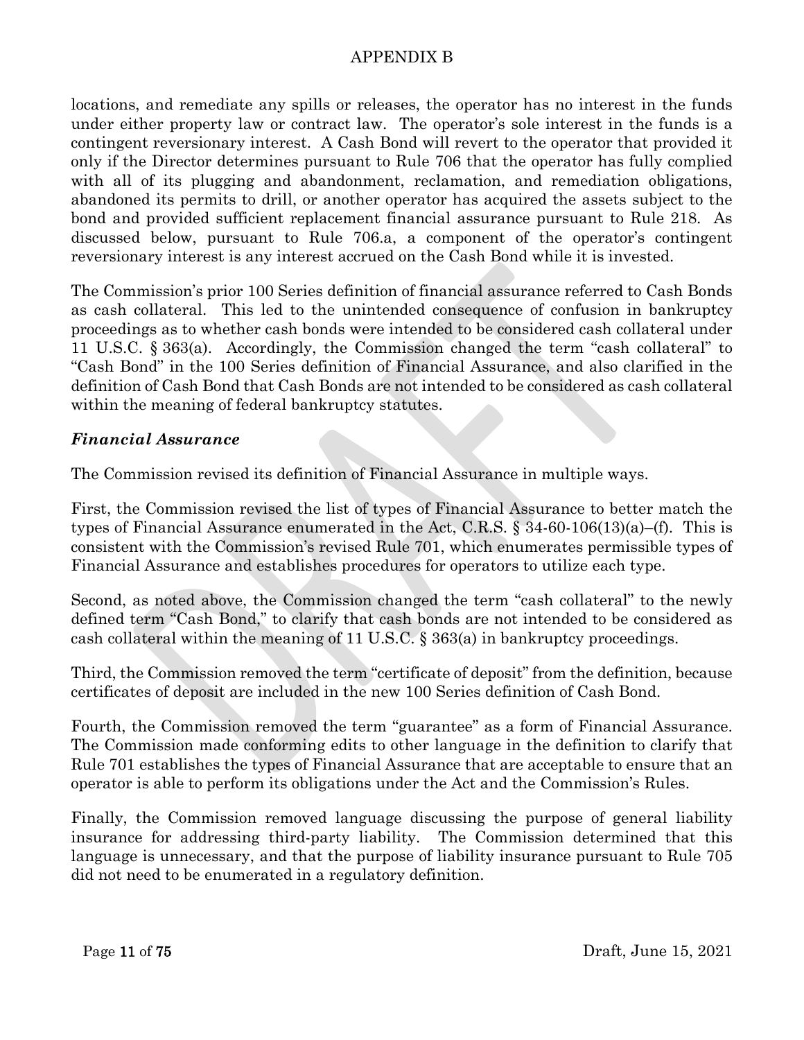locations, and remediate any spills or releases, the operator has no interest in the funds under either property law or contract law. The operator's sole interest in the funds is a contingent reversionary interest. A Cash Bond will revert to the operator that provided it only if the Director determines pursuant to Rule 706 that the operator has fully complied with all of its plugging and abandonment, reclamation, and remediation obligations, abandoned its permits to drill, or another operator has acquired the assets subject to the bond and provided sufficient replacement financial assurance pursuant to Rule 218. As discussed below, pursuant to Rule 706.a, a component of the operator's contingent reversionary interest is any interest accrued on the Cash Bond while it is invested.

The Commission's prior 100 Series definition of financial assurance referred to Cash Bonds as cash collateral. This led to the unintended consequence of confusion in bankruptcy proceedings as to whether cash bonds were intended to be considered cash collateral under 11 U.S.C. § 363(a). Accordingly, the Commission changed the term "cash collateral" to "Cash Bond" in the 100 Series definition of Financial Assurance, and also clarified in the definition of Cash Bond that Cash Bonds are not intended to be considered as cash collateral within the meaning of federal bankruptcy statutes.

### *Financial Assurance*

The Commission revised its definition of Financial Assurance in multiple ways.

First, the Commission revised the list of types of Financial Assurance to better match the types of Financial Assurance enumerated in the Act, C.R.S. § 34-60-106(13)(a)–(f). This is consistent with the Commission's revised Rule 701, which enumerates permissible types of Financial Assurance and establishes procedures for operators to utilize each type.

Second, as noted above, the Commission changed the term "cash collateral" to the newly defined term "Cash Bond," to clarify that cash bonds are not intended to be considered as cash collateral within the meaning of 11 U.S.C. § 363(a) in bankruptcy proceedings.

Third, the Commission removed the term "certificate of deposit" from the definition, because certificates of deposit are included in the new 100 Series definition of Cash Bond.

Fourth, the Commission removed the term "guarantee" as a form of Financial Assurance. The Commission made conforming edits to other language in the definition to clarify that Rule 701 establishes the types of Financial Assurance that are acceptable to ensure that an operator is able to perform its obligations under the Act and the Commission's Rules.

Finally, the Commission removed language discussing the purpose of general liability insurance for addressing third-party liability. The Commission determined that this language is unnecessary, and that the purpose of liability insurance pursuant to Rule 705 did not need to be enumerated in a regulatory definition.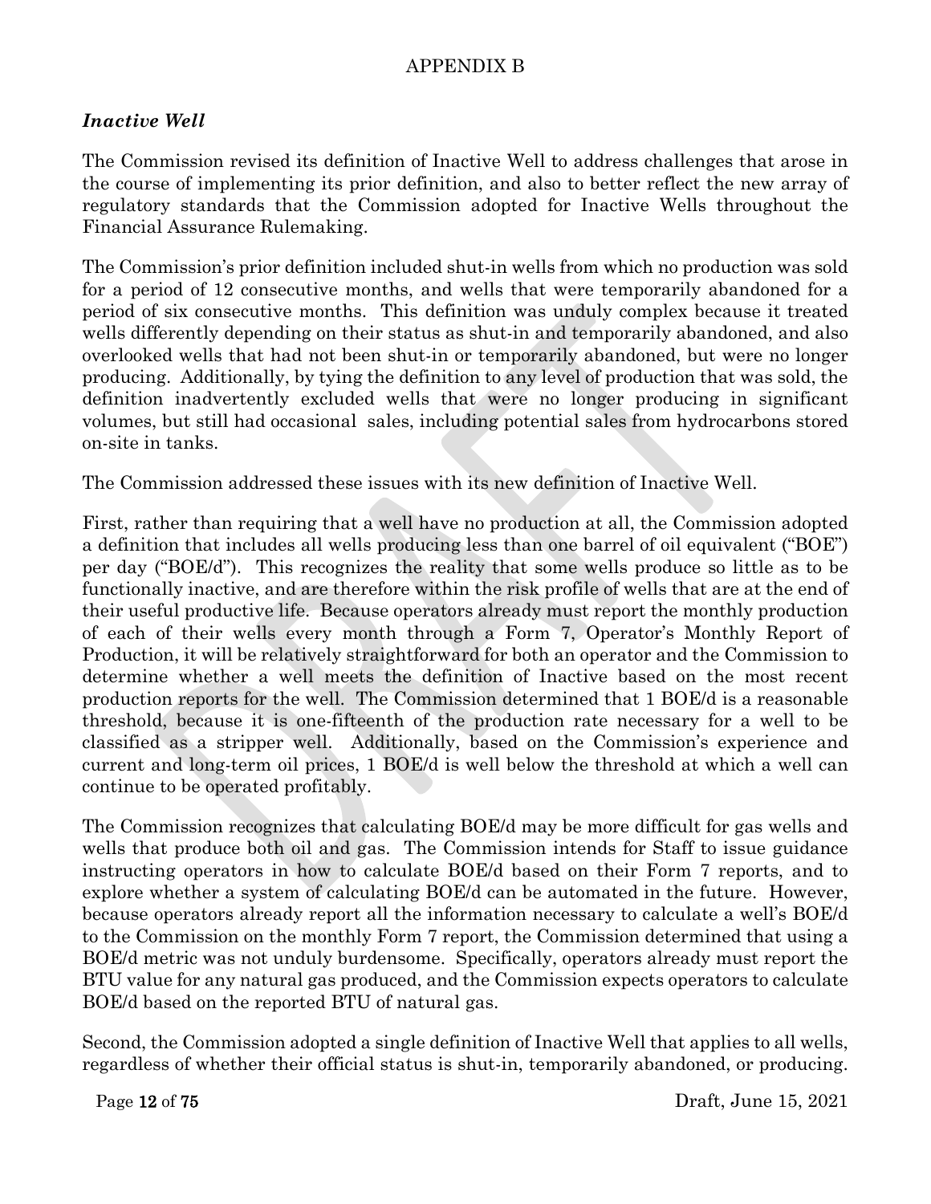APPENDIX B

## *Inactive Well*

The Commission revised its definition of Inactive Well to address challenges that arose in the course of implementing its prior definition, and also to better reflect the new array of regulatory standards that the Commission adopted for Inactive Wells throughout the Financial Assurance Rulemaking.

The Commission's prior definition included shut-in wells from which no production was sold for a period of 12 consecutive months, and wells that were temporarily abandoned for a period of six consecutive months. This definition was unduly complex because it treated wells differently depending on their status as shut-in and temporarily abandoned, and also overlooked wells that had not been shut-in or temporarily abandoned, but were no longer producing. Additionally, by tying the definition to any level of production that was sold, the definition inadvertently excluded wells that were no longer producing in significant volumes, but still had occasional sales, including potential sales from hydrocarbons stored on-site in tanks.

The Commission addressed these issues with its new definition of Inactive Well.

First, rather than requiring that a well have no production at all, the Commission adopted a definition that includes all wells producing less than one barrel of oil equivalent ("BOE") per day ("BOE/d"). This recognizes the reality that some wells produce so little as to be functionally inactive, and are therefore within the risk profile of wells that are at the end of their useful productive life. Because operators already must report the monthly production of each of their wells every month through a Form 7, Operator's Monthly Report of Production, it will be relatively straightforward for both an operator and the Commission to determine whether a well meets the definition of Inactive based on the most recent production reports for the well. The Commission determined that 1 BOE/d is a reasonable threshold, because it is one-fifteenth of the production rate necessary for a well to be classified as a stripper well. Additionally, based on the Commission's experience and current and long-term oil prices, 1 BOE/d is well below the threshold at which a well can continue to be operated profitably.

The Commission recognizes that calculating BOE/d may be more difficult for gas wells and wells that produce both oil and gas. The Commission intends for Staff to issue guidance instructing operators in how to calculate BOE/d based on their Form 7 reports, and to explore whether a system of calculating BOE/d can be automated in the future. However, because operators already report all the information necessary to calculate a well's BOE/d to the Commission on the monthly Form 7 report, the Commission determined that using a BOE/d metric was not unduly burdensome. Specifically, operators already must report the BTU value for any natural gas produced, and the Commission expects operators to calculate BOE/d based on the reported BTU of natural gas.

Second, the Commission adopted a single definition of Inactive Well that applies to all wells, regardless of whether their official status is shut-in, temporarily abandoned, or producing.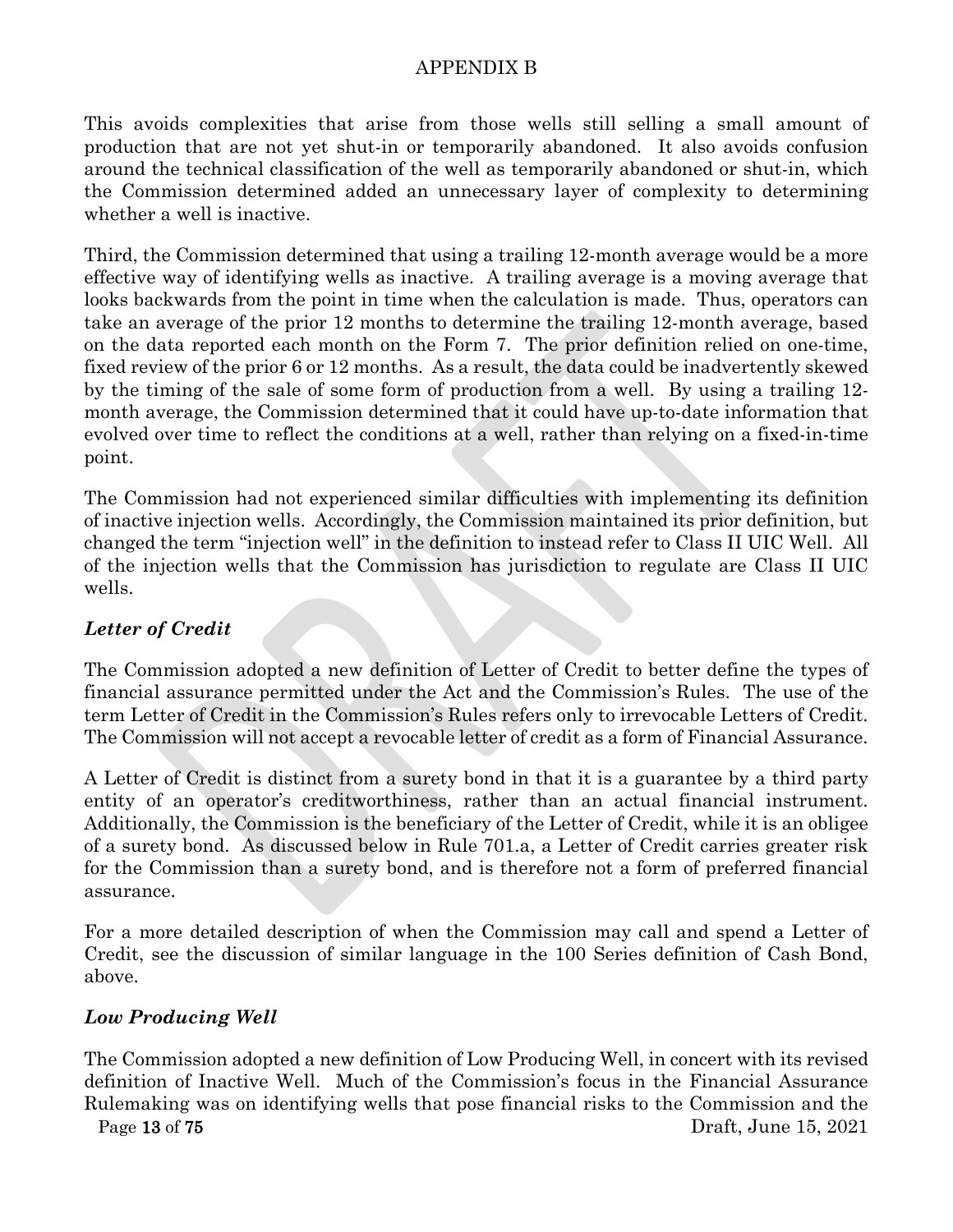This avoids complexities that arise from those wells still selling a small amount of production that are not yet shut-in or temporarily abandoned. It also avoids confusion around the technical classification of the well as temporarily abandoned or shut-in, which the Commission determined added an unnecessary layer of complexity to determining whether a well is inactive.

Third, the Commission determined that using a trailing 12-month average would be a more effective way of identifying wells as inactive. A trailing average is a moving average that looks backwards from the point in time when the calculation is made. Thus, operators can take an average of the prior 12 months to determine the trailing 12-month average, based on the data reported each month on the Form 7. The prior definition relied on one-time, fixed review of the prior 6 or 12 months. As a result, the data could be inadvertently skewed by the timing of the sale of some form of production from a well. By using a trailing 12-month average, the Commission determined that it could have up-to-date information that evolved over time to reflect the conditions at a well, rather than relying on a fixed-in-time point.

The Commission had not experienced similar difficulties with implementing its definition of inactive injection wells. Accordingly, the Commission maintained its prior definition, but changed the term "injection well" in the definition to instead refer to Class II UIC Well. All of the injection wells that the Commission has jurisdiction to regulate are Class II UIC wells.

### *Letter of Credit*

The Commission adopted a new definition of Letter of Credit to better define the types of financial assurance permitted under the Act and the Commission's Rules. The use of the term Letter of Credit in the Commission's Rules refers only to irrevocable Letters of Credit. The Commission will not accept a revocable letter of credit as a form of Financial Assurance.

A Letter of Credit is distinct from a surety bond in that it is a guarantee by a third party entity of an operator's creditworthiness, rather than an actual financial instrument. Additionally, the Commission is the beneficiary of the Letter of Credit, while it is an obligee of a surety bond. As discussed below in Rule 701.a, a Letter of Credit carries greater risk for the Commission than a surety bond, and is therefore not a form of preferred financial assurance.

For a more detailed description of when the Commission may call and spend a Letter of Credit, see the discussion of similar language in the 100 Series definition of Cash Bond, above.

### *Low Producing Well*

The Commission adopted a new definition of Low Producing Well, in concert with its revised definition of Inactive Well. Much of the Commission's focus in the Financial Assurance Rulemaking was on identifying wells that pose financial risks to the Commission and the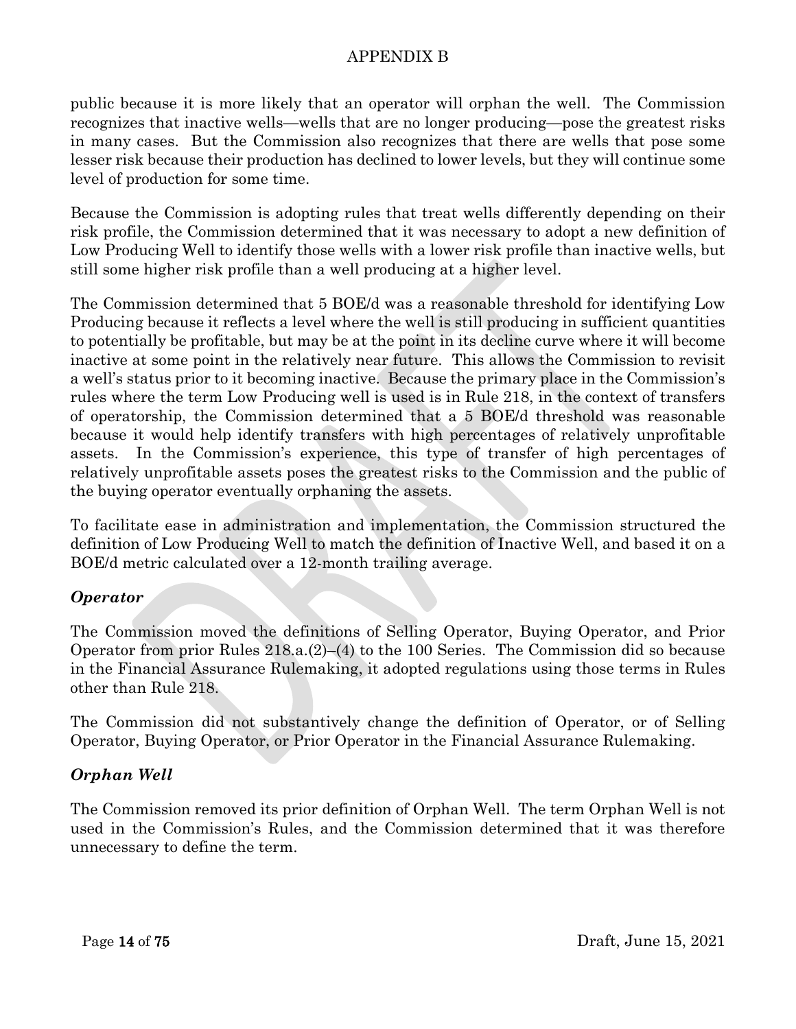public because it is more likely that an operator will orphan the well. The Commission recognizes that inactive wells—wells that are no longer producing—pose the greatest risks in many cases. But the Commission also recognizes that there are wells that pose some lesser risk because their production has declined to lower levels, but they will continue some level of production for some time.

Because the Commission is adopting rules that treat wells differently depending on their risk profile, the Commission determined that it was necessary to adopt a new definition of Low Producing Well to identify those wells with a lower risk profile than inactive wells, but still some higher risk profile than a well producing at a higher level.

The Commission determined that 5 BOE/d was a reasonable threshold for identifying Low Producing because it reflects a level where the well is still producing in sufficient quantities to potentially be profitable, but may be at the point in its decline curve where it will become inactive at some point in the relatively near future. This allows the Commission to revisit a well's status prior to it becoming inactive. Because the primary place in the Commission's rules where the term Low Producing well is used is in Rule 218, in the context of transfers of operatorship, the Commission determined that a 5 BOE/d threshold was reasonable because it would help identify transfers with high percentages of relatively unprofitable assets. In the Commission's experience, this type of transfer of high percentages of relatively unprofitable assets poses the greatest risks to the Commission and the public of the buying operator eventually orphaning the assets.

To facilitate ease in administration and implementation, the Commission structured the definition of Low Producing Well to match the definition of Inactive Well, and based it on a BOE/d metric calculated over a 12-month trailing average.

### *Operator*

The Commission moved the definitions of Selling Operator, Buying Operator, and Prior Operator from prior Rules 218.a.(2)–(4) to the 100 Series. The Commission did so because in the Financial Assurance Rulemaking, it adopted regulations using those terms in Rules other than Rule 218.

The Commission did not substantively change the definition of Operator, or of Selling Operator, Buying Operator, or Prior Operator in the Financial Assurance Rulemaking.

### *Orphan Well*

The Commission removed its prior definition of Orphan Well. The term Orphan Well is not used in the Commission's Rules, and the Commission determined that it was therefore unnecessary to define the term.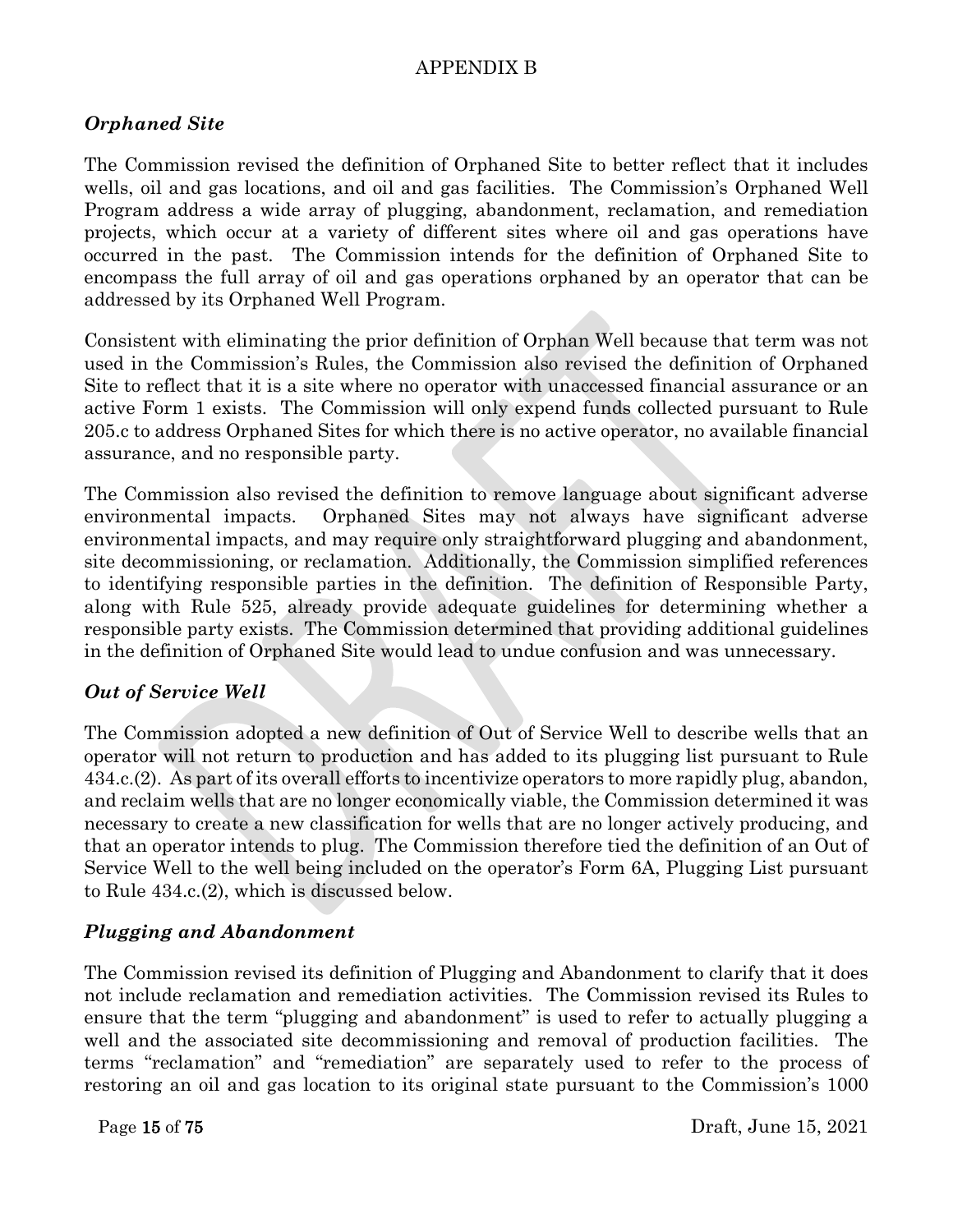APPENDIX B

### *Orphaned Site*

The Commission revised the definition of Orphaned Site to better reflect that it includes wells, oil and gas locations, and oil and gas facilities. The Commission's Orphaned Well Program address a wide array of plugging, abandonment, reclamation, and remediation projects, which occur at a variety of different sites where oil and gas operations have occurred in the past. The Commission intends for the definition of Orphaned Site to encompass the full array of oil and gas operations orphaned by an operator that can be addressed by its Orphaned Well Program.

Consistent with eliminating the prior definition of Orphan Well because that term was not used in the Commission's Rules, the Commission also revised the definition of Orphaned Site to reflect that it is a site where no operator with unaccessed financial assurance or an active Form 1 exists. The Commission will only expend funds collected pursuant to Rule 205.c to address Orphaned Sites for which there is no active operator, no available financial assurance, and no responsible party.

The Commission also revised the definition to remove language about significant adverse environmental impacts. Orphaned Sites may not always have significant adverse environmental impacts, and may require only straightforward plugging and abandonment, site decommissioning, or reclamation. Additionally, the Commission simplified references to identifying responsible parties in the definition. The definition of Responsible Party, along with Rule 525, already provide adequate guidelines for determining whether a responsible party exists. The Commission determined that providing additional guidelines in the definition of Orphaned Site would lead to undue confusion and was unnecessary.

### *Out of Service Well*

The Commission adopted a new definition of Out of Service Well to describe wells that an operator will not return to production and has added to its plugging list pursuant to Rule 434.c.(2). As part of its overall efforts to incentivize operators to more rapidly plug, abandon, and reclaim wells that are no longer economically viable, the Commission determined it was necessary to create a new classification for wells that are no longer actively producing, and that an operator intends to plug. The Commission therefore tied the definition of an Out of Service Well to the well being included on the operator's Form 6A, Plugging List pursuant to Rule 434.c.(2), which is discussed below.

### *Plugging and Abandonment*

The Commission revised its definition of Plugging and Abandonment to clarify that it does not include reclamation and remediation activities. The Commission revised its Rules to ensure that the term "plugging and abandonment" is used to refer to actually plugging a well and the associated site decommissioning and removal of production facilities. The terms "reclamation" and "remediation" are separately used to refer to the process of restoring an oil and gas location to its original state pursuant to the Commission's 1000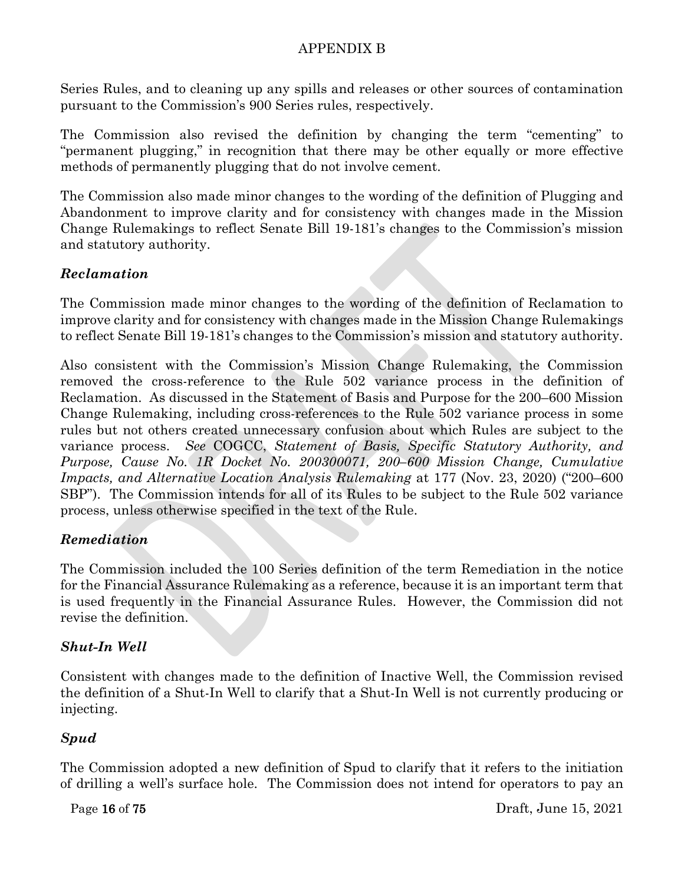Series Rules, and to cleaning up any spills and releases or other sources of contamination pursuant to the Commission's 900 Series rules, respectively.

The Commission also revised the definition by changing the term "cementing" to "permanent plugging," in recognition that there may be other equally or more effective methods of permanently plugging that do not involve cement.

The Commission also made minor changes to the wording of the definition of Plugging and Abandonment to improve clarity and for consistency with changes made in the Mission Change Rulemakings to reflect Senate Bill 19-181's changes to the Commission's mission and statutory authority.

### *Reclamation*

The Commission made minor changes to the wording of the definition of Reclamation to improve clarity and for consistency with changes made in the Mission Change Rulemakings to reflect Senate Bill 19-181's changes to the Commission's mission and statutory authority.

Also consistent with the Commission's Mission Change Rulemaking, the Commission removed the cross-reference to the Rule 502 variance process in the definition of Reclamation. As discussed in the Statement of Basis and Purpose for the 200–600 Mission Change Rulemaking, including cross-references to the Rule 502 variance process in some rules but not others created unnecessary confusion about which Rules are subject to the variance process. *See* COGCC, *Statement of Basis, Specific Statutory Authority, and Purpose, Cause No. 1R Docket No. 200300071, 200–600 Mission Change, Cumulative Impacts, and Alternative Location Analysis Rulemaking* at 177 (Nov. 23, 2020) ("200–600 SBP"). The Commission intends for all of its Rules to be subject to the Rule 502 variance process, unless otherwise specified in the text of the Rule.

### *Remediation*

The Commission included the 100 Series definition of the term Remediation in the notice for the Financial Assurance Rulemaking as a reference, because it is an important term that is used frequently in the Financial Assurance Rules. However, the Commission did not revise the definition.

### *Shut-In Well*

Consistent with changes made to the definition of Inactive Well, the Commission revised the definition of a Shut-In Well to clarify that a Shut-In Well is not currently producing or injecting.

### *Spud*

The Commission adopted a new definition of Spud to clarify that it refers to the initiation of drilling a well's surface hole. The Commission does not intend for operators to pay an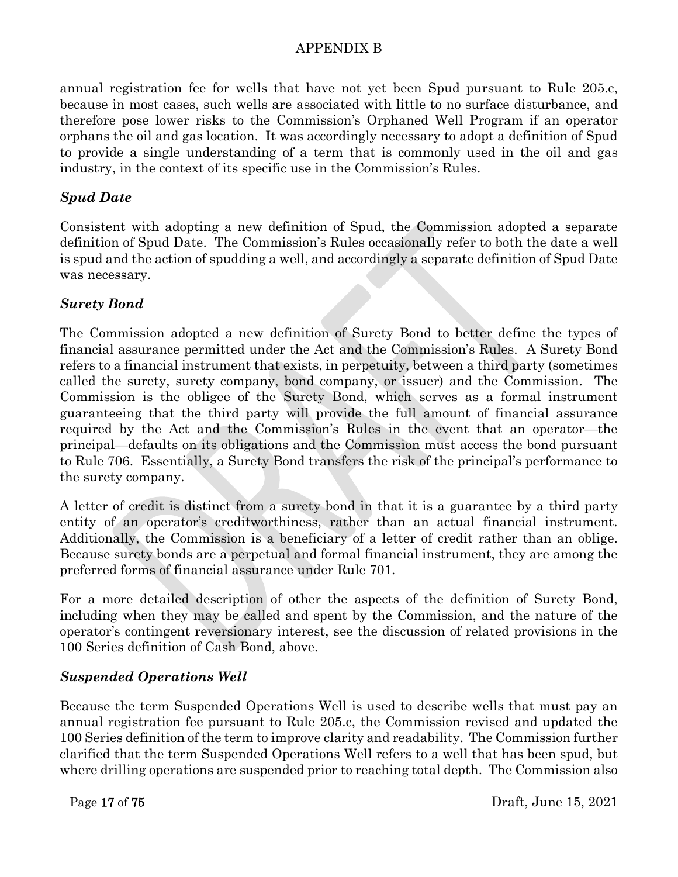annual registration fee for wells that have not yet been Spud pursuant to Rule 205.c, because in most cases, such wells are associated with little to no surface disturbance, and therefore pose lower risks to the Commission's Orphaned Well Program if an operator orphans the oil and gas location. It was accordingly necessary to adopt a definition of Spud to provide a single understanding of a term that is commonly used in the oil and gas industry, in the context of its specific use in the Commission's Rules.

### *Spud Date*

Consistent with adopting a new definition of Spud, the Commission adopted a separate definition of Spud Date. The Commission's Rules occasionally refer to both the date a well is spud and the action of spudding a well, and accordingly a separate definition of Spud Date was necessary.

### *Surety Bond*

The Commission adopted a new definition of Surety Bond to better define the types of financial assurance permitted under the Act and the Commission's Rules. A Surety Bond refers to a financial instrument that exists, in perpetuity, between a third party (sometimes called the surety, surety company, bond company, or issuer) and the Commission. The Commission is the obligee of the Surety Bond, which serves as a formal instrument guaranteeing that the third party will provide the full amount of financial assurance required by the Act and the Commission's Rules in the event that an operator—the principal—defaults on its obligations and the Commission must access the bond pursuant to Rule 706. Essentially, a Surety Bond transfers the risk of the principal's performance to the surety company.

A letter of credit is distinct from a surety bond in that it is a guarantee by a third party entity of an operator's creditworthiness, rather than an actual financial instrument. Additionally, the Commission is a beneficiary of a letter of credit rather than an oblige. Because surety bonds are a perpetual and formal financial instrument, they are among the preferred forms of financial assurance under Rule 701.

For a more detailed description of other the aspects of the definition of Surety Bond, including when they may be called and spent by the Commission, and the nature of the operator's contingent reversionary interest, see the discussion of related provisions in the 100 Series definition of Cash Bond, above.

### *Suspended Operations Well*

Because the term Suspended Operations Well is used to describe wells that must pay an annual registration fee pursuant to Rule 205.c, the Commission revised and updated the 100 Series definition of the term to improve clarity and readability. The Commission further clarified that the term Suspended Operations Well refers to a well that has been spud, but where drilling operations are suspended prior to reaching total depth. The Commission also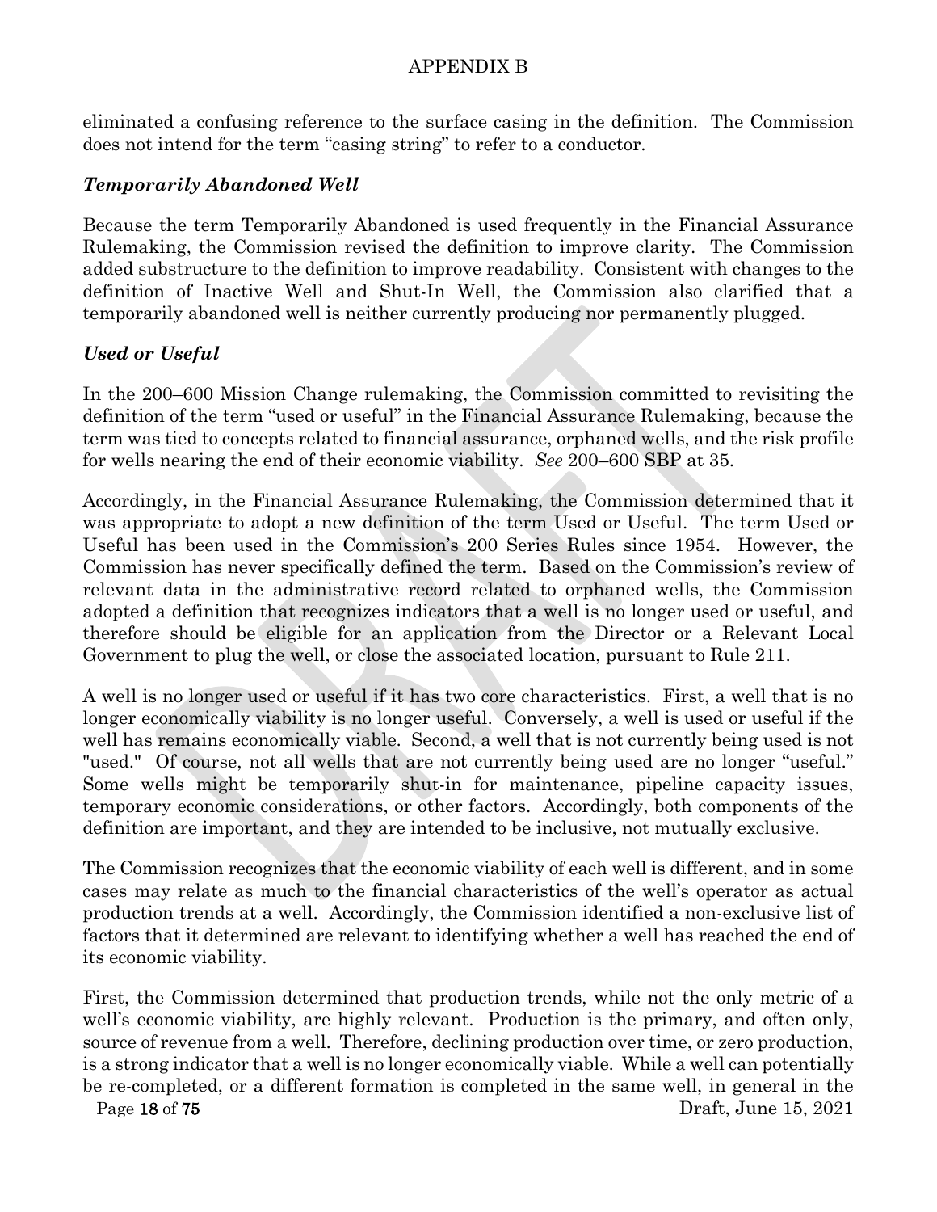eliminated a confusing reference to the surface casing in the definition. The Commission does not intend for the term "casing string" to refer to a conductor.

### *Temporarily Abandoned Well*

Because the term Temporarily Abandoned is used frequently in the Financial Assurance Rulemaking, the Commission revised the definition to improve clarity. The Commission added substructure to the definition to improve readability. Consistent with changes to the definition of Inactive Well and Shut-In Well, the Commission also clarified that a temporarily abandoned well is neither currently producing nor permanently plugged.

### *Used or Useful*

In the 200–600 Mission Change rulemaking, the Commission committed to revisiting the definition of the term "used or useful" in the Financial Assurance Rulemaking, because the term was tied to concepts related to financial assurance, orphaned wells, and the risk profile for wells nearing the end of their economic viability. *See* 200–600 SBP at 35.

Accordingly, in the Financial Assurance Rulemaking, the Commission determined that it was appropriate to adopt a new definition of the term Used or Useful. The term Used or Useful has been used in the Commission's 200 Series Rules since 1954. However, the Commission has never specifically defined the term. Based on the Commission's review of relevant data in the administrative record related to orphaned wells, the Commission adopted a definition that recognizes indicators that a well is no longer used or useful, and therefore should be eligible for an application from the Director or a Relevant Local Government to plug the well, or close the associated location, pursuant to Rule 211.

A well is no longer used or useful if it has two core characteristics. First, a well that is no longer economically viability is no longer useful. Conversely, a well is used or useful if the well has remains economically viable. Second, a well that is not currently being used is not "used." Of course, not all wells that are not currently being used are no longer "useful." Some wells might be temporarily shut-in for maintenance, pipeline capacity issues, temporary economic considerations, or other factors. Accordingly, both components of the definition are important, and they are intended to be inclusive, not mutually exclusive.

The Commission recognizes that the economic viability of each well is different, and in some cases may relate as much to the financial characteristics of the well's operator as actual production trends at a well. Accordingly, the Commission identified a non-exclusive list of factors that it determined are relevant to identifying whether a well has reached the end of its economic viability.

First, the Commission determined that production trends, while not the only metric of a well's economic viability, are highly relevant. Production is the primary, and often only, source of revenue from a well. Therefore, declining production over time, or zero production, is a strong indicator that a well is no longer economically viable. While a well can potentially be re-completed, or a different formation is completed in the same well, in general in the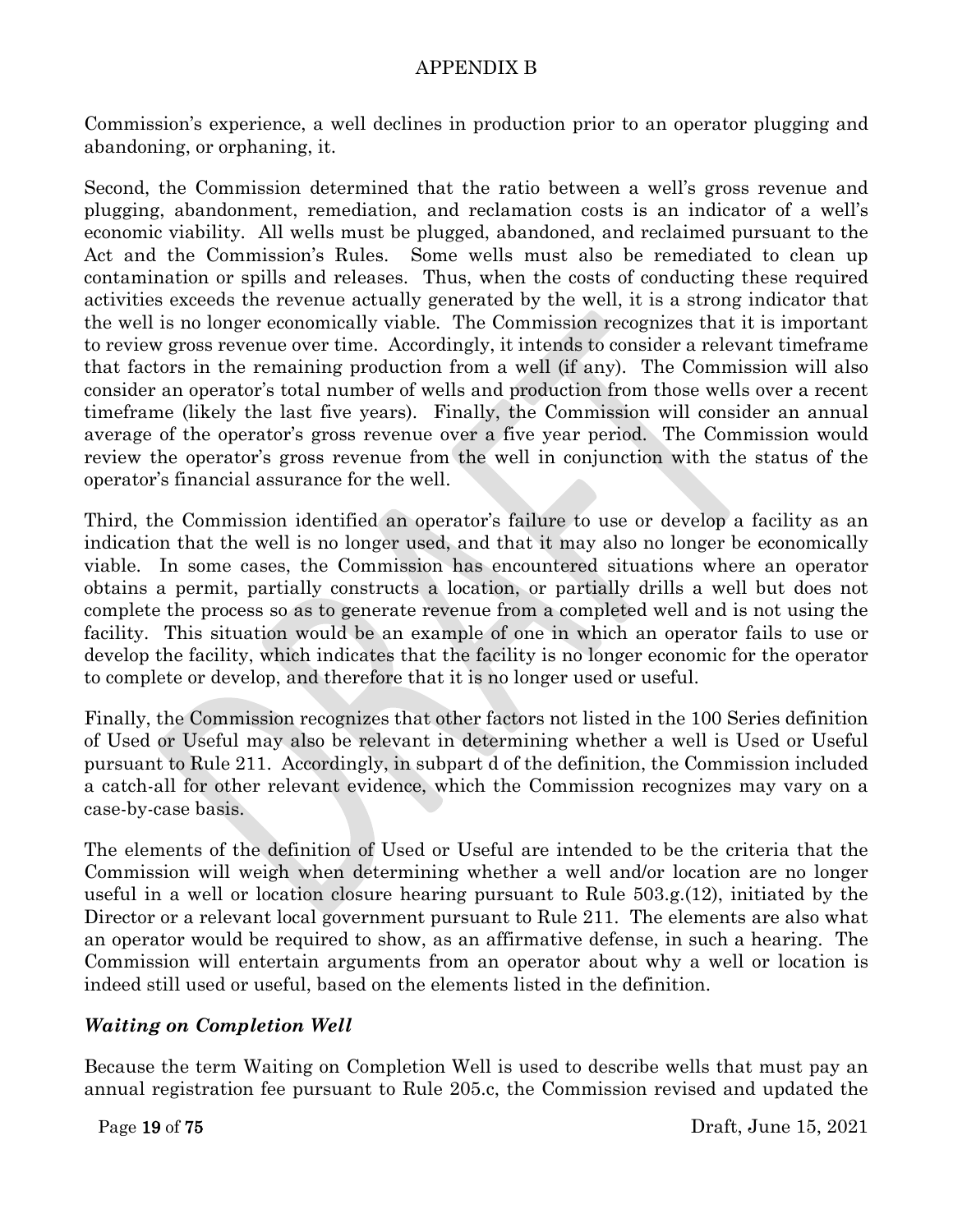Commission's experience, a well declines in production prior to an operator plugging and abandoning, or orphaning, it.

Second, the Commission determined that the ratio between a well's gross revenue and plugging, abandonment, remediation, and reclamation costs is an indicator of a well's economic viability. All wells must be plugged, abandoned, and reclaimed pursuant to the Act and the Commission's Rules. Some wells must also be remediated to clean up contamination or spills and releases. Thus, when the costs of conducting these required activities exceeds the revenue actually generated by the well, it is a strong indicator that the well is no longer economically viable. The Commission recognizes that it is important to review gross revenue over time. Accordingly, it intends to consider a relevant timeframe that factors in the remaining production from a well (if any). The Commission will also consider an operator's total number of wells and production from those wells over a recent timeframe (likely the last five years). Finally, the Commission will consider an annual average of the operator's gross revenue over a five year period. The Commission would review the operator's gross revenue from the well in conjunction with the status of the operator's financial assurance for the well.

Third, the Commission identified an operator's failure to use or develop a facility as an indication that the well is no longer used, and that it may also no longer be economically viable. In some cases, the Commission has encountered situations where an operator obtains a permit, partially constructs a location, or partially drills a well but does not complete the process so as to generate revenue from a completed well and is not using the facility. This situation would be an example of one in which an operator fails to use or develop the facility, which indicates that the facility is no longer economic for the operator to complete or develop, and therefore that it is no longer used or useful.

Finally, the Commission recognizes that other factors not listed in the 100 Series definition of Used or Useful may also be relevant in determining whether a well is Used or Useful pursuant to Rule 211. Accordingly, in subpart d of the definition, the Commission included a catch-all for other relevant evidence, which the Commission recognizes may vary on a case-by-case basis.

The elements of the definition of Used or Useful are intended to be the criteria that the Commission will weigh when determining whether a well and/or location are no longer useful in a well or location closure hearing pursuant to Rule 503.g.(12), initiated by the Director or a relevant local government pursuant to Rule 211. The elements are also what an operator would be required to show, as an affirmative defense, in such a hearing. The Commission will entertain arguments from an operator about why a well or location is indeed still used or useful, based on the elements listed in the definition.

### *Waiting on Completion Well*

Because the term Waiting on Completion Well is used to describe wells that must pay an annual registration fee pursuant to Rule 205.c, the Commission revised and updated the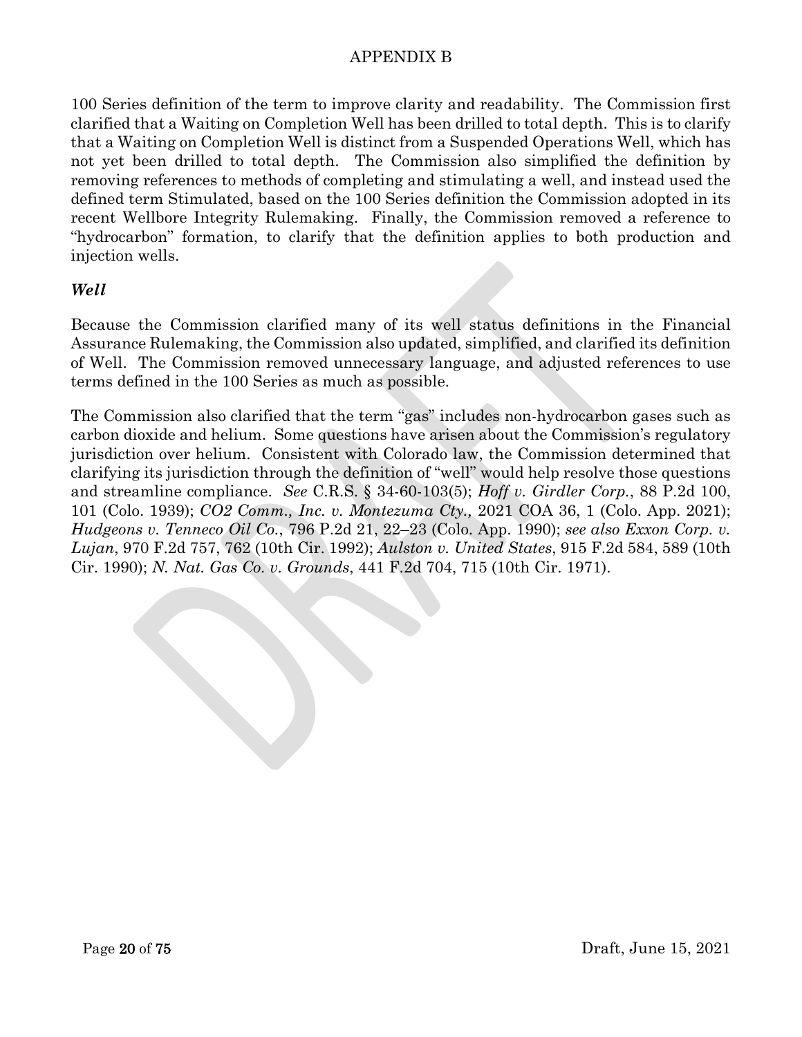100 Series definition of the term to improve clarity and readability. The Commission first clarified that a Waiting on Completion Well has been drilled to total depth. This is to clarify that a Waiting on Completion Well is distinct from a Suspended Operations Well, which has not yet been drilled to total depth. The Commission also simplified the definition by removing references to methods of completing and stimulating a well, and instead used the defined term Stimulated, based on the 100 Series definition the Commission adopted in its recent Wellbore Integrity Rulemaking. Finally, the Commission removed a reference to "hydrocarbon" formation, to clarify that the definition applies to both production and injection wells.

### *Well*

Because the Commission clarified many of its well status definitions in the Financial Assurance Rulemaking, the Commission also updated, simplified, and clarified its definition of Well. The Commission removed unnecessary language, and adjusted references to use terms defined in the 100 Series as much as possible.

The Commission also clarified that the term "gas" includes non-hydrocarbon gases such as carbon dioxide and helium. Some questions have arisen about the Commission's regulatory jurisdiction over helium. Consistent with Colorado law, the Commission determined that clarifying its jurisdiction through the definition of "well" would help resolve those questions and streamline compliance. *See* C.R.S. § 34-60-103(5); *Hoff v. Girdler Corp.*, 88 P.2d 100, 101 (Colo. 1939); *CO2 Comm., Inc. v. Montezuma Cty.,* 2021 COA 36, 1 (Colo. App. 2021); *Hudgeons v. Tenneco Oil Co.*, 796 P.2d 21, 22–23 (Colo. App. 1990); *see also Exxon Corp. v. Lujan*, 970 F.2d 757, 762 (10th Cir. 1992); *Aulston v. United States*, 915 F.2d 584, 589 (10th Cir. 1990); *N. Nat. Gas Co. v. Grounds*, 441 F.2d 704, 715 (10th Cir. 1971).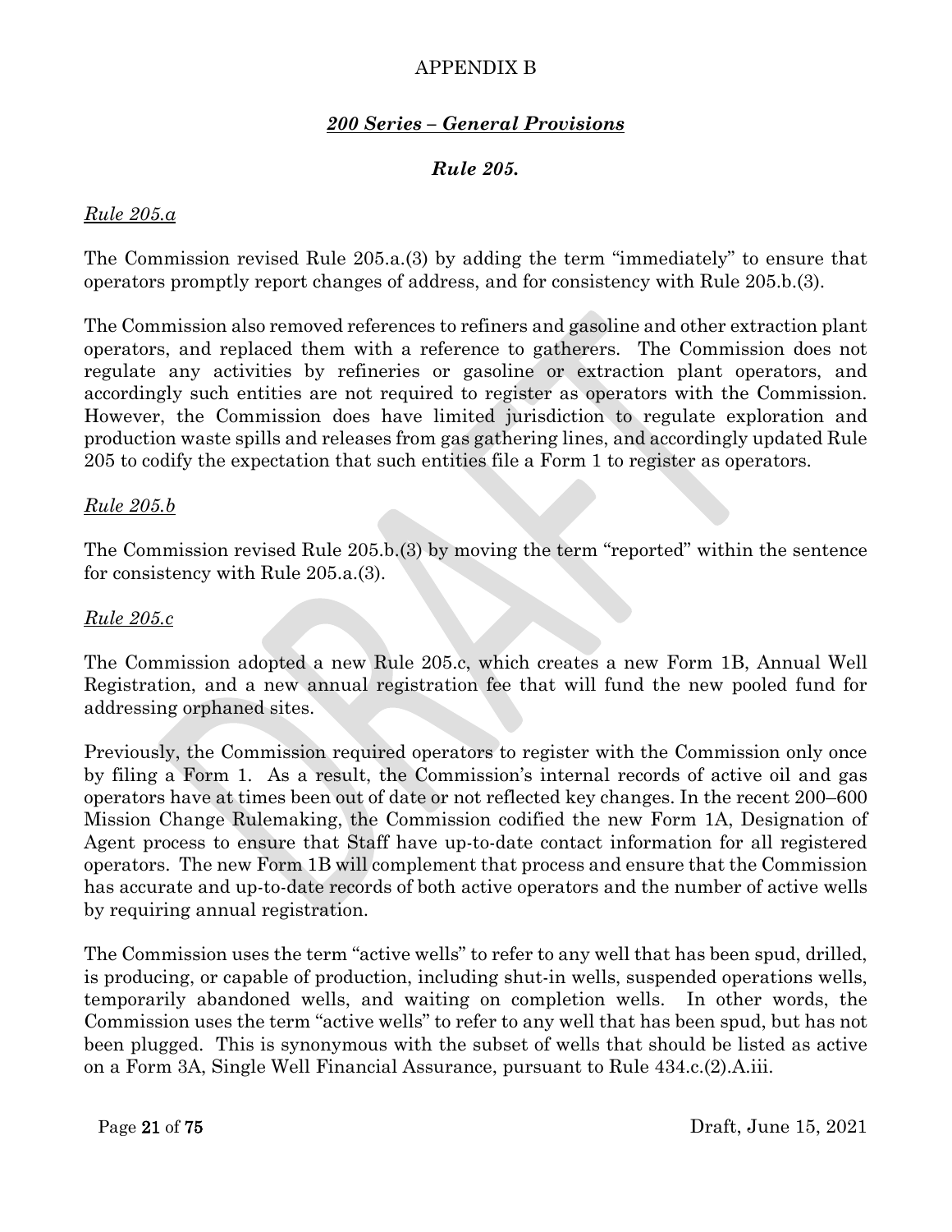APPENDIX B

## *200 Series – General Provisions*

### *Rule 205.*

*Rule 205.a*

The Commission revised Rule 205.a.(3) by adding the term "immediately" to ensure that operators promptly report changes of address, and for consistency with Rule 205.b.(3).

The Commission also removed references to refiners and gasoline and other extraction plant operators, and replaced them with a reference to gatherers. The Commission does not regulate any activities by refineries or gasoline or extraction plant operators, and accordingly such entities are not required to register as operators with the Commission. However, the Commission does have limited jurisdiction to regulate exploration and production waste spills and releases from gas gathering lines, and accordingly updated Rule 205 to codify the expectation that such entities file a Form 1 to register as operators.

*Rule 205.b*

The Commission revised Rule 205.b.(3) by moving the term "reported" within the sentence for consistency with Rule 205.a.(3).

*Rule 205.c*

The Commission adopted a new Rule 205.c, which creates a new Form 1B, Annual Well Registration, and a new annual registration fee that will fund the new pooled fund for addressing orphaned sites.

Previously, the Commission required operators to register with the Commission only once by filing a Form 1. As a result, the Commission's internal records of active oil and gas operators have at times been out of date or not reflected key changes. In the recent 200–600 Mission Change Rulemaking, the Commission codified the new Form 1A, Designation of Agent process to ensure that Staff have up-to-date contact information for all registered operators. The new Form 1B will complement that process and ensure that the Commission has accurate and up-to-date records of both active operators and the number of active wells by requiring annual registration.

The Commission uses the term "active wells" to refer to any well that has been spud, drilled, is producing, or capable of production, including shut-in wells, suspended operations wells, temporarily abandoned wells, and waiting on completion wells. In other words, the Commission uses the term "active wells" to refer to any well that has been spud, but has not been plugged. This is synonymous with the subset of wells that should be listed as active on a Form 3A, Single Well Financial Assurance, pursuant to Rule 434.c.(2).A.iii.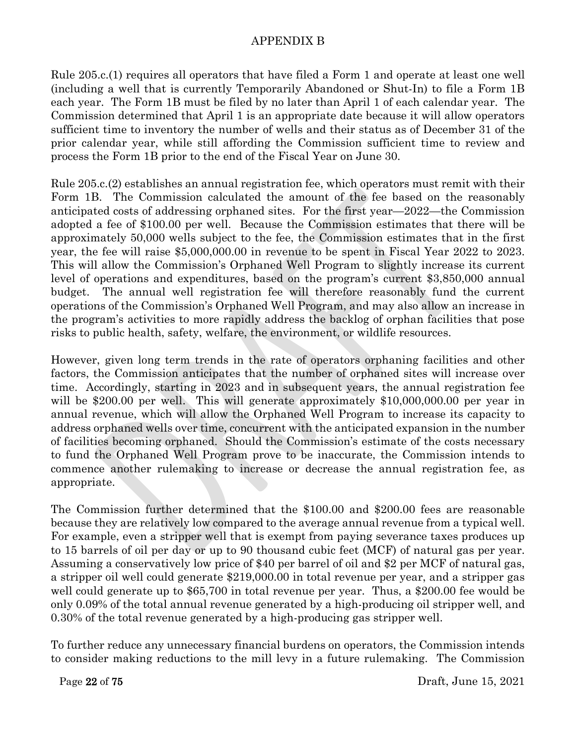# APPENDIX B

Rule 205.c.(1) requires all operators that have filed a Form 1 and operate at least one well (including a well that is currently Temporarily Abandoned or Shut-In) to file a Form 1B each year. The Form 1B must be filed by no later than April 1 of each calendar year. The Commission determined that April 1 is an appropriate date because it will allow operators sufficient time to inventory the number of wells and their status as of December 31 of the prior calendar year, while still affording the Commission sufficient time to review and process the Form 1B prior to the end of the Fiscal Year on June 30.

Rule 205.c.(2) establishes an annual registration fee, which operators must remit with their Form 1B. The Commission calculated the amount of the fee based on the reasonably anticipated costs of addressing orphaned sites. For the first year—2022—the Commission adopted a fee of $100.00 per well. Because the Commission estimates that there will be approximately 50,000 wells subject to the fee, the Commission estimates that in the first year, the fee will raise $5,000,000.00 in revenue to be spent in Fiscal Year 2022 to 2023. This will allow the Commission's Orphaned Well Program to slightly increase its current level of operations and expenditures, based on the program's current $3,850,000 annual budget. The annual well registration fee will therefore reasonably fund the current operations of the Commission's Orphaned Well Program, and may also allow an increase in the program's activities to more rapidly address the backlog of orphan facilities that pose risks to public health, safety, welfare, the environment, or wildlife resources.

However, given long term trends in the rate of operators orphaning facilities and other factors, the Commission anticipates that the number of orphaned sites will increase over time. Accordingly, starting in 2023 and in subsequent years, the annual registration fee will be $200.00 per well. This will generate approximately $10,000,000.00 per year in annual revenue, which will allow the Orphaned Well Program to increase its capacity to address orphaned wells over time, concurrent with the anticipated expansion in the number of facilities becoming orphaned. Should the Commission's estimate of the costs necessary to fund the Orphaned Well Program prove to be inaccurate, the Commission intends to commence another rulemaking to increase or decrease the annual registration fee, as appropriate.

The Commission further determined that the $100.00 and $200.00 fees are reasonable because they are relatively low compared to the average annual revenue from a typical well. For example, even a stripper well that is exempt from paying severance taxes produces up to 15 barrels of oil per day or up to 90 thousand cubic feet (MCF) of natural gas per year. Assuming a conservatively low price of $40 per barrel of oil and $2 per MCF of natural gas, a stripper oil well could generate $219,000.00 in total revenue per year, and a stripper gas well could generate up to $65,700 in total revenue per year. Thus, a $200.00 fee would be only 0.09% of the total annual revenue generated by a high-producing oil stripper well, and 0.30% of the total revenue generated by a high-producing gas stripper well.

To further reduce any unnecessary financial burdens on operators, the Commission intends to consider making reductions to the mill levy in a future rulemaking. The Commission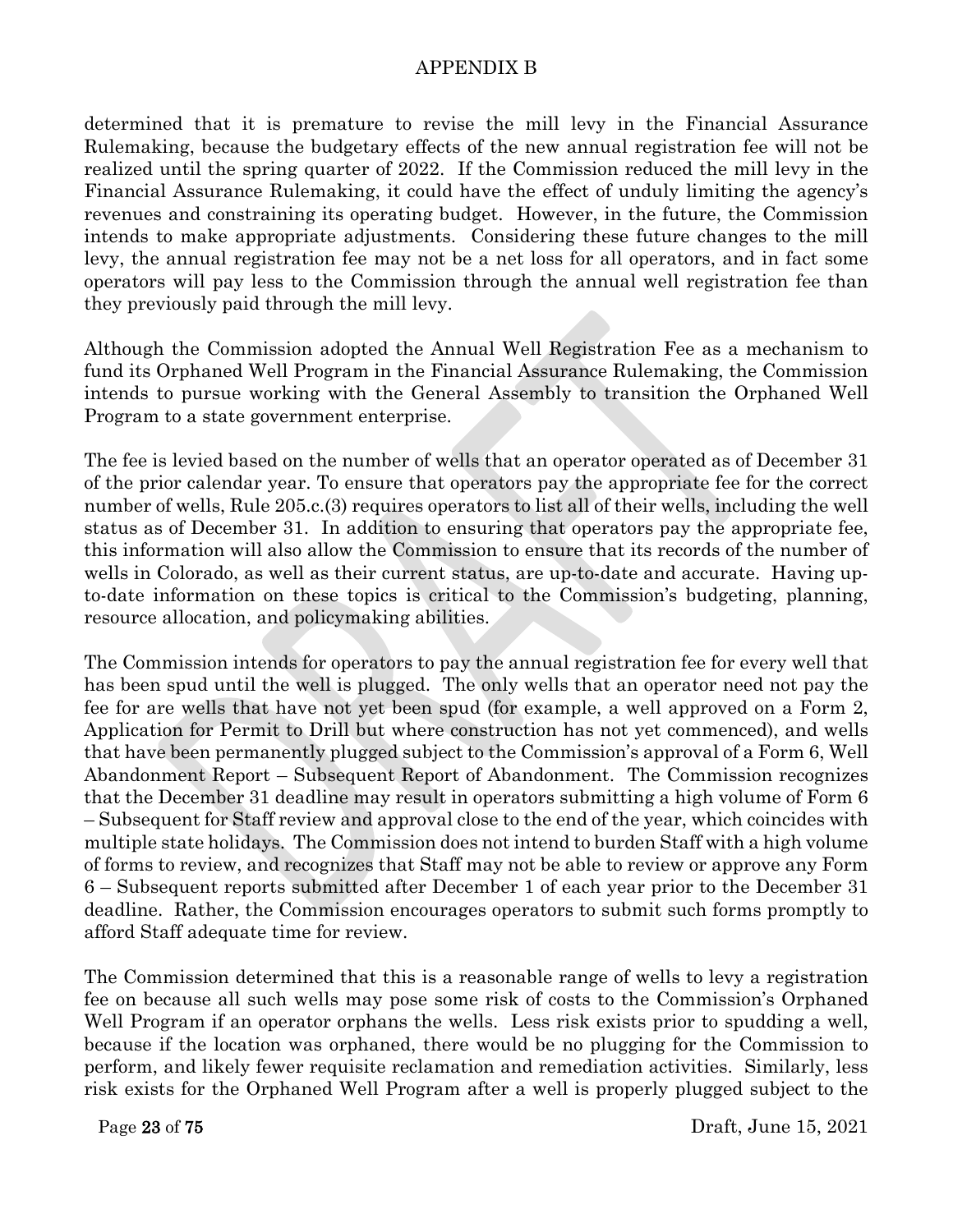determined that it is premature to revise the mill levy in the Financial Assurance Rulemaking, because the budgetary effects of the new annual registration fee will not be realized until the spring quarter of 2022. If the Commission reduced the mill levy in the Financial Assurance Rulemaking, it could have the effect of unduly limiting the agency's revenues and constraining its operating budget. However, in the future, the Commission intends to make appropriate adjustments. Considering these future changes to the mill levy, the annual registration fee may not be a net loss for all operators, and in fact some operators will pay less to the Commission through the annual well registration fee than they previously paid through the mill levy.

Although the Commission adopted the Annual Well Registration Fee as a mechanism to fund its Orphaned Well Program in the Financial Assurance Rulemaking, the Commission intends to pursue working with the General Assembly to transition the Orphaned Well Program to a state government enterprise.

The fee is levied based on the number of wells that an operator operated as of December 31 of the prior calendar year. To ensure that operators pay the appropriate fee for the correct number of wells, Rule 205.c.(3) requires operators to list all of their wells, including the well status as of December 31. In addition to ensuring that operators pay the appropriate fee, this information will also allow the Commission to ensure that its records of the number of wells in Colorado, as well as their current status, are up-to-date and accurate. Having up-to-date information on these topics is critical to the Commission's budgeting, planning, resource allocation, and policymaking abilities.

The Commission intends for operators to pay the annual registration fee for every well that has been spud until the well is plugged. The only wells that an operator need not pay the fee for are wells that have not yet been spud (for example, a well approved on a Form 2, Application for Permit to Drill but where construction has not yet commenced), and wells that have been permanently plugged subject to the Commission's approval of a Form 6, Well Abandonment Report – Subsequent Report of Abandonment. The Commission recognizes that the December 31 deadline may result in operators submitting a high volume of Form 6 – Subsequent for Staff review and approval close to the end of the year, which coincides with multiple state holidays. The Commission does not intend to burden Staff with a high volume of forms to review, and recognizes that Staff may not be able to review or approve any Form 6 – Subsequent reports submitted after December 1 of each year prior to the December 31 deadline. Rather, the Commission encourages operators to submit such forms promptly to afford Staff adequate time for review.

The Commission determined that this is a reasonable range of wells to levy a registration fee on because all such wells may pose some risk of costs to the Commission's Orphaned Well Program if an operator orphans the wells. Less risk exists prior to spudding a well, because if the location was orphaned, there would be no plugging for the Commission to perform, and likely fewer requisite reclamation and remediation activities. Similarly, less risk exists for the Orphaned Well Program after a well is properly plugged subject to the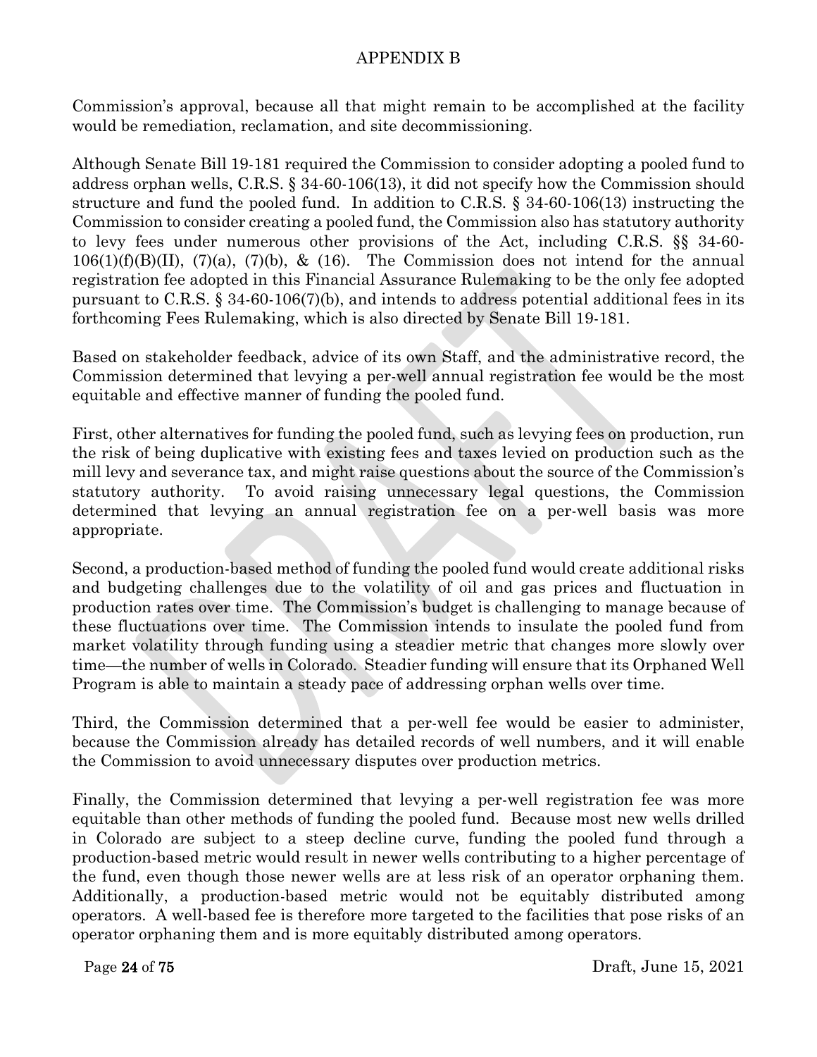Commission's approval, because all that might remain to be accomplished at the facility would be remediation, reclamation, and site decommissioning.

Although Senate Bill 19-181 required the Commission to consider adopting a pooled fund to address orphan wells, C.R.S. § 34-60-106(13), it did not specify how the Commission should structure and fund the pooled fund. In addition to C.R.S. § 34-60-106(13) instructing the Commission to consider creating a pooled fund, the Commission also has statutory authority to levy fees under numerous other provisions of the Act, including C.R.S. §§ 34-60-106(1)(f)(B)(II), (7)(a), (7)(b), & (16). The Commission does not intend for the annual registration fee adopted in this Financial Assurance Rulemaking to be the only fee adopted pursuant to C.R.S. § 34-60-106(7)(b), and intends to address potential additional fees in its forthcoming Fees Rulemaking, which is also directed by Senate Bill 19-181.

Based on stakeholder feedback, advice of its own Staff, and the administrative record, the Commission determined that levying a per-well annual registration fee would be the most equitable and effective manner of funding the pooled fund.

First, other alternatives for funding the pooled fund, such as levying fees on production, run the risk of being duplicative with existing fees and taxes levied on production such as the mill levy and severance tax, and might raise questions about the source of the Commission's statutory authority. To avoid raising unnecessary legal questions, the Commission determined that levying an annual registration fee on a per-well basis was more appropriate.

Second, a production-based method of funding the pooled fund would create additional risks and budgeting challenges due to the volatility of oil and gas prices and fluctuation in production rates over time. The Commission's budget is challenging to manage because of these fluctuations over time. The Commission intends to insulate the pooled fund from market volatility through funding using a steadier metric that changes more slowly over time—the number of wells in Colorado. Steadier funding will ensure that its Orphaned Well Program is able to maintain a steady pace of addressing orphan wells over time.

Third, the Commission determined that a per-well fee would be easier to administer, because the Commission already has detailed records of well numbers, and it will enable the Commission to avoid unnecessary disputes over production metrics.

Finally, the Commission determined that levying a per-well registration fee was more equitable than other methods of funding the pooled fund. Because most new wells drilled in Colorado are subject to a steep decline curve, funding the pooled fund through a production-based metric would result in newer wells contributing to a higher percentage of the fund, even though those newer wells are at less risk of an operator orphaning them. Additionally, a production-based metric would not be equitably distributed among operators. A well-based fee is therefore more targeted to the facilities that pose risks of an operator orphaning them and is more equitably distributed among operators.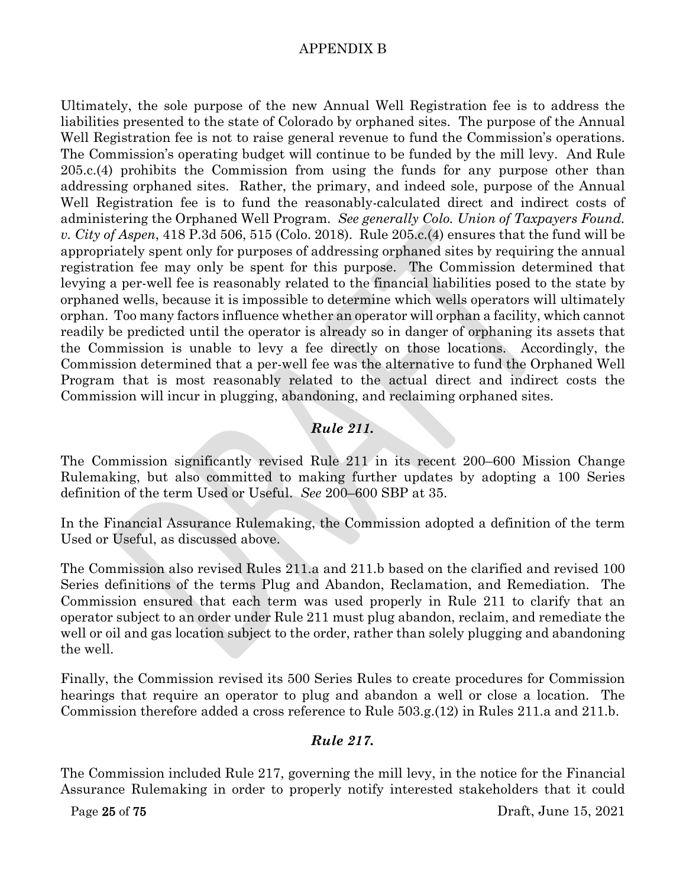Ultimately, the sole purpose of the new Annual Well Registration fee is to address the liabilities presented to the state of Colorado by orphaned sites. The purpose of the Annual Well Registration fee is not to raise general revenue to fund the Commission's operations. The Commission's operating budget will continue to be funded by the mill levy. And Rule 205.c.(4) prohibits the Commission from using the funds for any purpose other than addressing orphaned sites. Rather, the primary, and indeed sole, purpose of the Annual Well Registration fee is to fund the reasonably-calculated direct and indirect costs of administering the Orphaned Well Program. *See generally Colo. Union of Taxpayers Found. v. City of Aspen*, 418 P.3d 506, 515 (Colo. 2018). Rule 205.c.(4) ensures that the fund will be appropriately spent only for purposes of addressing orphaned sites by requiring the annual registration fee may only be spent for this purpose. The Commission determined that levying a per-well fee is reasonably related to the financial liabilities posed to the state by orphaned wells, because it is impossible to determine which wells operators will ultimately orphan. Too many factors influence whether an operator will orphan a facility, which cannot readily be predicted until the operator is already so in danger of orphaning its assets that the Commission is unable to levy a fee directly on those locations. Accordingly, the Commission determined that a per-well fee was the alternative to fund the Orphaned Well Program that is most reasonably related to the actual direct and indirect costs the Commission will incur in plugging, abandoning, and reclaiming orphaned sites.

### *Rule 211.*

The Commission significantly revised Rule 211 in its recent 200–600 Mission Change Rulemaking, but also committed to making further updates by adopting a 100 Series definition of the term Used or Useful. *See* 200–600 SBP at 35.

In the Financial Assurance Rulemaking, the Commission adopted a definition of the term Used or Useful, as discussed above.

The Commission also revised Rules 211.a and 211.b based on the clarified and revised 100 Series definitions of the terms Plug and Abandon, Reclamation, and Remediation. The Commission ensured that each term was used properly in Rule 211 to clarify that an operator subject to an order under Rule 211 must plug abandon, reclaim, and remediate the well or oil and gas location subject to the order, rather than solely plugging and abandoning the well.

Finally, the Commission revised its 500 Series Rules to create procedures for Commission hearings that require an operator to plug and abandon a well or close a location. The Commission therefore added a cross reference to Rule 503.g.(12) in Rules 211.a and 211.b.

### *Rule 217.*

The Commission included Rule 217, governing the mill levy, in the notice for the Financial Assurance Rulemaking in order to properly notify interested stakeholders that it could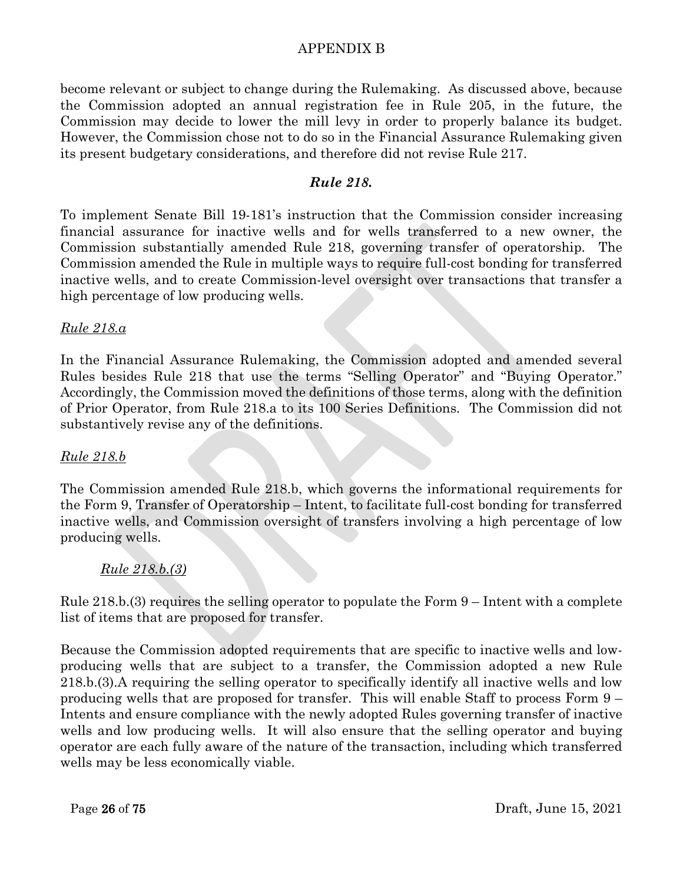become relevant or subject to change during the Rulemaking. As discussed above, because the Commission adopted an annual registration fee in Rule 205, in the future, the Commission may decide to lower the mill levy in order to properly balance its budget. However, the Commission chose not to do so in the Financial Assurance Rulemaking given its present budgetary considerations, and therefore did not revise Rule 217.

### *Rule 218.*

To implement Senate Bill 19-181's instruction that the Commission consider increasing financial assurance for inactive wells and for wells transferred to a new owner, the Commission substantially amended Rule 218, governing transfer of operatorship. The Commission amended the Rule in multiple ways to require full-cost bonding for transferred inactive wells, and to create Commission-level oversight over transactions that transfer a high percentage of low producing wells.

#### *Rule 218.a*

In the Financial Assurance Rulemaking, the Commission adopted and amended several Rules besides Rule 218 that use the terms "Selling Operator" and "Buying Operator." Accordingly, the Commission moved the definitions of those terms, along with the definition of Prior Operator, from Rule 218.a to its 100 Series Definitions. The Commission did not substantively revise any of the definitions.

#### *Rule 218.b*

The Commission amended Rule 218.b, which governs the informational requirements for the Form 9, Transfer of Operatorship – Intent, to facilitate full-cost bonding for transferred inactive wells, and Commission oversight of transfers involving a high percentage of low producing wells.

##### *Rule 218.b.(3)*

Rule 218.b.(3) requires the selling operator to populate the Form 9 – Intent with a complete list of items that are proposed for transfer.

Because the Commission adopted requirements that are specific to inactive wells and low-producing wells that are subject to a transfer, the Commission adopted a new Rule 218.b.(3).A requiring the selling operator to specifically identify all inactive wells and low producing wells that are proposed for transfer. This will enable Staff to process Form 9 – Intents and ensure compliance with the newly adopted Rules governing transfer of inactive wells and low producing wells. It will also ensure that the selling operator and buying operator are each fully aware of the nature of the transaction, including which transferred wells may be less economically viable.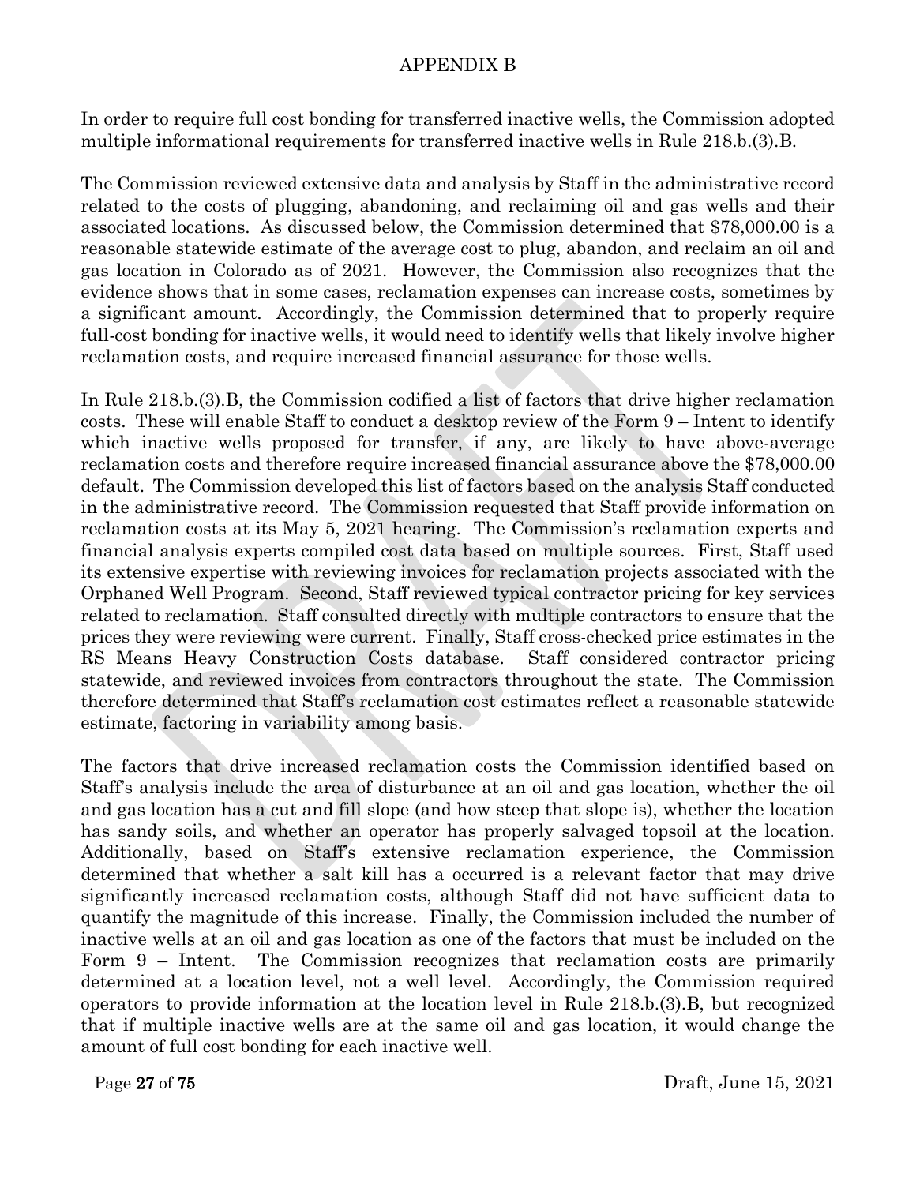# APPENDIX B

In order to require full cost bonding for transferred inactive wells, the Commission adopted multiple informational requirements for transferred inactive wells in Rule 218.b.(3).B.

The Commission reviewed extensive data and analysis by Staff in the administrative record related to the costs of plugging, abandoning, and reclaiming oil and gas wells and their associated locations. As discussed below, the Commission determined that $78,000.00 is a reasonable statewide estimate of the average cost to plug, abandon, and reclaim an oil and gas location in Colorado as of 2021. However, the Commission also recognizes that the evidence shows that in some cases, reclamation expenses can increase costs, sometimes by a significant amount. Accordingly, the Commission determined that to properly require full-cost bonding for inactive wells, it would need to identify wells that likely involve higher reclamation costs, and require increased financial assurance for those wells.

In Rule 218.b.(3).B, the Commission codified a list of factors that drive higher reclamation costs. These will enable Staff to conduct a desktop review of the Form 9 – Intent to identify which inactive wells proposed for transfer, if any, are likely to have above-average reclamation costs and therefore require increased financial assurance above the $78,000.00 default. The Commission developed this list of factors based on the analysis Staff conducted in the administrative record. The Commission requested that Staff provide information on reclamation costs at its May 5, 2021 hearing. The Commission's reclamation experts and financial analysis experts compiled cost data based on multiple sources. First, Staff used its extensive expertise with reviewing invoices for reclamation projects associated with the Orphaned Well Program. Second, Staff reviewed typical contractor pricing for key services related to reclamation. Staff consulted directly with multiple contractors to ensure that the prices they were reviewing were current. Finally, Staff cross-checked price estimates in the RS Means Heavy Construction Costs database. Staff considered contractor pricing statewide, and reviewed invoices from contractors throughout the state. The Commission therefore determined that Staff's reclamation cost estimates reflect a reasonable statewide estimate, factoring in variability among basis.

The factors that drive increased reclamation costs the Commission identified based on Staff's analysis include the area of disturbance at an oil and gas location, whether the oil and gas location has a cut and fill slope (and how steep that slope is), whether the location has sandy soils, and whether an operator has properly salvaged topsoil at the location. Additionally, based on Staff's extensive reclamation experience, the Commission determined that whether a salt kill has a occurred is a relevant factor that may drive significantly increased reclamation costs, although Staff did not have sufficient data to quantify the magnitude of this increase. Finally, the Commission included the number of inactive wells at an oil and gas location as one of the factors that must be included on the Form 9 – Intent. The Commission recognizes that reclamation costs are primarily determined at a location level, not a well level. Accordingly, the Commission required operators to provide information at the location level in Rule 218.b.(3).B, but recognized that if multiple inactive wells are at the same oil and gas location, it would change the amount of full cost bonding for each inactive well.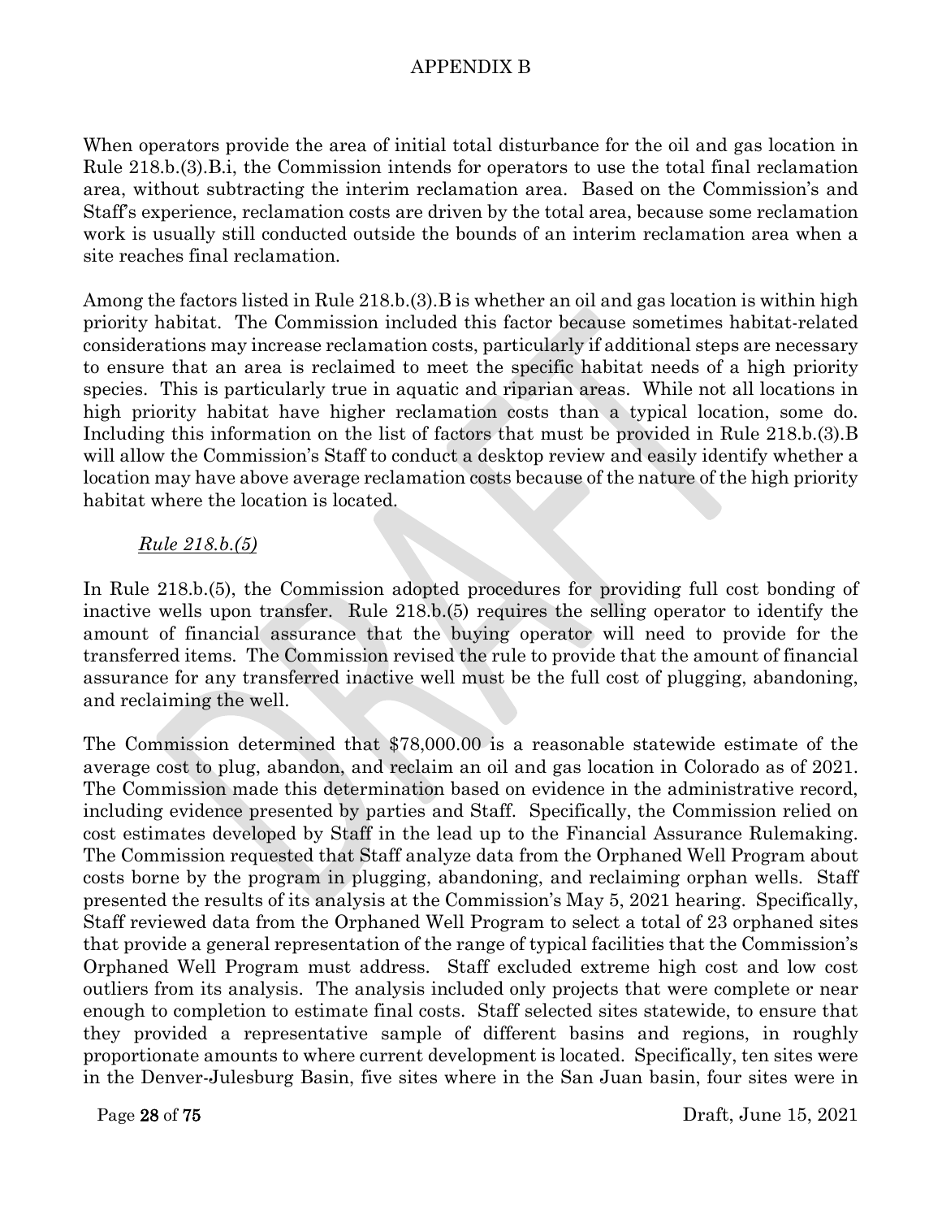When operators provide the area of initial total disturbance for the oil and gas location in Rule 218.b.(3).B.i, the Commission intends for operators to use the total final reclamation area, without subtracting the interim reclamation area. Based on the Commission's and Staff's experience, reclamation costs are driven by the total area, because some reclamation work is usually still conducted outside the bounds of an interim reclamation area when a site reaches final reclamation.

Among the factors listed in Rule 218.b.(3).B is whether an oil and gas location is within high priority habitat. The Commission included this factor because sometimes habitat-related considerations may increase reclamation costs, particularly if additional steps are necessary to ensure that an area is reclaimed to meet the specific habitat needs of a high priority species. This is particularly true in aquatic and riparian areas. While not all locations in high priority habitat have higher reclamation costs than a typical location, some do. Including this information on the list of factors that must be provided in Rule 218.b.(3).B will allow the Commission's Staff to conduct a desktop review and easily identify whether a location may have above average reclamation costs because of the nature of the high priority habitat where the location is located.

*Rule 218.b.(5)*

In Rule 218.b.(5), the Commission adopted procedures for providing full cost bonding of inactive wells upon transfer. Rule 218.b.(5) requires the selling operator to identify the amount of financial assurance that the buying operator will need to provide for the transferred items. The Commission revised the rule to provide that the amount of financial assurance for any transferred inactive well must be the full cost of plugging, abandoning, and reclaiming the well.

The Commission determined that $78,000.00 is a reasonable statewide estimate of the average cost to plug, abandon, and reclaim an oil and gas location in Colorado as of 2021. The Commission made this determination based on evidence in the administrative record, including evidence presented by parties and Staff. Specifically, the Commission relied on cost estimates developed by Staff in the lead up to the Financial Assurance Rulemaking. The Commission requested that Staff analyze data from the Orphaned Well Program about costs borne by the program in plugging, abandoning, and reclaiming orphan wells. Staff presented the results of its analysis at the Commission's May 5, 2021 hearing. Specifically, Staff reviewed data from the Orphaned Well Program to select a total of 23 orphaned sites that provide a general representation of the range of typical facilities that the Commission's Orphaned Well Program must address. Staff excluded extreme high cost and low cost outliers from its analysis. The analysis included only projects that were complete or near enough to completion to estimate final costs. Staff selected sites statewide, to ensure that they provided a representative sample of different basins and regions, in roughly proportionate amounts to where current development is located. Specifically, ten sites were in the Denver-Julesburg Basin, five sites where in the San Juan basin, four sites were in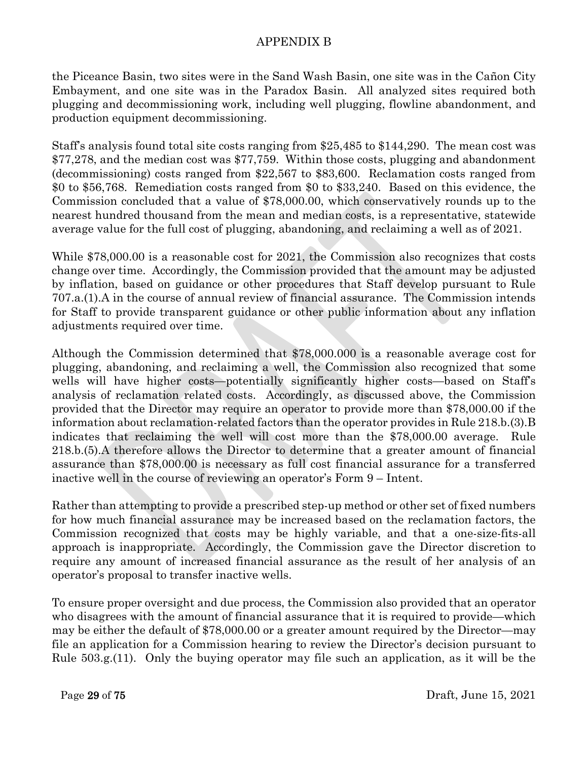the Piceance Basin, two sites were in the Sand Wash Basin, one site was in the Cañon City Embayment, and one site was in the Paradox Basin. All analyzed sites required both plugging and decommissioning work, including well plugging, flowline abandonment, and production equipment decommissioning.

Staff's analysis found total site costs ranging from $25,485 to $144,290. The mean cost was $77,278, and the median cost was $77,759. Within those costs, plugging and abandonment (decommissioning) costs ranged from $22,567 to $83,600. Reclamation costs ranged from $0 to $56,768. Remediation costs ranged from $0 to $33,240. Based on this evidence, the Commission concluded that a value of $78,000.00, which conservatively rounds up to the nearest hundred thousand from the mean and median costs, is a representative, statewide average value for the full cost of plugging, abandoning, and reclaiming a well as of 2021.

While $78,000.00 is a reasonable cost for 2021, the Commission also recognizes that costs change over time. Accordingly, the Commission provided that the amount may be adjusted by inflation, based on guidance or other procedures that Staff develop pursuant to Rule 707.a.(1).A in the course of annual review of financial assurance. The Commission intends for Staff to provide transparent guidance or other public information about any inflation adjustments required over time.

Although the Commission determined that $78,000.000 is a reasonable average cost for plugging, abandoning, and reclaiming a well, the Commission also recognized that some wells will have higher costs—potentially significantly higher costs—based on Staff's analysis of reclamation related costs. Accordingly, as discussed above, the Commission provided that the Director may require an operator to provide more than $78,000.00 if the information about reclamation-related factors than the operator provides in Rule 218.b.(3).B indicates that reclaiming the well will cost more than the $78,000.00 average. Rule 218.b.(5).A therefore allows the Director to determine that a greater amount of financial assurance than $78,000.00 is necessary as full cost financial assurance for a transferred inactive well in the course of reviewing an operator's Form 9 – Intent.

Rather than attempting to provide a prescribed step-up method or other set of fixed numbers for how much financial assurance may be increased based on the reclamation factors, the Commission recognized that costs may be highly variable, and that a one-size-fits-all approach is inappropriate. Accordingly, the Commission gave the Director discretion to require any amount of increased financial assurance as the result of her analysis of an operator's proposal to transfer inactive wells.

To ensure proper oversight and due process, the Commission also provided that an operator who disagrees with the amount of financial assurance that it is required to provide—which may be either the default of $78,000.00 or a greater amount required by the Director—may file an application for a Commission hearing to review the Director's decision pursuant to Rule 503.g.(11). Only the buying operator may file such an application, as it will be the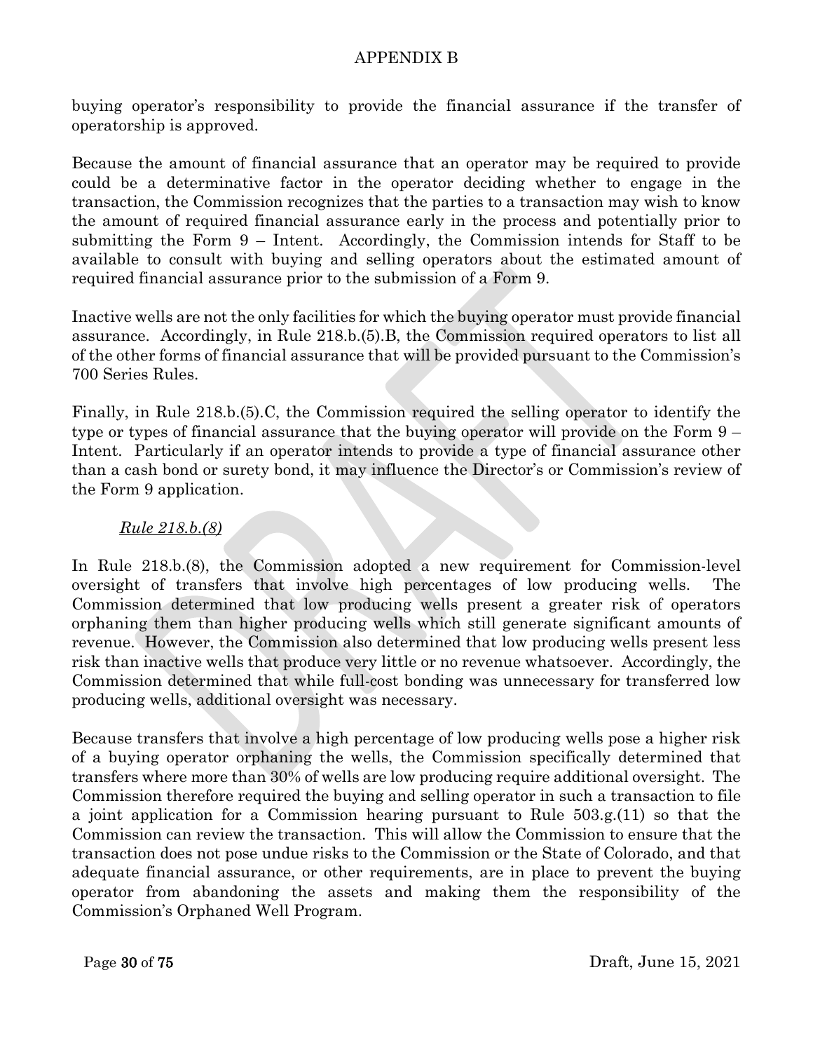buying operator's responsibility to provide the financial assurance if the transfer of operatorship is approved.

Because the amount of financial assurance that an operator may be required to provide could be a determinative factor in the operator deciding whether to engage in the transaction, the Commission recognizes that the parties to a transaction may wish to know the amount of required financial assurance early in the process and potentially prior to submitting the Form 9 – Intent. Accordingly, the Commission intends for Staff to be available to consult with buying and selling operators about the estimated amount of required financial assurance prior to the submission of a Form 9.

Inactive wells are not the only facilities for which the buying operator must provide financial assurance. Accordingly, in Rule 218.b.(5).B, the Commission required operators to list all of the other forms of financial assurance that will be provided pursuant to the Commission's 700 Series Rules.

Finally, in Rule 218.b.(5).C, the Commission required the selling operator to identify the type or types of financial assurance that the buying operator will provide on the Form 9 – Intent. Particularly if an operator intends to provide a type of financial assurance other than a cash bond or surety bond, it may influence the Director's or Commission's review of the Form 9 application.

*Rule 218.b.(8)*

In Rule 218.b.(8), the Commission adopted a new requirement for Commission-level oversight of transfers that involve high percentages of low producing wells. The Commission determined that low producing wells present a greater risk of operators orphaning them than higher producing wells which still generate significant amounts of revenue. However, the Commission also determined that low producing wells present less risk than inactive wells that produce very little or no revenue whatsoever. Accordingly, the Commission determined that while full-cost bonding was unnecessary for transferred low producing wells, additional oversight was necessary.

Because transfers that involve a high percentage of low producing wells pose a higher risk of a buying operator orphaning the wells, the Commission specifically determined that transfers where more than 30% of wells are low producing require additional oversight. The Commission therefore required the buying and selling operator in such a transaction to file a joint application for a Commission hearing pursuant to Rule 503.g.(11) so that the Commission can review the transaction. This will allow the Commission to ensure that the transaction does not pose undue risks to the Commission or the State of Colorado, and that adequate financial assurance, or other requirements, are in place to prevent the buying operator from abandoning the assets and making them the responsibility of the Commission's Orphaned Well Program.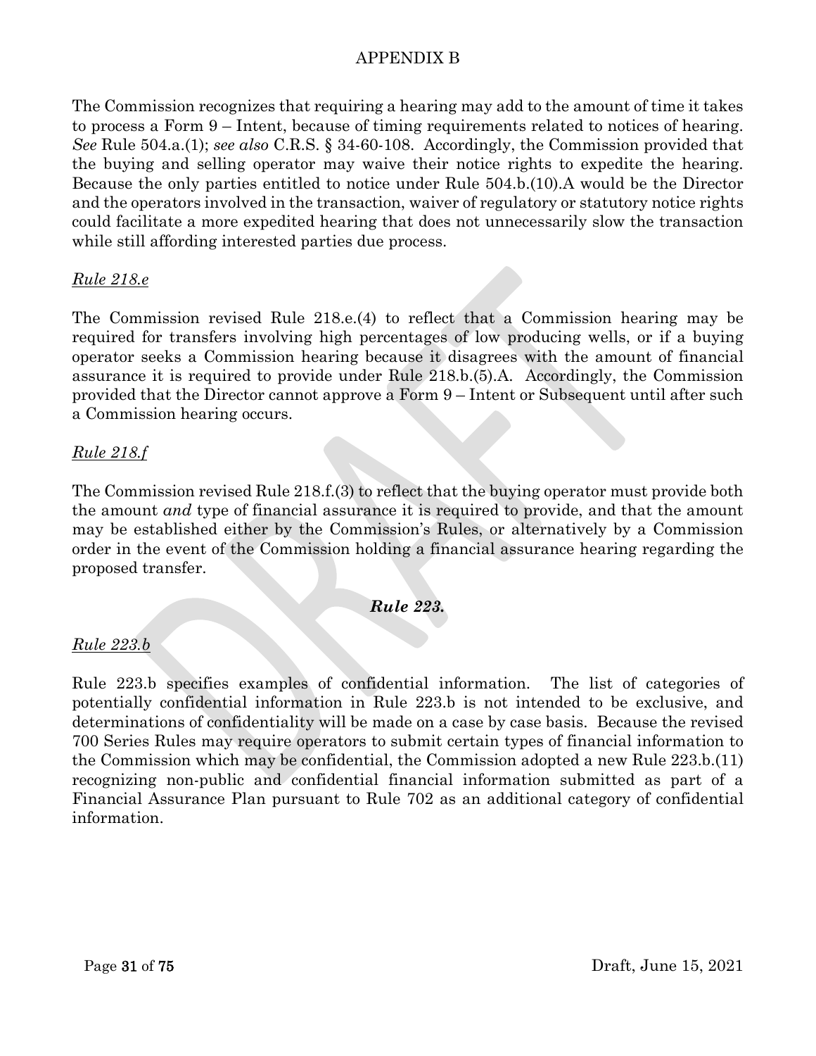The Commission recognizes that requiring a hearing may add to the amount of time it takes to process a Form 9 – Intent, because of timing requirements related to notices of hearing. *See* Rule 504.a.(1); *see also* C.R.S. § 34-60-108. Accordingly, the Commission provided that the buying and selling operator may waive their notice rights to expedite the hearing. Because the only parties entitled to notice under Rule 504.b.(10).A would be the Director and the operators involved in the transaction, waiver of regulatory or statutory notice rights could facilitate a more expedited hearing that does not unnecessarily slow the transaction while still affording interested parties due process.

*Rule 218.e*

The Commission revised Rule 218.e.(4) to reflect that a Commission hearing may be required for transfers involving high percentages of low producing wells, or if a buying operator seeks a Commission hearing because it disagrees with the amount of financial assurance it is required to provide under Rule 218.b.(5).A. Accordingly, the Commission provided that the Director cannot approve a Form 9 – Intent or Subsequent until after such a Commission hearing occurs.

*Rule 218.f*

The Commission revised Rule 218.f.(3) to reflect that the buying operator must provide both the amount *and* type of financial assurance it is required to provide, and that the amount may be established either by the Commission's Rules, or alternatively by a Commission order in the event of the Commission holding a financial assurance hearing regarding the proposed transfer.

## ***Rule 223.***

*Rule 223.b*

Rule 223.b specifies examples of confidential information. The list of categories of potentially confidential information in Rule 223.b is not intended to be exclusive, and determinations of confidentiality will be made on a case by case basis. Because the revised 700 Series Rules may require operators to submit certain types of financial information to the Commission which may be confidential, the Commission adopted a new Rule 223.b.(11) recognizing non-public and confidential financial information submitted as part of a Financial Assurance Plan pursuant to Rule 702 as an additional category of confidential information.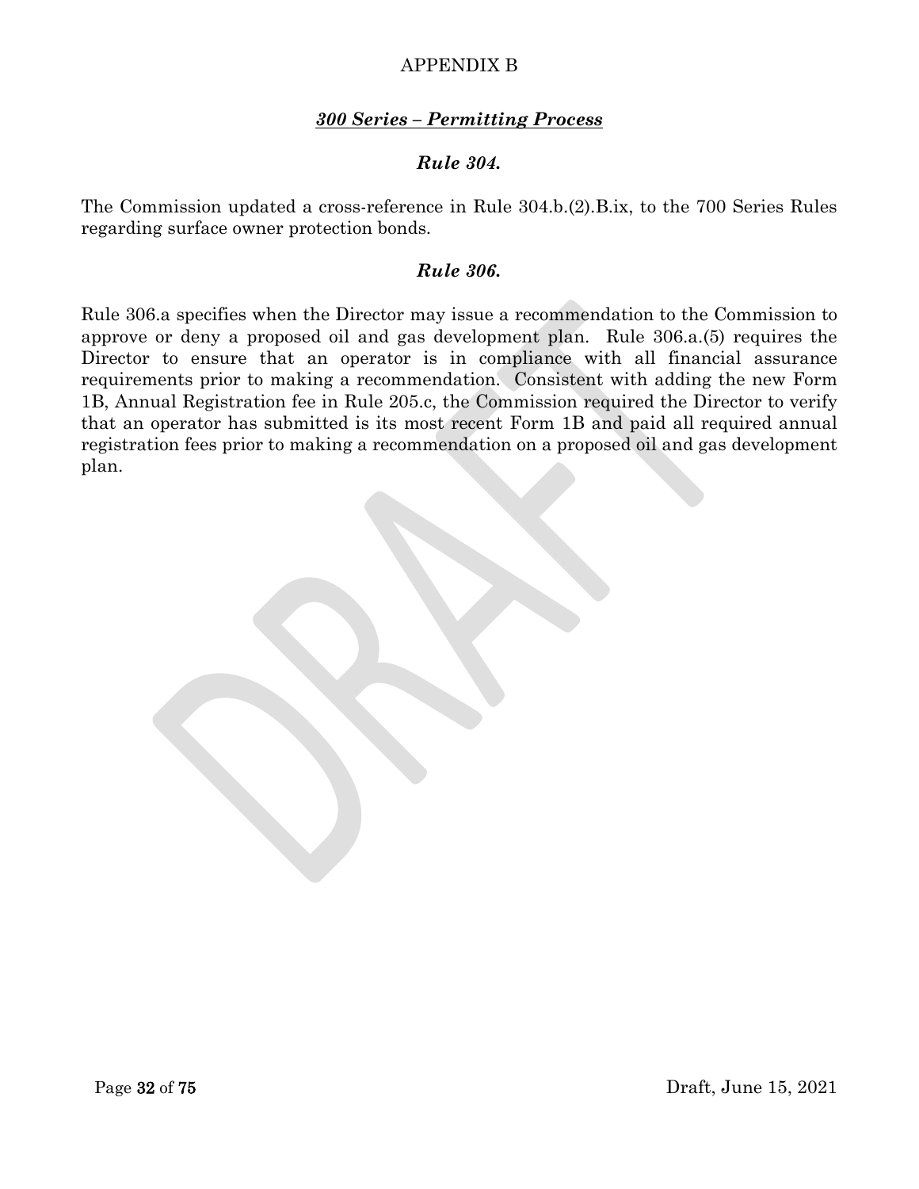APPENDIX B

## *300 Series – Permitting Process*

### *Rule 304.*

The Commission updated a cross-reference in Rule 304.b.(2).B.ix, to the 700 Series Rules regarding surface owner protection bonds.

### *Rule 306.*

Rule 306.a specifies when the Director may issue a recommendation to the Commission to approve or deny a proposed oil and gas development plan. Rule 306.a.(5) requires the Director to ensure that an operator is in compliance with all financial assurance requirements prior to making a recommendation. Consistent with adding the new Form 1B, Annual Registration fee in Rule 205.c, the Commission required the Director to verify that an operator has submitted is its most recent Form 1B and paid all required annual registration fees prior to making a recommendation on a proposed oil and gas development plan.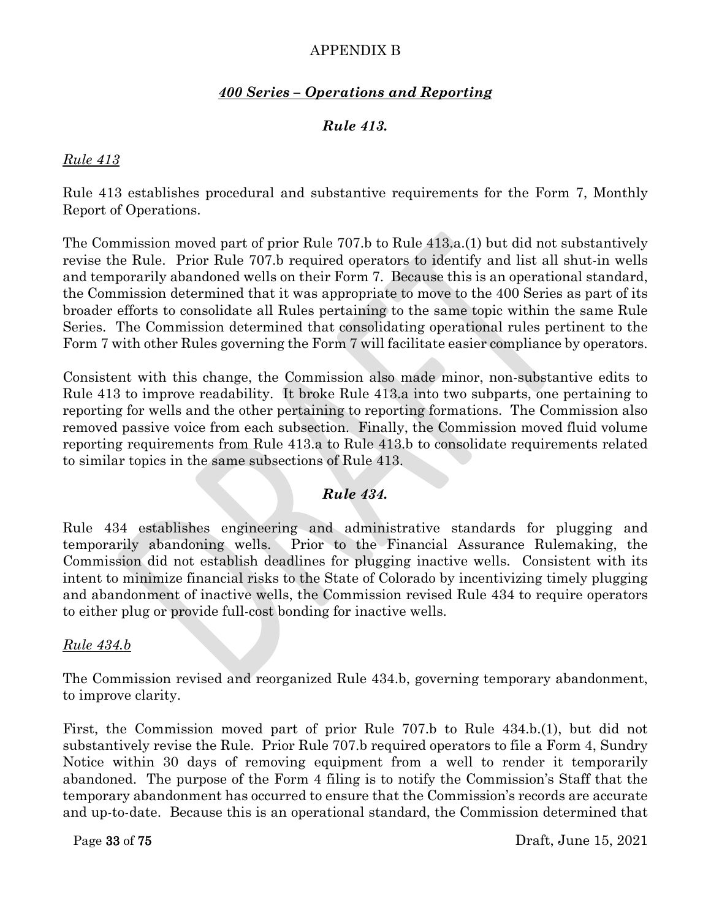APPENDIX B

## *400 Series – Operations and Reporting*

### *Rule 413.*

*Rule 413*

Rule 413 establishes procedural and substantive requirements for the Form 7, Monthly Report of Operations.

The Commission moved part of prior Rule 707.b to Rule 413.a.(1) but did not substantively revise the Rule. Prior Rule 707.b required operators to identify and list all shut-in wells and temporarily abandoned wells on their Form 7. Because this is an operational standard, the Commission determined that it was appropriate to move to the 400 Series as part of its broader efforts to consolidate all Rules pertaining to the same topic within the same Rule Series. The Commission determined that consolidating operational rules pertinent to the Form 7 with other Rules governing the Form 7 will facilitate easier compliance by operators.

Consistent with this change, the Commission also made minor, non-substantive edits to Rule 413 to improve readability. It broke Rule 413.a into two subparts, one pertaining to reporting for wells and the other pertaining to reporting formations. The Commission also removed passive voice from each subsection. Finally, the Commission moved fluid volume reporting requirements from Rule 413.a to Rule 413.b to consolidate requirements related to similar topics in the same subsections of Rule 413.

### *Rule 434.*

Rule 434 establishes engineering and administrative standards for plugging and temporarily abandoning wells. Prior to the Financial Assurance Rulemaking, the Commission did not establish deadlines for plugging inactive wells. Consistent with its intent to minimize financial risks to the State of Colorado by incentivizing timely plugging and abandonment of inactive wells, the Commission revised Rule 434 to require operators to either plug or provide full-cost bonding for inactive wells.

*Rule 434.b*

The Commission revised and reorganized Rule 434.b, governing temporary abandonment, to improve clarity.

First, the Commission moved part of prior Rule 707.b to Rule 434.b.(1), but did not substantively revise the Rule. Prior Rule 707.b required operators to file a Form 4, Sundry Notice within 30 days of removing equipment from a well to render it temporarily abandoned. The purpose of the Form 4 filing is to notify the Commission's Staff that the temporary abandonment has occurred to ensure that the Commission's records are accurate and up-to-date. Because this is an operational standard, the Commission determined that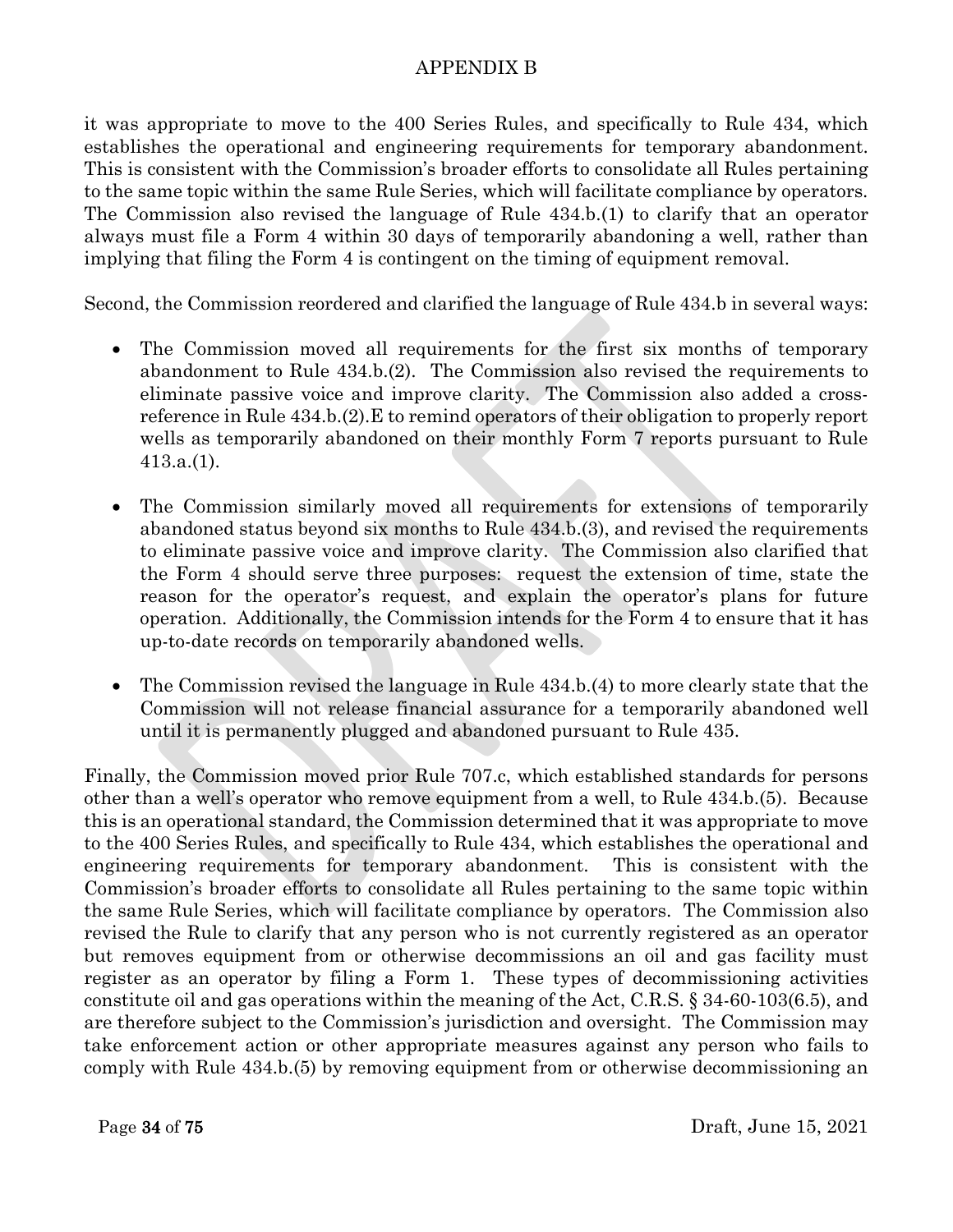it was appropriate to move to the 400 Series Rules, and specifically to Rule 434, which establishes the operational and engineering requirements for temporary abandonment. This is consistent with the Commission's broader efforts to consolidate all Rules pertaining to the same topic within the same Rule Series, which will facilitate compliance by operators. The Commission also revised the language of Rule 434.b.(1) to clarify that an operator always must file a Form 4 within 30 days of temporarily abandoning a well, rather than implying that filing the Form 4 is contingent on the timing of equipment removal.

Second, the Commission reordered and clarified the language of Rule 434.b in several ways:

- The Commission moved all requirements for the first six months of temporary abandonment to Rule 434.b.(2). The Commission also revised the requirements to eliminate passive voice and improve clarity. The Commission also added a cross-reference in Rule 434.b.(2).E to remind operators of their obligation to properly report wells as temporarily abandoned on their monthly Form 7 reports pursuant to Rule 413.a.(1).

- The Commission similarly moved all requirements for extensions of temporarily abandoned status beyond six months to Rule 434.b.(3), and revised the requirements to eliminate passive voice and improve clarity. The Commission also clarified that the Form 4 should serve three purposes: request the extension of time, state the reason for the operator's request, and explain the operator's plans for future operation. Additionally, the Commission intends for the Form 4 to ensure that it has up-to-date records on temporarily abandoned wells.

- The Commission revised the language in Rule 434.b.(4) to more clearly state that the Commission will not release financial assurance for a temporarily abandoned well until it is permanently plugged and abandoned pursuant to Rule 435.

Finally, the Commission moved prior Rule 707.c, which established standards for persons other than a well's operator who remove equipment from a well, to Rule 434.b.(5). Because this is an operational standard, the Commission determined that it was appropriate to move to the 400 Series Rules, and specifically to Rule 434, which establishes the operational and engineering requirements for temporary abandonment. This is consistent with the Commission's broader efforts to consolidate all Rules pertaining to the same topic within the same Rule Series, which will facilitate compliance by operators. The Commission also revised the Rule to clarify that any person who is not currently registered as an operator but removes equipment from or otherwise decommissions an oil and gas facility must register as an operator by filing a Form 1. These types of decommissioning activities constitute oil and gas operations within the meaning of the Act, C.R.S. § 34-60-103(6.5), and are therefore subject to the Commission's jurisdiction and oversight. The Commission may take enforcement action or other appropriate measures against any person who fails to comply with Rule 434.b.(5) by removing equipment from or otherwise decommissioning an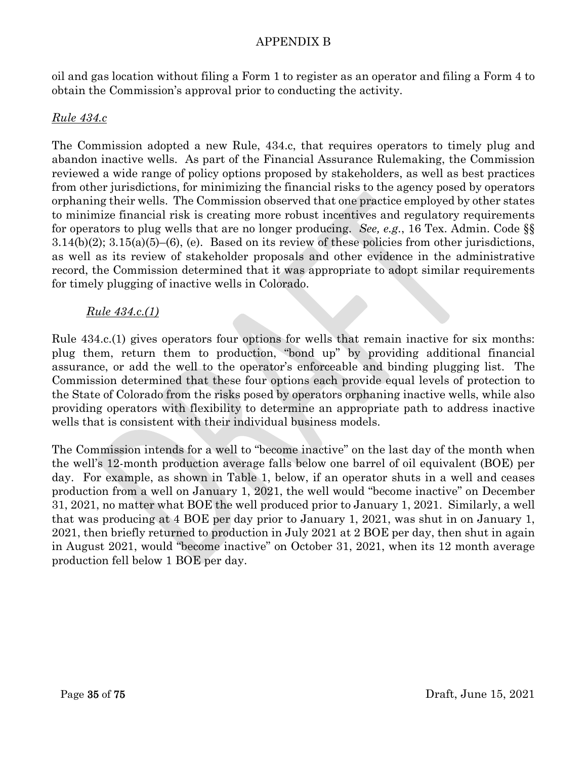oil and gas location without filing a Form 1 to register as an operator and filing a Form 4 to obtain the Commission's approval prior to conducting the activity.

*Rule 434.c*

The Commission adopted a new Rule, 434.c, that requires operators to timely plug and abandon inactive wells. As part of the Financial Assurance Rulemaking, the Commission reviewed a wide range of policy options proposed by stakeholders, as well as best practices from other jurisdictions, for minimizing the financial risks to the agency posed by operators orphaning their wells. The Commission observed that one practice employed by other states to minimize financial risk is creating more robust incentives and regulatory requirements for operators to plug wells that are no longer producing. *See, e.g.*, 16 Tex. Admin. Code §§ 3.14(b)(2); 3.15(a)(5)–(6), (e). Based on its review of these policies from other jurisdictions, as well as its review of stakeholder proposals and other evidence in the administrative record, the Commission determined that it was appropriate to adopt similar requirements for timely plugging of inactive wells in Colorado.

*Rule 434.c.(1)*

Rule 434.c.(1) gives operators four options for wells that remain inactive for six months: plug them, return them to production, "bond up" by providing additional financial assurance, or add the well to the operator's enforceable and binding plugging list. The Commission determined that these four options each provide equal levels of protection to the State of Colorado from the risks posed by operators orphaning inactive wells, while also providing operators with flexibility to determine an appropriate path to address inactive wells that is consistent with their individual business models.

The Commission intends for a well to "become inactive" on the last day of the month when the well's 12-month production average falls below one barrel of oil equivalent (BOE) per day. For example, as shown in Table 1, below, if an operator shuts in a well and ceases production from a well on January 1, 2021, the well would "become inactive" on December 31, 2021, no matter what BOE the well produced prior to January 1, 2021. Similarly, a well that was producing at 4 BOE per day prior to January 1, 2021, was shut in on January 1, 2021, then briefly returned to production in July 2021 at 2 BOE per day, then shut in again in August 2021, would "become inactive" on October 31, 2021, when its 12 month average production fell below 1 BOE per day.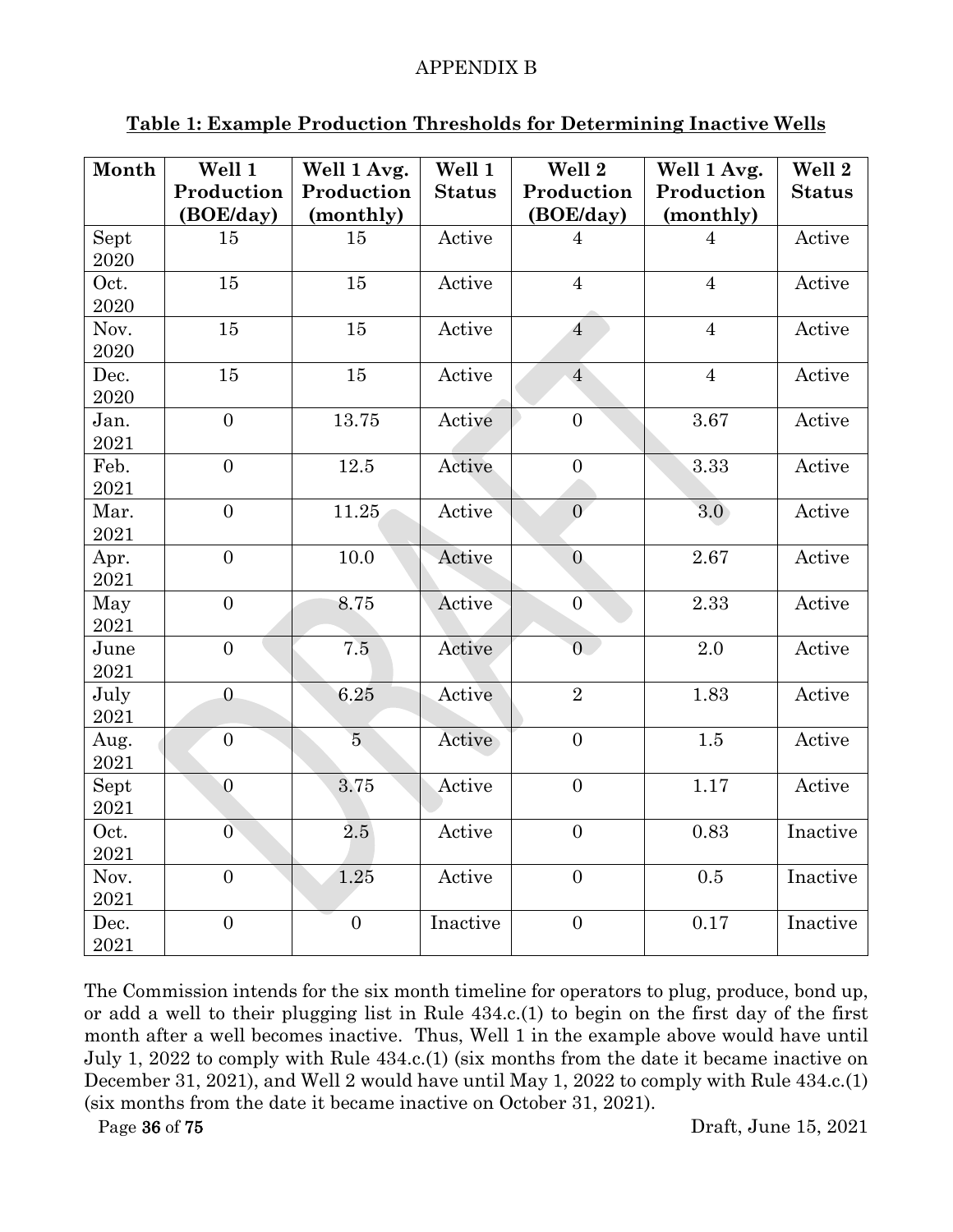APPENDIX B

**Table 1: Example Production Thresholds for Determining Inactive Wells**

| Month | Well 1 Production (BOE/day) | Well 1 Avg. Production (monthly) | Well 1 Status | Well 2 Production (BOE/day) | Well 1 Avg. Production (monthly) | Well 2 Status |
|---|---|---|---|---|---|---|
| Sept 2020 | 15 | 15 | Active | 4 | 4 | Active |
| Oct. 2020 | 15 | 15 | Active | 4 | 4 | Active |
| Nov. 2020 | 15 | 15 | Active | 4 | 4 | Active |
| Dec. 2020 | 15 | 15 | Active | 4 | 4 | Active |
| Jan. 2021 | 0 | 13.75 | Active | 0 | 3.67 | Active |
| Feb. 2021 | 0 | 12.5 | Active | 0 | 3.33 | Active |
| Mar. 2021 | 0 | 11.25 | Active | 0 | 3.0 | Active |
| Apr. 2021 | 0 | 10.0 | Active | 0 | 2.67 | Active |
| May 2021 | 0 | 8.75 | Active | 0 | 2.33 | Active |
| June 2021 | 0 | 7.5 | Active | 0 | 2.0 | Active |
| July 2021 | 0 | 6.25 | Active | 2 | 1.83 | Active |
| Aug. 2021 | 0 | 5 | Active | 0 | 1.5 | Active |
| Sept 2021 | 0 | 3.75 | Active | 0 | 1.17 | Active |
| Oct. 2021 | 0 | 2.5 | Active | 0 | 0.83 | Inactive |
| Nov. 2021 | 0 | 1.25 | Active | 0 | 0.5 | Inactive |
| Dec. 2021 | 0 | 0 | Inactive | 0 | 0.17 | Inactive |

The Commission intends for the six month timeline for operators to plug, produce, bond up, or add a well to their plugging list in Rule 434.c.(1) to begin on the first day of the first month after a well becomes inactive. Thus, Well 1 in the example above would have until July 1, 2022 to comply with Rule 434.c.(1) (six months from the date it became inactive on December 31, 2021), and Well 2 would have until May 1, 2022 to comply with Rule 434.c.(1) (six months from the date it became inactive on October 31, 2021).

Draft, June 15, 2021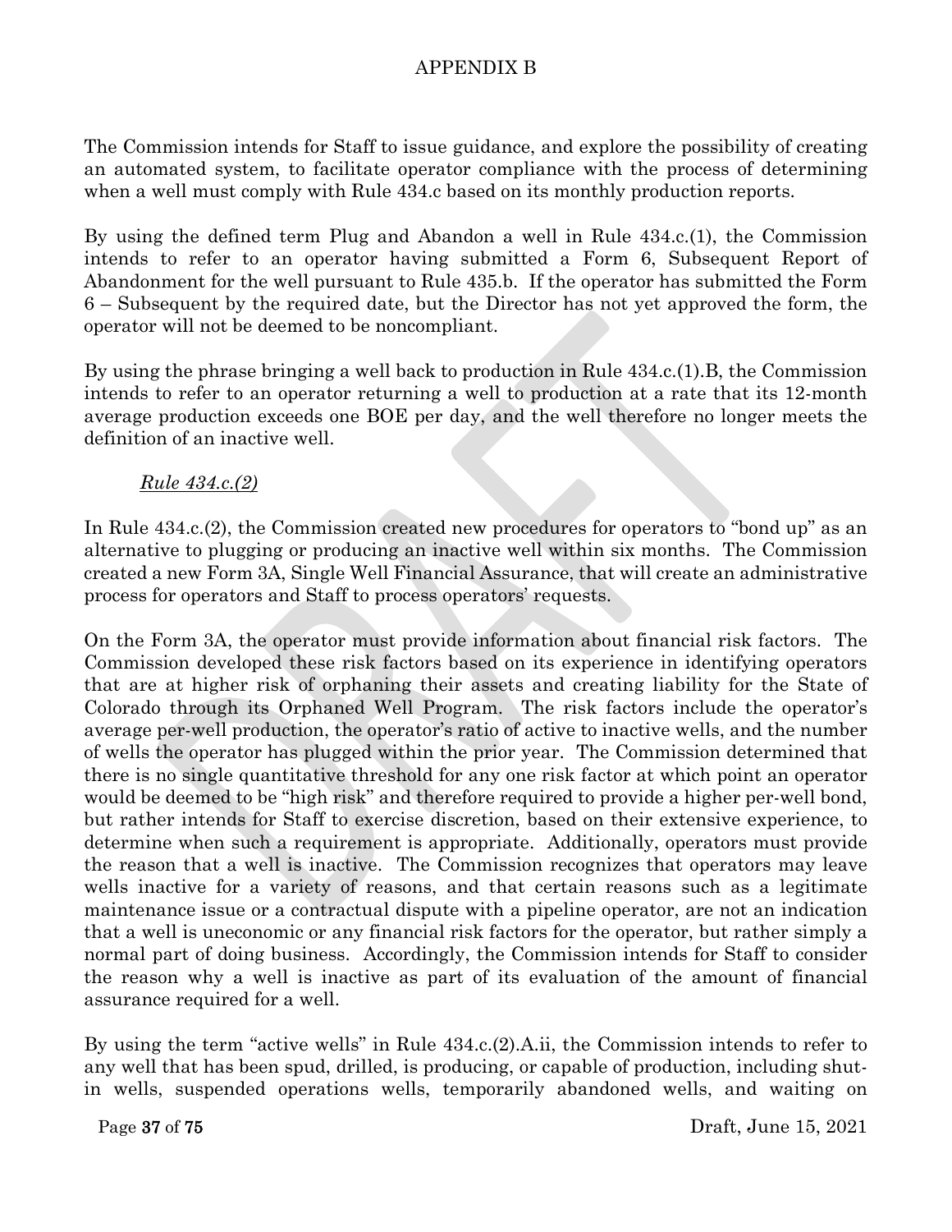The Commission intends for Staff to issue guidance, and explore the possibility of creating an automated system, to facilitate operator compliance with the process of determining when a well must comply with Rule 434.c based on its monthly production reports.

By using the defined term Plug and Abandon a well in Rule 434.c.(1), the Commission intends to refer to an operator having submitted a Form 6, Subsequent Report of Abandonment for the well pursuant to Rule 435.b. If the operator has submitted the Form 6 – Subsequent by the required date, but the Director has not yet approved the form, the operator will not be deemed to be noncompliant.

By using the phrase bringing a well back to production in Rule 434.c.(1).B, the Commission intends to refer to an operator returning a well to production at a rate that its 12-month average production exceeds one BOE per day, and the well therefore no longer meets the definition of an inactive well.

*Rule 434.c.(2)*

In Rule 434.c.(2), the Commission created new procedures for operators to "bond up" as an alternative to plugging or producing an inactive well within six months. The Commission created a new Form 3A, Single Well Financial Assurance, that will create an administrative process for operators and Staff to process operators' requests.

On the Form 3A, the operator must provide information about financial risk factors. The Commission developed these risk factors based on its experience in identifying operators that are at higher risk of orphaning their assets and creating liability for the State of Colorado through its Orphaned Well Program. The risk factors include the operator's average per-well production, the operator's ratio of active to inactive wells, and the number of wells the operator has plugged within the prior year. The Commission determined that there is no single quantitative threshold for any one risk factor at which point an operator would be deemed to be "high risk" and therefore required to provide a higher per-well bond, but rather intends for Staff to exercise discretion, based on their extensive experience, to determine when such a requirement is appropriate. Additionally, operators must provide the reason that a well is inactive. The Commission recognizes that operators may leave wells inactive for a variety of reasons, and that certain reasons such as a legitimate maintenance issue or a contractual dispute with a pipeline operator, are not an indication that a well is uneconomic or any financial risk factors for the operator, but rather simply a normal part of doing business. Accordingly, the Commission intends for Staff to consider the reason why a well is inactive as part of its evaluation of the amount of financial assurance required for a well.

By using the term "active wells" in Rule 434.c.(2).A.ii, the Commission intends to refer to any well that has been spud, drilled, is producing, or capable of production, including shut-in wells, suspended operations wells, temporarily abandoned wells, and waiting on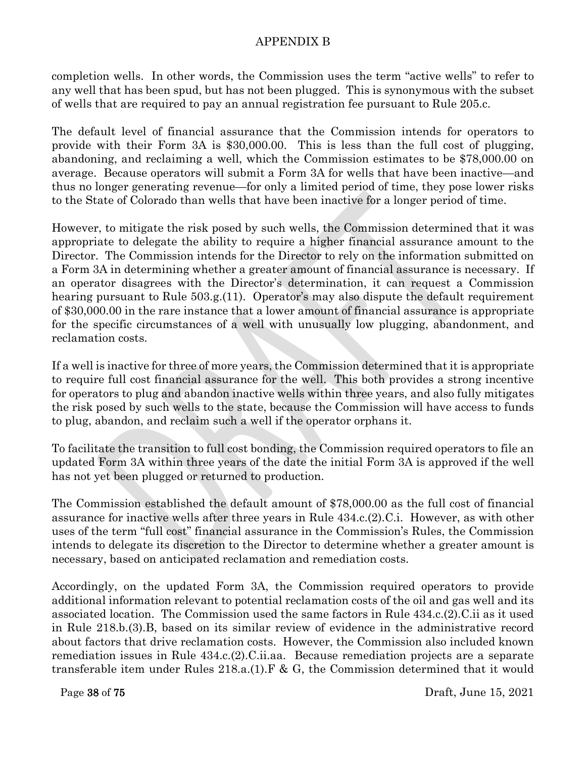completion wells. In other words, the Commission uses the term "active wells" to refer to any well that has been spud, but has not been plugged. This is synonymous with the subset of wells that are required to pay an annual registration fee pursuant to Rule 205.c.

The default level of financial assurance that the Commission intends for operators to provide with their Form 3A is $30,000.00. This is less than the full cost of plugging, abandoning, and reclaiming a well, which the Commission estimates to be $78,000.00 on average. Because operators will submit a Form 3A for wells that have been inactive—and thus no longer generating revenue—for only a limited period of time, they pose lower risks to the State of Colorado than wells that have been inactive for a longer period of time.

However, to mitigate the risk posed by such wells, the Commission determined that it was appropriate to delegate the ability to require a higher financial assurance amount to the Director. The Commission intends for the Director to rely on the information submitted on a Form 3A in determining whether a greater amount of financial assurance is necessary. If an operator disagrees with the Director's determination, it can request a Commission hearing pursuant to Rule 503.g.(11). Operator's may also dispute the default requirement of $30,000.00 in the rare instance that a lower amount of financial assurance is appropriate for the specific circumstances of a well with unusually low plugging, abandonment, and reclamation costs.

If a well is inactive for three of more years, the Commission determined that it is appropriate to require full cost financial assurance for the well. This both provides a strong incentive for operators to plug and abandon inactive wells within three years, and also fully mitigates the risk posed by such wells to the state, because the Commission will have access to funds to plug, abandon, and reclaim such a well if the operator orphans it.

To facilitate the transition to full cost bonding, the Commission required operators to file an updated Form 3A within three years of the date the initial Form 3A is approved if the well has not yet been plugged or returned to production.

The Commission established the default amount of $78,000.00 as the full cost of financial assurance for inactive wells after three years in Rule 434.c.(2).C.i. However, as with other uses of the term "full cost" financial assurance in the Commission's Rules, the Commission intends to delegate its discretion to the Director to determine whether a greater amount is necessary, based on anticipated reclamation and remediation costs.

Accordingly, on the updated Form 3A, the Commission required operators to provide additional information relevant to potential reclamation costs of the oil and gas well and its associated location. The Commission used the same factors in Rule 434.c.(2).C.ii as it used in Rule 218.b.(3).B, based on its similar review of evidence in the administrative record about factors that drive reclamation costs. However, the Commission also included known remediation issues in Rule 434.c.(2).C.ii.aa. Because remediation projects are a separate transferable item under Rules 218.a.(1).F & G, the Commission determined that it would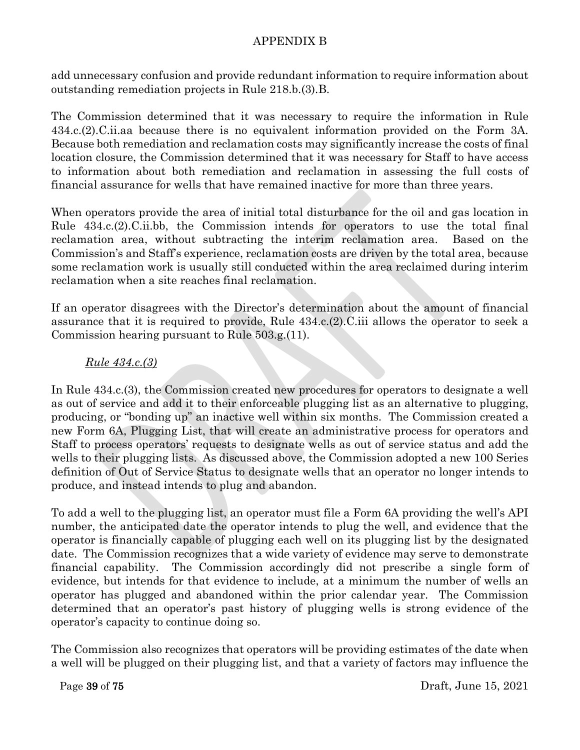add unnecessary confusion and provide redundant information to require information about outstanding remediation projects in Rule 218.b.(3).B.

The Commission determined that it was necessary to require the information in Rule 434.c.(2).C.ii.aa because there is no equivalent information provided on the Form 3A. Because both remediation and reclamation costs may significantly increase the costs of final location closure, the Commission determined that it was necessary for Staff to have access to information about both remediation and reclamation in assessing the full costs of financial assurance for wells that have remained inactive for more than three years.

When operators provide the area of initial total disturbance for the oil and gas location in Rule 434.c.(2).C.ii.bb, the Commission intends for operators to use the total final reclamation area, without subtracting the interim reclamation area. Based on the Commission's and Staff's experience, reclamation costs are driven by the total area, because some reclamation work is usually still conducted within the area reclaimed during interim reclamation when a site reaches final reclamation.

If an operator disagrees with the Director's determination about the amount of financial assurance that it is required to provide, Rule 434.c.(2).C.iii allows the operator to seek a Commission hearing pursuant to Rule 503.g.(11).

*Rule 434.c.(3)*

In Rule 434.c.(3), the Commission created new procedures for operators to designate a well as out of service and add it to their enforceable plugging list as an alternative to plugging, producing, or "bonding up" an inactive well within six months. The Commission created a new Form 6A, Plugging List, that will create an administrative process for operators and Staff to process operators' requests to designate wells as out of service status and add the wells to their plugging lists. As discussed above, the Commission adopted a new 100 Series definition of Out of Service Status to designate wells that an operator no longer intends to produce, and instead intends to plug and abandon.

To add a well to the plugging list, an operator must file a Form 6A providing the well's API number, the anticipated date the operator intends to plug the well, and evidence that the operator is financially capable of plugging each well on its plugging list by the designated date. The Commission recognizes that a wide variety of evidence may serve to demonstrate financial capability. The Commission accordingly did not prescribe a single form of evidence, but intends for that evidence to include, at a minimum the number of wells an operator has plugged and abandoned within the prior calendar year. The Commission determined that an operator's past history of plugging wells is strong evidence of the operator's capacity to continue doing so.

The Commission also recognizes that operators will be providing estimates of the date when a well will be plugged on their plugging list, and that a variety of factors may influence the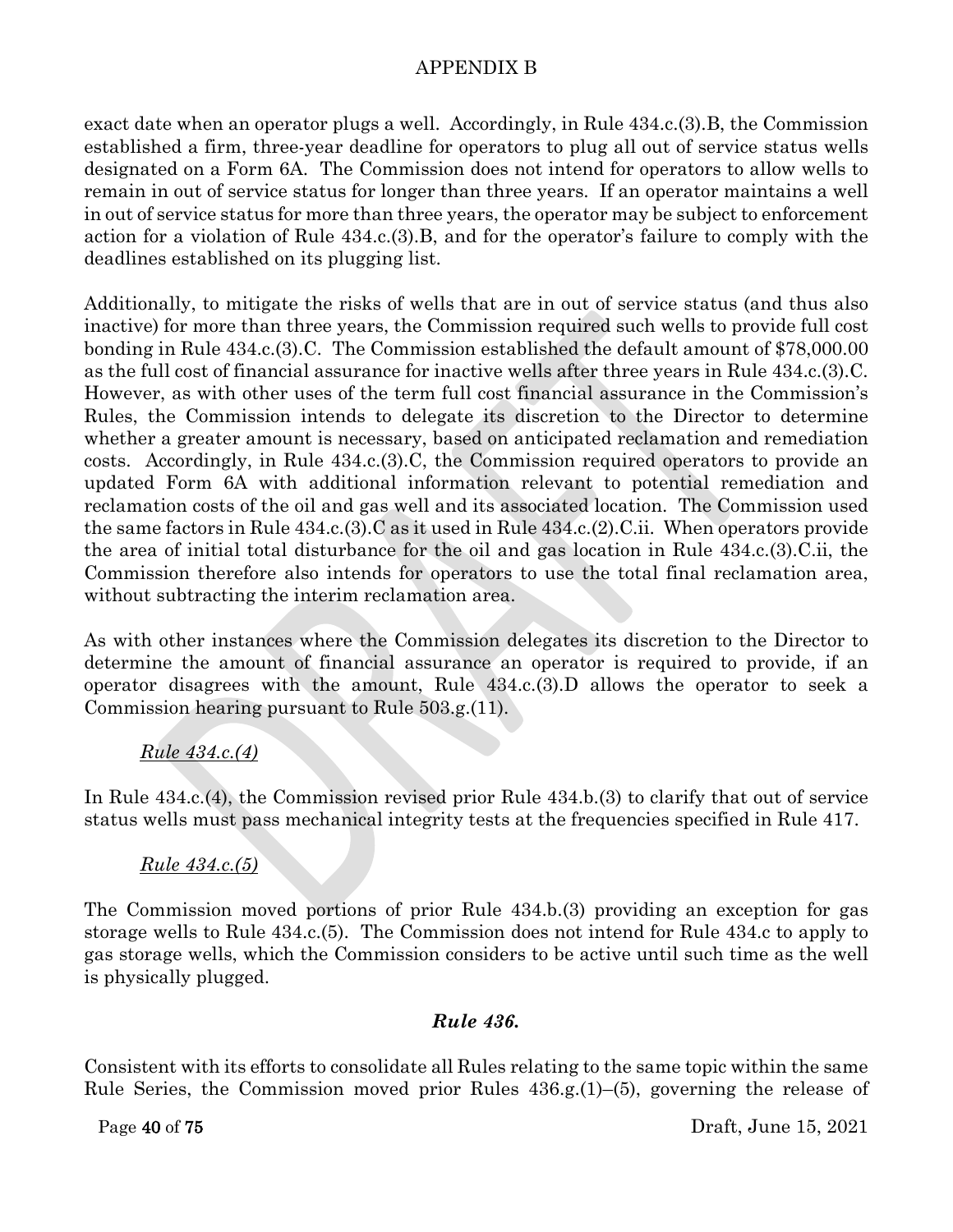exact date when an operator plugs a well. Accordingly, in Rule 434.c.(3).B, the Commission established a firm, three-year deadline for operators to plug all out of service status wells designated on a Form 6A. The Commission does not intend for operators to allow wells to remain in out of service status for longer than three years. If an operator maintains a well in out of service status for more than three years, the operator may be subject to enforcement action for a violation of Rule 434.c.(3).B, and for the operator's failure to comply with the deadlines established on its plugging list.

Additionally, to mitigate the risks of wells that are in out of service status (and thus also inactive) for more than three years, the Commission required such wells to provide full cost bonding in Rule 434.c.(3).C. The Commission established the default amount of $78,000.00 as the full cost of financial assurance for inactive wells after three years in Rule 434.c.(3).C. However, as with other uses of the term full cost financial assurance in the Commission's Rules, the Commission intends to delegate its discretion to the Director to determine whether a greater amount is necessary, based on anticipated reclamation and remediation costs. Accordingly, in Rule 434.c.(3).C, the Commission required operators to provide an updated Form 6A with additional information relevant to potential remediation and reclamation costs of the oil and gas well and its associated location. The Commission used the same factors in Rule 434.c.(3).C as it used in Rule 434.c.(2).C.ii. When operators provide the area of initial total disturbance for the oil and gas location in Rule 434.c.(3).C.ii, the Commission therefore also intends for operators to use the total final reclamation area, without subtracting the interim reclamation area.

As with other instances where the Commission delegates its discretion to the Director to determine the amount of financial assurance an operator is required to provide, if an operator disagrees with the amount, Rule 434.c.(3).D allows the operator to seek a Commission hearing pursuant to Rule 503.g.(11).

*Rule 434.c.(4)*

In Rule 434.c.(4), the Commission revised prior Rule 434.b.(3) to clarify that out of service status wells must pass mechanical integrity tests at the frequencies specified in Rule 417.

*Rule 434.c.(5)*

The Commission moved portions of prior Rule 434.b.(3) providing an exception for gas storage wells to Rule 434.c.(5). The Commission does not intend for Rule 434.c to apply to gas storage wells, which the Commission considers to be active until such time as the well is physically plugged.

### *Rule 436.*

Consistent with its efforts to consolidate all Rules relating to the same topic within the same Rule Series, the Commission moved prior Rules 436.g.(1)–(5), governing the release of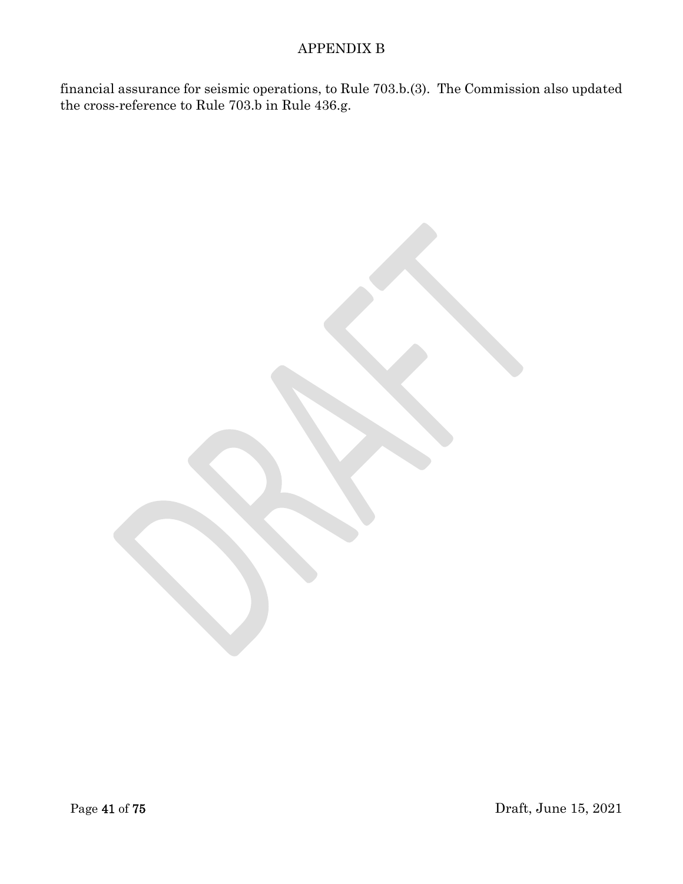financial assurance for seismic operations, to Rule 703.b.(3). The Commission also updated the cross-reference to Rule 703.b in Rule 436.g.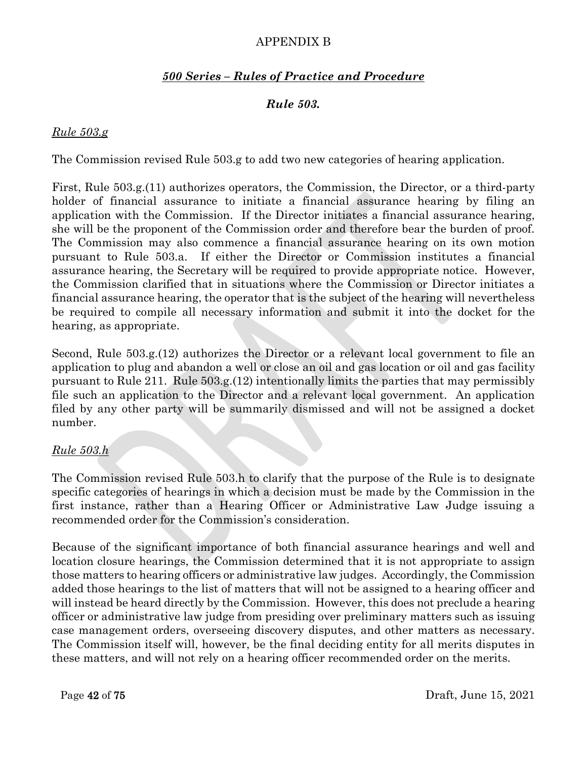APPENDIX B

## *500 Series – Rules of Practice and Procedure*

### *Rule 503.*

*Rule 503.g*

The Commission revised Rule 503.g to add two new categories of hearing application.

First, Rule 503.g.(11) authorizes operators, the Commission, the Director, or a third-party holder of financial assurance to initiate a financial assurance hearing by filing an application with the Commission. If the Director initiates a financial assurance hearing, she will be the proponent of the Commission order and therefore bear the burden of proof. The Commission may also commence a financial assurance hearing on its own motion pursuant to Rule 503.a. If either the Director or Commission institutes a financial assurance hearing, the Secretary will be required to provide appropriate notice. However, the Commission clarified that in situations where the Commission or Director initiates a financial assurance hearing, the operator that is the subject of the hearing will nevertheless be required to compile all necessary information and submit it into the docket for the hearing, as appropriate.

Second, Rule 503.g.(12) authorizes the Director or a relevant local government to file an application to plug and abandon a well or close an oil and gas location or oil and gas facility pursuant to Rule 211. Rule 503.g.(12) intentionally limits the parties that may permissibly file such an application to the Director and a relevant local government. An application filed by any other party will be summarily dismissed and will not be assigned a docket number.

*Rule 503.h*

The Commission revised Rule 503.h to clarify that the purpose of the Rule is to designate specific categories of hearings in which a decision must be made by the Commission in the first instance, rather than a Hearing Officer or Administrative Law Judge issuing a recommended order for the Commission's consideration.

Because of the significant importance of both financial assurance hearings and well and location closure hearings, the Commission determined that it is not appropriate to assign those matters to hearing officers or administrative law judges. Accordingly, the Commission added those hearings to the list of matters that will not be assigned to a hearing officer and will instead be heard directly by the Commission. However, this does not preclude a hearing officer or administrative law judge from presiding over preliminary matters such as issuing case management orders, overseeing discovery disputes, and other matters as necessary. The Commission itself will, however, be the final deciding entity for all merits disputes in these matters, and will not rely on a hearing officer recommended order on the merits.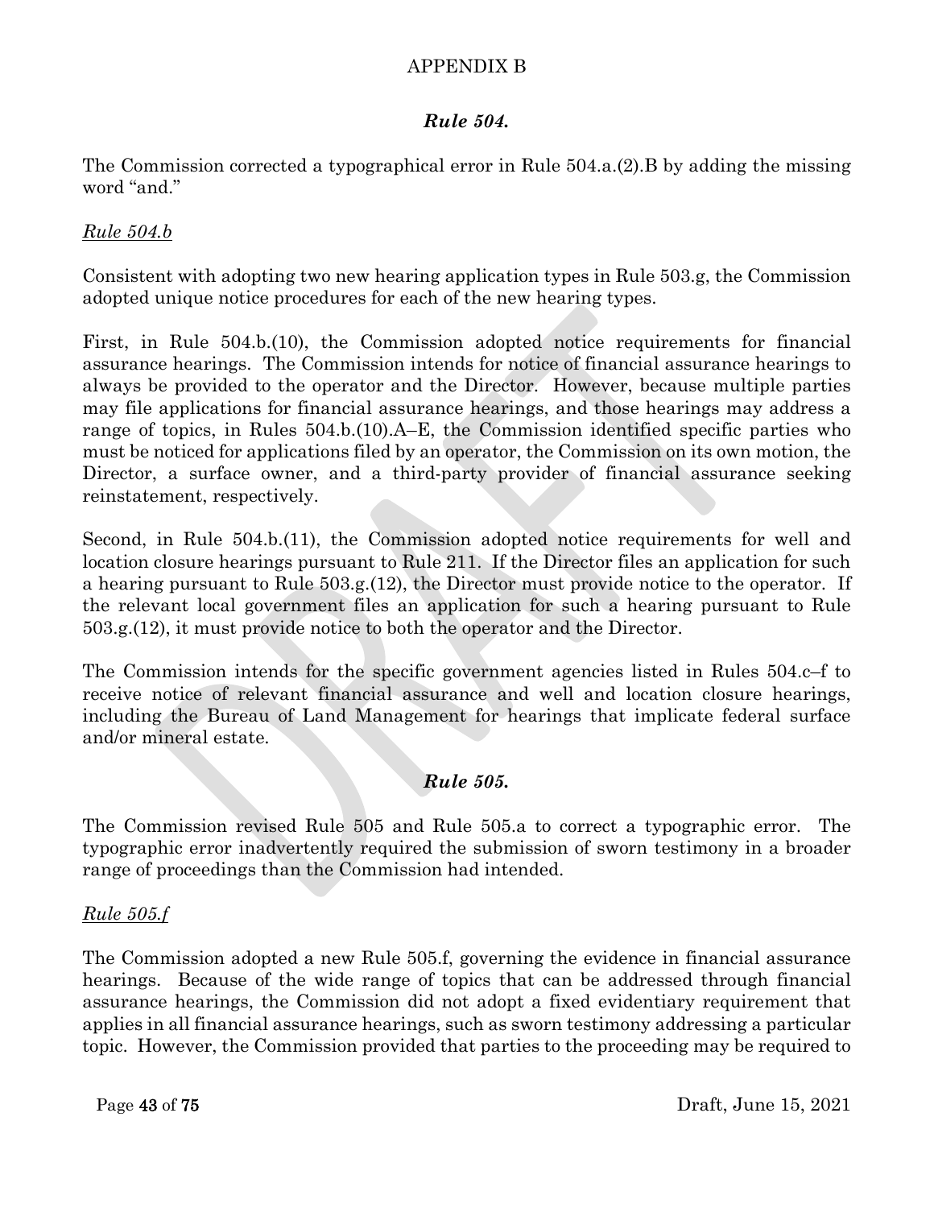# APPENDIX B

## *Rule 504.*

The Commission corrected a typographical error in Rule 504.a.(2).B by adding the missing word "and."

### *Rule 504.b*

Consistent with adopting two new hearing application types in Rule 503.g, the Commission adopted unique notice procedures for each of the new hearing types.

First, in Rule 504.b.(10), the Commission adopted notice requirements for financial assurance hearings. The Commission intends for notice of financial assurance hearings to always be provided to the operator and the Director. However, because multiple parties may file applications for financial assurance hearings, and those hearings may address a range of topics, in Rules 504.b.(10).A–E, the Commission identified specific parties who must be noticed for applications filed by an operator, the Commission on its own motion, the Director, a surface owner, and a third-party provider of financial assurance seeking reinstatement, respectively.

Second, in Rule 504.b.(11), the Commission adopted notice requirements for well and location closure hearings pursuant to Rule 211. If the Director files an application for such a hearing pursuant to Rule 503.g.(12), the Director must provide notice to the operator. If the relevant local government files an application for such a hearing pursuant to Rule 503.g.(12), it must provide notice to both the operator and the Director.

The Commission intends for the specific government agencies listed in Rules 504.c–f to receive notice of relevant financial assurance and well and location closure hearings, including the Bureau of Land Management for hearings that implicate federal surface and/or mineral estate.

## *Rule 505.*

The Commission revised Rule 505 and Rule 505.a to correct a typographic error. The typographic error inadvertently required the submission of sworn testimony in a broader range of proceedings than the Commission had intended.

### *Rule 505.f*

The Commission adopted a new Rule 505.f, governing the evidence in financial assurance hearings. Because of the wide range of topics that can be addressed through financial assurance hearings, the Commission did not adopt a fixed evidentiary requirement that applies in all financial assurance hearings, such as sworn testimony addressing a particular topic. However, the Commission provided that parties to the proceeding may be required to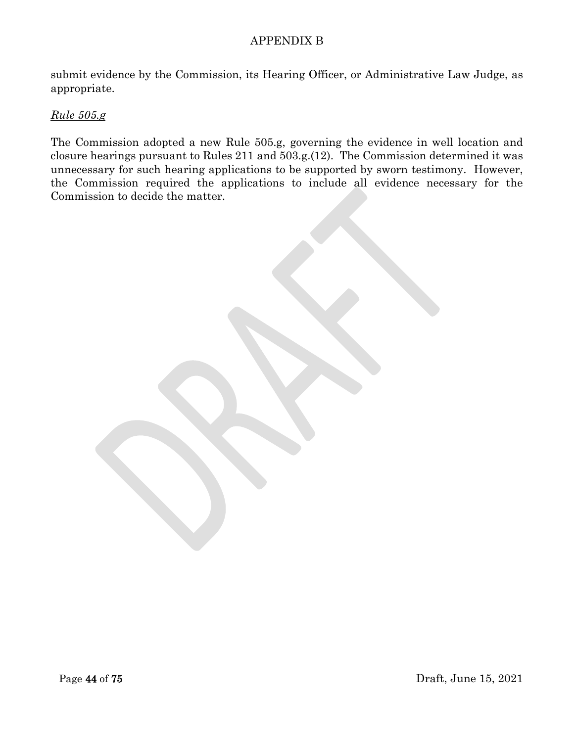submit evidence by the Commission, its Hearing Officer, or Administrative Law Judge, as appropriate.

*Rule 505.g*

The Commission adopted a new Rule 505.g, governing the evidence in well location and closure hearings pursuant to Rules 211 and 503.g.(12). The Commission determined it was unnecessary for such hearing applications to be supported by sworn testimony. However, the Commission required the applications to include all evidence necessary for the Commission to decide the matter.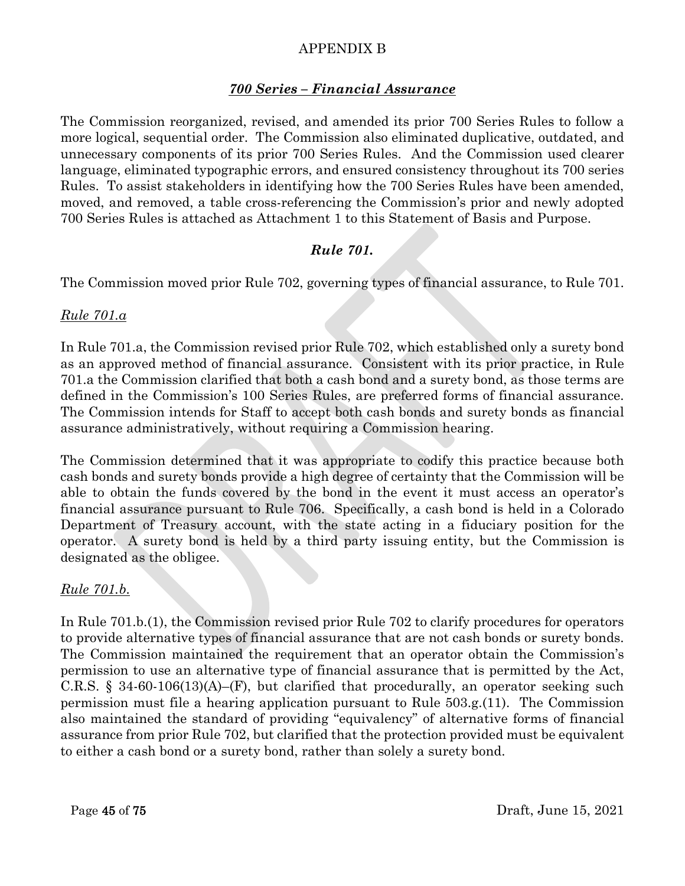APPENDIX B

## *700 Series – Financial Assurance*

The Commission reorganized, revised, and amended its prior 700 Series Rules to follow a more logical, sequential order. The Commission also eliminated duplicative, outdated, and unnecessary components of its prior 700 Series Rules. And the Commission used clearer language, eliminated typographic errors, and ensured consistency throughout its 700 series Rules. To assist stakeholders in identifying how the 700 Series Rules have been amended, moved, and removed, a table cross-referencing the Commission's prior and newly adopted 700 Series Rules is attached as Attachment 1 to this Statement of Basis and Purpose.

### *Rule 701.*

The Commission moved prior Rule 702, governing types of financial assurance, to Rule 701.

#### *Rule 701.a*

In Rule 701.a, the Commission revised prior Rule 702, which established only a surety bond as an approved method of financial assurance. Consistent with its prior practice, in Rule 701.a the Commission clarified that both a cash bond and a surety bond, as those terms are defined in the Commission's 100 Series Rules, are preferred forms of financial assurance. The Commission intends for Staff to accept both cash bonds and surety bonds as financial assurance administratively, without requiring a Commission hearing.

The Commission determined that it was appropriate to codify this practice because both cash bonds and surety bonds provide a high degree of certainty that the Commission will be able to obtain the funds covered by the bond in the event it must access an operator's financial assurance pursuant to Rule 706. Specifically, a cash bond is held in a Colorado Department of Treasury account, with the state acting in a fiduciary position for the operator. A surety bond is held by a third party issuing entity, but the Commission is designated as the obligee.

#### *Rule 701.b.*

In Rule 701.b.(1), the Commission revised prior Rule 702 to clarify procedures for operators to provide alternative types of financial assurance that are not cash bonds or surety bonds. The Commission maintained the requirement that an operator obtain the Commission's permission to use an alternative type of financial assurance that is permitted by the Act, C.R.S. § 34-60-106(13)(A)–(F), but clarified that procedurally, an operator seeking such permission must file a hearing application pursuant to Rule 503.g.(11). The Commission also maintained the standard of providing "equivalency" of alternative forms of financial assurance from prior Rule 702, but clarified that the protection provided must be equivalent to either a cash bond or a surety bond, rather than solely a surety bond.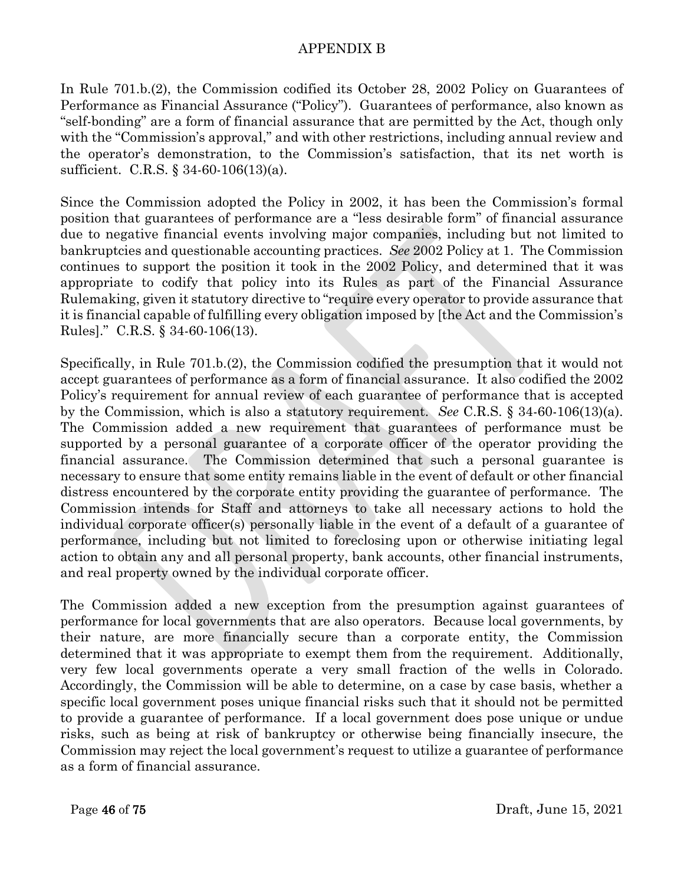# APPENDIX B

In Rule 701.b.(2), the Commission codified its October 28, 2002 Policy on Guarantees of Performance as Financial Assurance ("Policy"). Guarantees of performance, also known as "self-bonding" are a form of financial assurance that are permitted by the Act, though only with the "Commission's approval," and with other restrictions, including annual review and the operator's demonstration, to the Commission's satisfaction, that its net worth is sufficient. C.R.S. § 34-60-106(13)(a).

Since the Commission adopted the Policy in 2002, it has been the Commission's formal position that guarantees of performance are a "less desirable form" of financial assurance due to negative financial events involving major companies, including but not limited to bankruptcies and questionable accounting practices. *See* 2002 Policy at 1. The Commission continues to support the position it took in the 2002 Policy, and determined that it was appropriate to codify that policy into its Rules as part of the Financial Assurance Rulemaking, given it statutory directive to "require every operator to provide assurance that it is financial capable of fulfilling every obligation imposed by [the Act and the Commission's Rules]." C.R.S. § 34-60-106(13).

Specifically, in Rule 701.b.(2), the Commission codified the presumption that it would not accept guarantees of performance as a form of financial assurance. It also codified the 2002 Policy's requirement for annual review of each guarantee of performance that is accepted by the Commission, which is also a statutory requirement. *See* C.R.S. § 34-60-106(13)(a). The Commission added a new requirement that guarantees of performance must be supported by a personal guarantee of a corporate officer of the operator providing the financial assurance. The Commission determined that such a personal guarantee is necessary to ensure that some entity remains liable in the event of default or other financial distress encountered by the corporate entity providing the guarantee of performance. The Commission intends for Staff and attorneys to take all necessary actions to hold the individual corporate officer(s) personally liable in the event of a default of a guarantee of performance, including but not limited to foreclosing upon or otherwise initiating legal action to obtain any and all personal property, bank accounts, other financial instruments, and real property owned by the individual corporate officer.

The Commission added a new exception from the presumption against guarantees of performance for local governments that are also operators. Because local governments, by their nature, are more financially secure than a corporate entity, the Commission determined that it was appropriate to exempt them from the requirement. Additionally, very few local governments operate a very small fraction of the wells in Colorado. Accordingly, the Commission will be able to determine, on a case by case basis, whether a specific local government poses unique financial risks such that it should not be permitted to provide a guarantee of performance. If a local government does pose unique or undue risks, such as being at risk of bankruptcy or otherwise being financially insecure, the Commission may reject the local government's request to utilize a guarantee of performance as a form of financial assurance.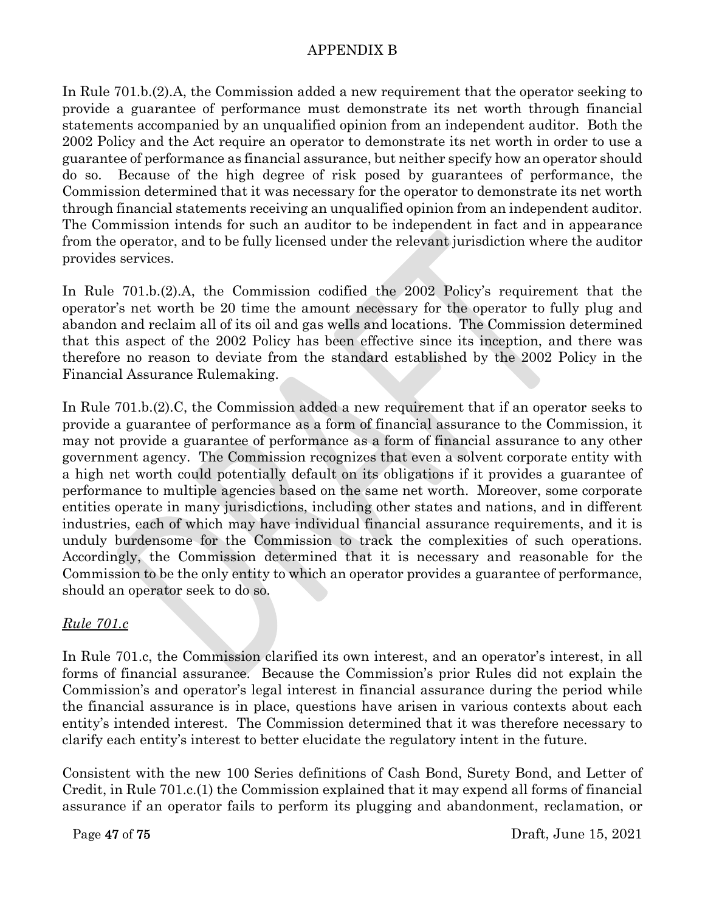# APPENDIX B

In Rule 701.b.(2).A, the Commission added a new requirement that the operator seeking to provide a guarantee of performance must demonstrate its net worth through financial statements accompanied by an unqualified opinion from an independent auditor. Both the 2002 Policy and the Act require an operator to demonstrate its net worth in order to use a guarantee of performance as financial assurance, but neither specify how an operator should do so. Because of the high degree of risk posed by guarantees of performance, the Commission determined that it was necessary for the operator to demonstrate its net worth through financial statements receiving an unqualified opinion from an independent auditor. The Commission intends for such an auditor to be independent in fact and in appearance from the operator, and to be fully licensed under the relevant jurisdiction where the auditor provides services.

In Rule 701.b.(2).A, the Commission codified the 2002 Policy's requirement that the operator's net worth be 20 time the amount necessary for the operator to fully plug and abandon and reclaim all of its oil and gas wells and locations. The Commission determined that this aspect of the 2002 Policy has been effective since its inception, and there was therefore no reason to deviate from the standard established by the 2002 Policy in the Financial Assurance Rulemaking.

In Rule 701.b.(2).C, the Commission added a new requirement that if an operator seeks to provide a guarantee of performance as a form of financial assurance to the Commission, it may not provide a guarantee of performance as a form of financial assurance to any other government agency. The Commission recognizes that even a solvent corporate entity with a high net worth could potentially default on its obligations if it provides a guarantee of performance to multiple agencies based on the same net worth. Moreover, some corporate entities operate in many jurisdictions, including other states and nations, and in different industries, each of which may have individual financial assurance requirements, and it is unduly burdensome for the Commission to track the complexities of such operations. Accordingly, the Commission determined that it is necessary and reasonable for the Commission to be the only entity to which an operator provides a guarantee of performance, should an operator seek to do so.

*Rule 701.c*

In Rule 701.c, the Commission clarified its own interest, and an operator's interest, in all forms of financial assurance. Because the Commission's prior Rules did not explain the Commission's and operator's legal interest in financial assurance during the period while the financial assurance is in place, questions have arisen in various contexts about each entity's intended interest. The Commission determined that it was therefore necessary to clarify each entity's interest to better elucidate the regulatory intent in the future.

Consistent with the new 100 Series definitions of Cash Bond, Surety Bond, and Letter of Credit, in Rule 701.c.(1) the Commission explained that it may expend all forms of financial assurance if an operator fails to perform its plugging and abandonment, reclamation, or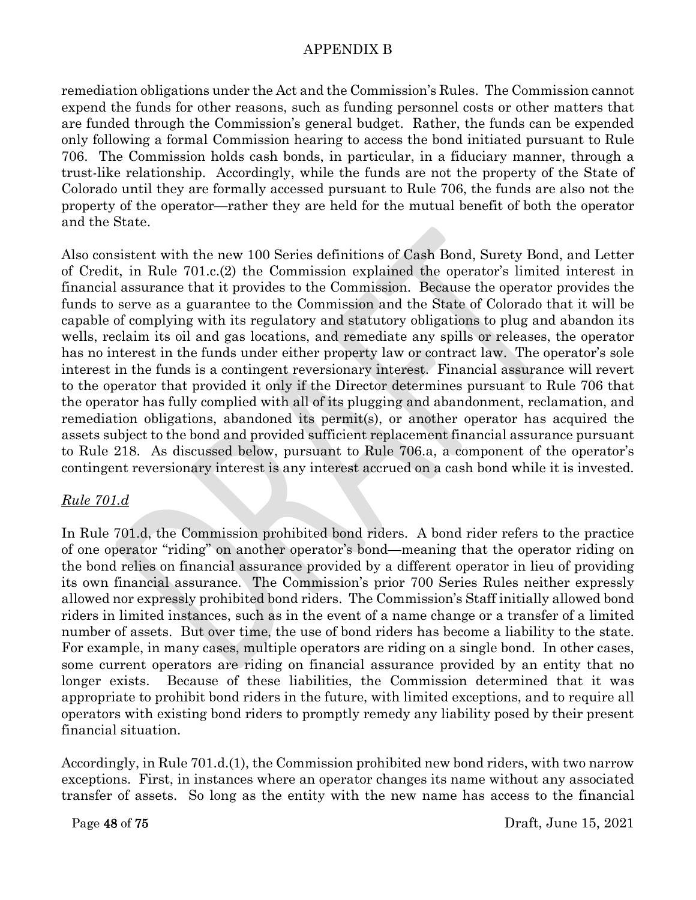remediation obligations under the Act and the Commission's Rules. The Commission cannot expend the funds for other reasons, such as funding personnel costs or other matters that are funded through the Commission's general budget. Rather, the funds can be expended only following a formal Commission hearing to access the bond initiated pursuant to Rule 706. The Commission holds cash bonds, in particular, in a fiduciary manner, through a trust-like relationship. Accordingly, while the funds are not the property of the State of Colorado until they are formally accessed pursuant to Rule 706, the funds are also not the property of the operator—rather they are held for the mutual benefit of both the operator and the State.

Also consistent with the new 100 Series definitions of Cash Bond, Surety Bond, and Letter of Credit, in Rule 701.c.(2) the Commission explained the operator's limited interest in financial assurance that it provides to the Commission. Because the operator provides the funds to serve as a guarantee to the Commission and the State of Colorado that it will be capable of complying with its regulatory and statutory obligations to plug and abandon its wells, reclaim its oil and gas locations, and remediate any spills or releases, the operator has no interest in the funds under either property law or contract law. The operator's sole interest in the funds is a contingent reversionary interest. Financial assurance will revert to the operator that provided it only if the Director determines pursuant to Rule 706 that the operator has fully complied with all of its plugging and abandonment, reclamation, and remediation obligations, abandoned its permit(s), or another operator has acquired the assets subject to the bond and provided sufficient replacement financial assurance pursuant to Rule 218. As discussed below, pursuant to Rule 706.a, a component of the operator's contingent reversionary interest is any interest accrued on a cash bond while it is invested.

*Rule 701.d*

In Rule 701.d, the Commission prohibited bond riders. A bond rider refers to the practice of one operator "riding" on another operator's bond—meaning that the operator riding on the bond relies on financial assurance provided by a different operator in lieu of providing its own financial assurance. The Commission's prior 700 Series Rules neither expressly allowed nor expressly prohibited bond riders. The Commission's Staff initially allowed bond riders in limited instances, such as in the event of a name change or a transfer of a limited number of assets. But over time, the use of bond riders has become a liability to the state. For example, in many cases, multiple operators are riding on a single bond. In other cases, some current operators are riding on financial assurance provided by an entity that no longer exists. Because of these liabilities, the Commission determined that it was appropriate to prohibit bond riders in the future, with limited exceptions, and to require all operators with existing bond riders to promptly remedy any liability posed by their present financial situation.

Accordingly, in Rule 701.d.(1), the Commission prohibited new bond riders, with two narrow exceptions. First, in instances where an operator changes its name without any associated transfer of assets. So long as the entity with the new name has access to the financial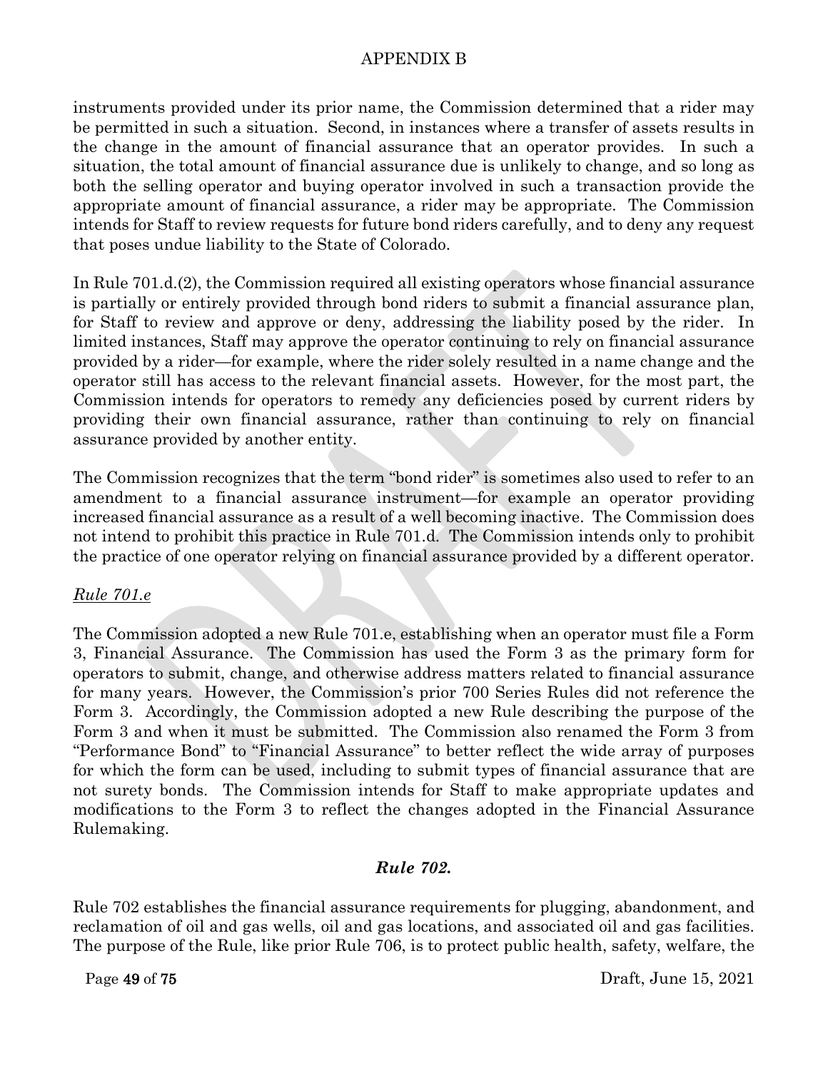instruments provided under its prior name, the Commission determined that a rider may be permitted in such a situation. Second, in instances where a transfer of assets results in the change in the amount of financial assurance that an operator provides. In such a situation, the total amount of financial assurance due is unlikely to change, and so long as both the selling operator and buying operator involved in such a transaction provide the appropriate amount of financial assurance, a rider may be appropriate. The Commission intends for Staff to review requests for future bond riders carefully, and to deny any request that poses undue liability to the State of Colorado.

In Rule 701.d.(2), the Commission required all existing operators whose financial assurance is partially or entirely provided through bond riders to submit a financial assurance plan, for Staff to review and approve or deny, addressing the liability posed by the rider. In limited instances, Staff may approve the operator continuing to rely on financial assurance provided by a rider—for example, where the rider solely resulted in a name change and the operator still has access to the relevant financial assets. However, for the most part, the Commission intends for operators to remedy any deficiencies posed by current riders by providing their own financial assurance, rather than continuing to rely on financial assurance provided by another entity.

The Commission recognizes that the term "bond rider" is sometimes also used to refer to an amendment to a financial assurance instrument—for example an operator providing increased financial assurance as a result of a well becoming inactive. The Commission does not intend to prohibit this practice in Rule 701.d. The Commission intends only to prohibit the practice of one operator relying on financial assurance provided by a different operator.

*Rule 701.e*

The Commission adopted a new Rule 701.e, establishing when an operator must file a Form 3, Financial Assurance. The Commission has used the Form 3 as the primary form for operators to submit, change, and otherwise address matters related to financial assurance for many years. However, the Commission's prior 700 Series Rules did not reference the Form 3. Accordingly, the Commission adopted a new Rule describing the purpose of the Form 3 and when it must be submitted. The Commission also renamed the Form 3 from "Performance Bond" to "Financial Assurance" to better reflect the wide array of purposes for which the form can be used, including to submit types of financial assurance that are not surety bonds. The Commission intends for Staff to make appropriate updates and modifications to the Form 3 to reflect the changes adopted in the Financial Assurance Rulemaking.

### *Rule 702.*

Rule 702 establishes the financial assurance requirements for plugging, abandonment, and reclamation of oil and gas wells, oil and gas locations, and associated oil and gas facilities. The purpose of the Rule, like prior Rule 706, is to protect public health, safety, welfare, the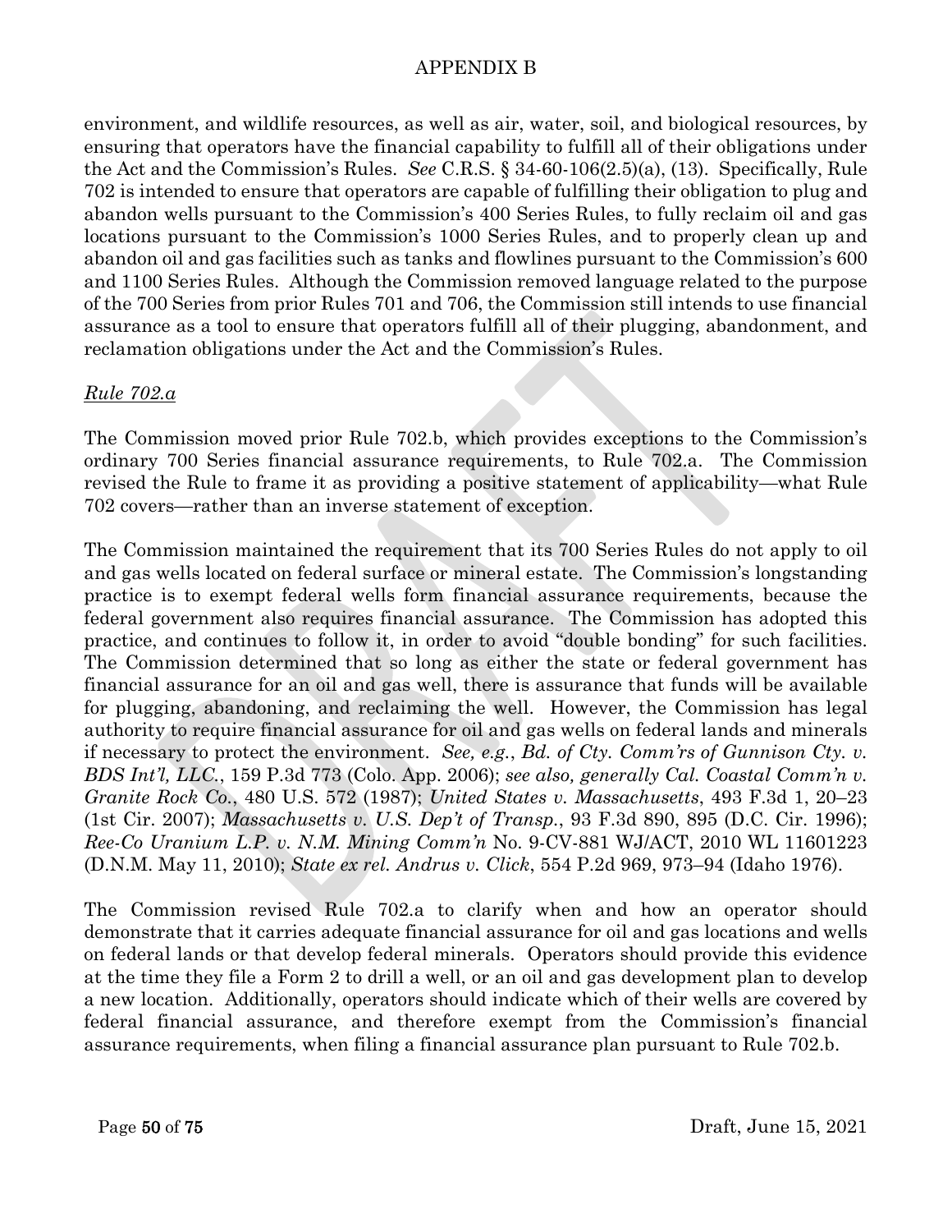environment, and wildlife resources, as well as air, water, soil, and biological resources, by ensuring that operators have the financial capability to fulfill all of their obligations under the Act and the Commission's Rules. *See* C.R.S. § 34-60-106(2.5)(a), (13). Specifically, Rule 702 is intended to ensure that operators are capable of fulfilling their obligation to plug and abandon wells pursuant to the Commission's 400 Series Rules, to fully reclaim oil and gas locations pursuant to the Commission's 1000 Series Rules, and to properly clean up and abandon oil and gas facilities such as tanks and flowlines pursuant to the Commission's 600 and 1100 Series Rules. Although the Commission removed language related to the purpose of the 700 Series from prior Rules 701 and 706, the Commission still intends to use financial assurance as a tool to ensure that operators fulfill all of their plugging, abandonment, and reclamation obligations under the Act and the Commission's Rules.

*Rule 702.a*

The Commission moved prior Rule 702.b, which provides exceptions to the Commission's ordinary 700 Series financial assurance requirements, to Rule 702.a. The Commission revised the Rule to frame it as providing a positive statement of applicability—what Rule 702 covers—rather than an inverse statement of exception.

The Commission maintained the requirement that its 700 Series Rules do not apply to oil and gas wells located on federal surface or mineral estate. The Commission's longstanding practice is to exempt federal wells form financial assurance requirements, because the federal government also requires financial assurance. The Commission has adopted this practice, and continues to follow it, in order to avoid "double bonding" for such facilities. The Commission determined that so long as either the state or federal government has financial assurance for an oil and gas well, there is assurance that funds will be available for plugging, abandoning, and reclaiming the well. However, the Commission has legal authority to require financial assurance for oil and gas wells on federal lands and minerals if necessary to protect the environment. *See, e.g.*, *Bd. of Cty. Comm'rs of Gunnison Cty. v. BDS Int'l, LLC.*, 159 P.3d 773 (Colo. App. 2006); *see also, generally Cal. Coastal Comm'n v. Granite Rock Co.*, 480 U.S. 572 (1987); *United States v. Massachusetts*, 493 F.3d 1, 20–23 (1st Cir. 2007); *Massachusetts v. U.S. Dep't of Transp.*, 93 F.3d 890, 895 (D.C. Cir. 1996); *Ree-Co Uranium L.P. v. N.M. Mining Comm'n* No. 9-CV-881 WJ/ACT, 2010 WL 11601223 (D.N.M. May 11, 2010); *State ex rel. Andrus v. Click*, 554 P.2d 969, 973–94 (Idaho 1976).

The Commission revised Rule 702.a to clarify when and how an operator should demonstrate that it carries adequate financial assurance for oil and gas locations and wells on federal lands or that develop federal minerals. Operators should provide this evidence at the time they file a Form 2 to drill a well, or an oil and gas development plan to develop a new location. Additionally, operators should indicate which of their wells are covered by federal financial assurance, and therefore exempt from the Commission's financial assurance requirements, when filing a financial assurance plan pursuant to Rule 702.b.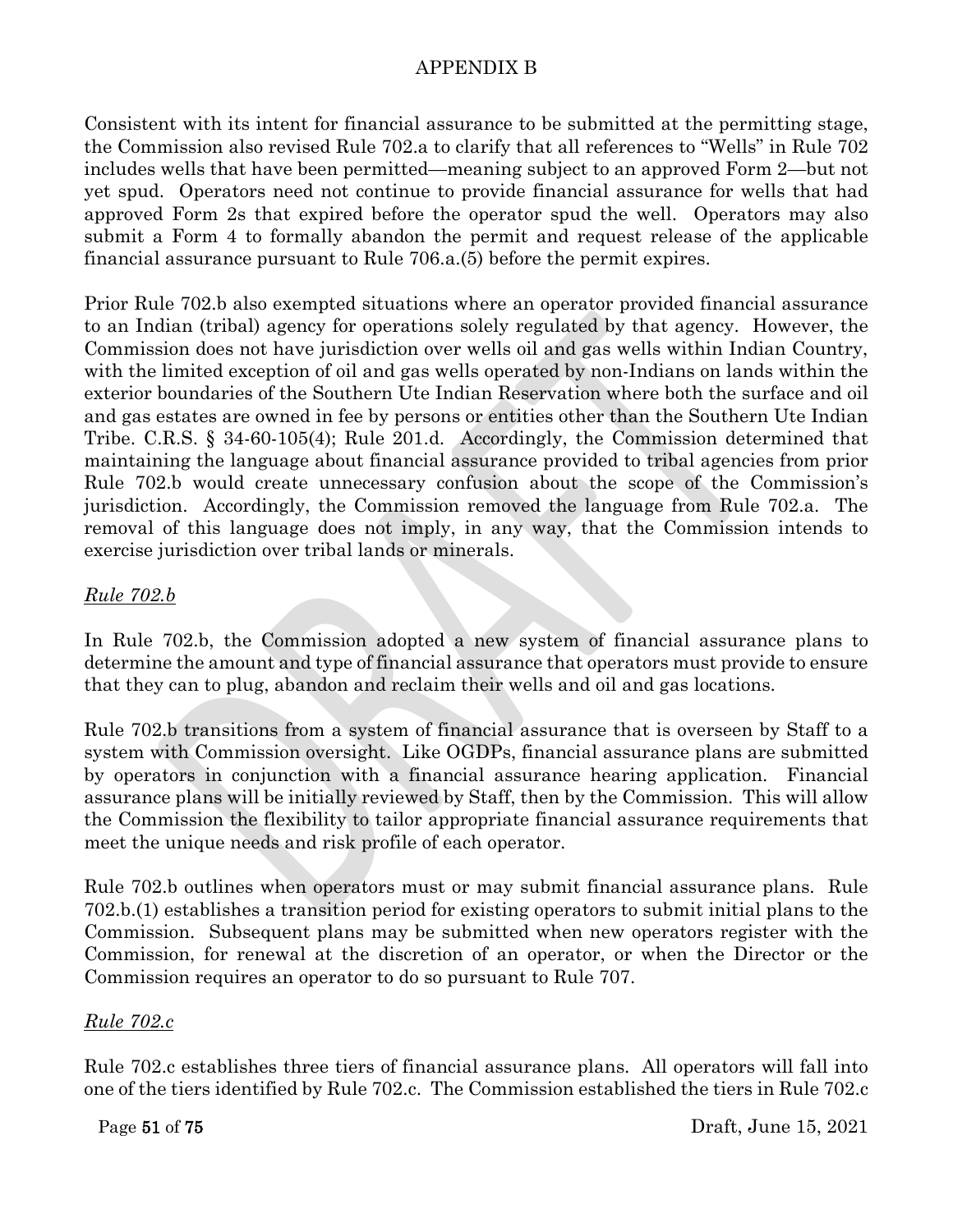Consistent with its intent for financial assurance to be submitted at the permitting stage, the Commission also revised Rule 702.a to clarify that all references to "Wells" in Rule 702 includes wells that have been permitted—meaning subject to an approved Form 2—but not yet spud. Operators need not continue to provide financial assurance for wells that had approved Form 2s that expired before the operator spud the well. Operators may also submit a Form 4 to formally abandon the permit and request release of the applicable financial assurance pursuant to Rule 706.a.(5) before the permit expires.

Prior Rule 702.b also exempted situations where an operator provided financial assurance to an Indian (tribal) agency for operations solely regulated by that agency. However, the Commission does not have jurisdiction over wells oil and gas wells within Indian Country, with the limited exception of oil and gas wells operated by non-Indians on lands within the exterior boundaries of the Southern Ute Indian Reservation where both the surface and oil and gas estates are owned in fee by persons or entities other than the Southern Ute Indian Tribe. C.R.S. § 34-60-105(4); Rule 201.d. Accordingly, the Commission determined that maintaining the language about financial assurance provided to tribal agencies from prior Rule 702.b would create unnecessary confusion about the scope of the Commission's jurisdiction. Accordingly, the Commission removed the language from Rule 702.a. The removal of this language does not imply, in any way, that the Commission intends to exercise jurisdiction over tribal lands or minerals.

*Rule 702.b*

In Rule 702.b, the Commission adopted a new system of financial assurance plans to determine the amount and type of financial assurance that operators must provide to ensure that they can to plug, abandon and reclaim their wells and oil and gas locations.

Rule 702.b transitions from a system of financial assurance that is overseen by Staff to a system with Commission oversight. Like OGDPs, financial assurance plans are submitted by operators in conjunction with a financial assurance hearing application. Financial assurance plans will be initially reviewed by Staff, then by the Commission. This will allow the Commission the flexibility to tailor appropriate financial assurance requirements that meet the unique needs and risk profile of each operator.

Rule 702.b outlines when operators must or may submit financial assurance plans. Rule 702.b.(1) establishes a transition period for existing operators to submit initial plans to the Commission. Subsequent plans may be submitted when new operators register with the Commission, for renewal at the discretion of an operator, or when the Director or the Commission requires an operator to do so pursuant to Rule 707.

*Rule 702.c*

Rule 702.c establishes three tiers of financial assurance plans. All operators will fall into one of the tiers identified by Rule 702.c. The Commission established the tiers in Rule 702.c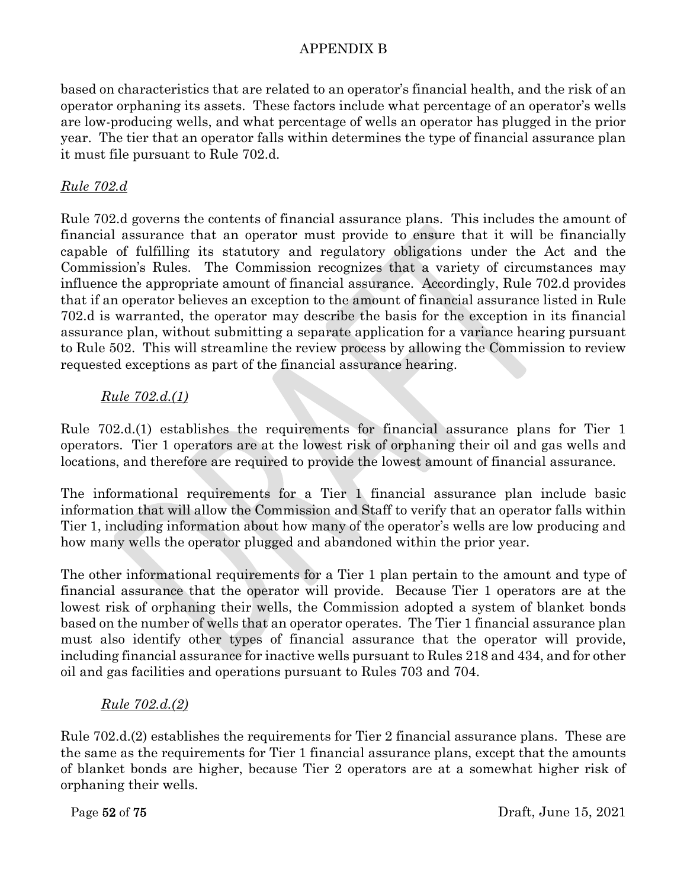based on characteristics that are related to an operator's financial health, and the risk of an operator orphaning its assets. These factors include what percentage of an operator's wells are low-producing wells, and what percentage of wells an operator has plugged in the prior year. The tier that an operator falls within determines the type of financial assurance plan it must file pursuant to Rule 702.d.

*Rule 702.d*

Rule 702.d governs the contents of financial assurance plans. This includes the amount of financial assurance that an operator must provide to ensure that it will be financially capable of fulfilling its statutory and regulatory obligations under the Act and the Commission's Rules. The Commission recognizes that a variety of circumstances may influence the appropriate amount of financial assurance. Accordingly, Rule 702.d provides that if an operator believes an exception to the amount of financial assurance listed in Rule 702.d is warranted, the operator may describe the basis for the exception in its financial assurance plan, without submitting a separate application for a variance hearing pursuant to Rule 502. This will streamline the review process by allowing the Commission to review requested exceptions as part of the financial assurance hearing.

*Rule 702.d.(1)*

Rule 702.d.(1) establishes the requirements for financial assurance plans for Tier 1 operators. Tier 1 operators are at the lowest risk of orphaning their oil and gas wells and locations, and therefore are required to provide the lowest amount of financial assurance.

The informational requirements for a Tier 1 financial assurance plan include basic information that will allow the Commission and Staff to verify that an operator falls within Tier 1, including information about how many of the operator's wells are low producing and how many wells the operator plugged and abandoned within the prior year.

The other informational requirements for a Tier 1 plan pertain to the amount and type of financial assurance that the operator will provide. Because Tier 1 operators are at the lowest risk of orphaning their wells, the Commission adopted a system of blanket bonds based on the number of wells that an operator operates. The Tier 1 financial assurance plan must also identify other types of financial assurance that the operator will provide, including financial assurance for inactive wells pursuant to Rules 218 and 434, and for other oil and gas facilities and operations pursuant to Rules 703 and 704.

*Rule 702.d.(2)*

Rule 702.d.(2) establishes the requirements for Tier 2 financial assurance plans. These are the same as the requirements for Tier 1 financial assurance plans, except that the amounts of blanket bonds are higher, because Tier 2 operators are at a somewhat higher risk of orphaning their wells.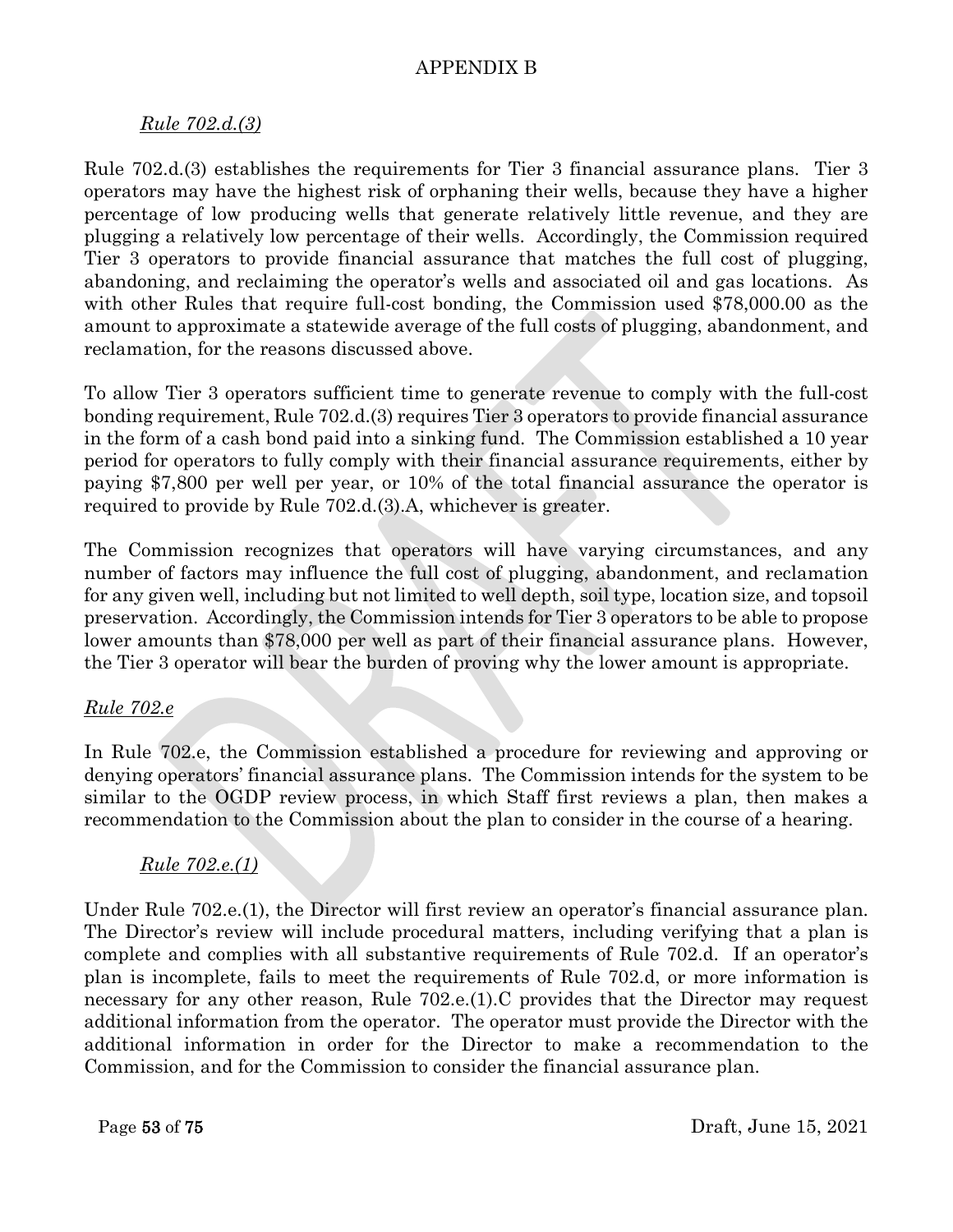## APPENDIX B

*Rule 702.d.(3)*

Rule 702.d.(3) establishes the requirements for Tier 3 financial assurance plans. Tier 3 operators may have the highest risk of orphaning their wells, because they have a higher percentage of low producing wells that generate relatively little revenue, and they are plugging a relatively low percentage of their wells. Accordingly, the Commission required Tier 3 operators to provide financial assurance that matches the full cost of plugging, abandoning, and reclaiming the operator's wells and associated oil and gas locations. As with other Rules that require full-cost bonding, the Commission used $78,000.00 as the amount to approximate a statewide average of the full costs of plugging, abandonment, and reclamation, for the reasons discussed above.

To allow Tier 3 operators sufficient time to generate revenue to comply with the full-cost bonding requirement, Rule 702.d.(3) requires Tier 3 operators to provide financial assurance in the form of a cash bond paid into a sinking fund. The Commission established a 10 year period for operators to fully comply with their financial assurance requirements, either by paying $7,800 per well per year, or 10% of the total financial assurance the operator is required to provide by Rule 702.d.(3).A, whichever is greater.

The Commission recognizes that operators will have varying circumstances, and any number of factors may influence the full cost of plugging, abandonment, and reclamation for any given well, including but not limited to well depth, soil type, location size, and topsoil preservation. Accordingly, the Commission intends for Tier 3 operators to be able to propose lower amounts than $78,000 per well as part of their financial assurance plans. However, the Tier 3 operator will bear the burden of proving why the lower amount is appropriate.

*Rule 702.e*

In Rule 702.e, the Commission established a procedure for reviewing and approving or denying operators' financial assurance plans. The Commission intends for the system to be similar to the OGDP review process, in which Staff first reviews a plan, then makes a recommendation to the Commission about the plan to consider in the course of a hearing.

*Rule 702.e.(1)*

Under Rule 702.e.(1), the Director will first review an operator's financial assurance plan. The Director's review will include procedural matters, including verifying that a plan is complete and complies with all substantive requirements of Rule 702.d. If an operator's plan is incomplete, fails to meet the requirements of Rule 702.d, or more information is necessary for any other reason, Rule 702.e.(1).C provides that the Director may request additional information from the operator. The operator must provide the Director with the additional information in order for the Director to make a recommendation to the Commission, and for the Commission to consider the financial assurance plan.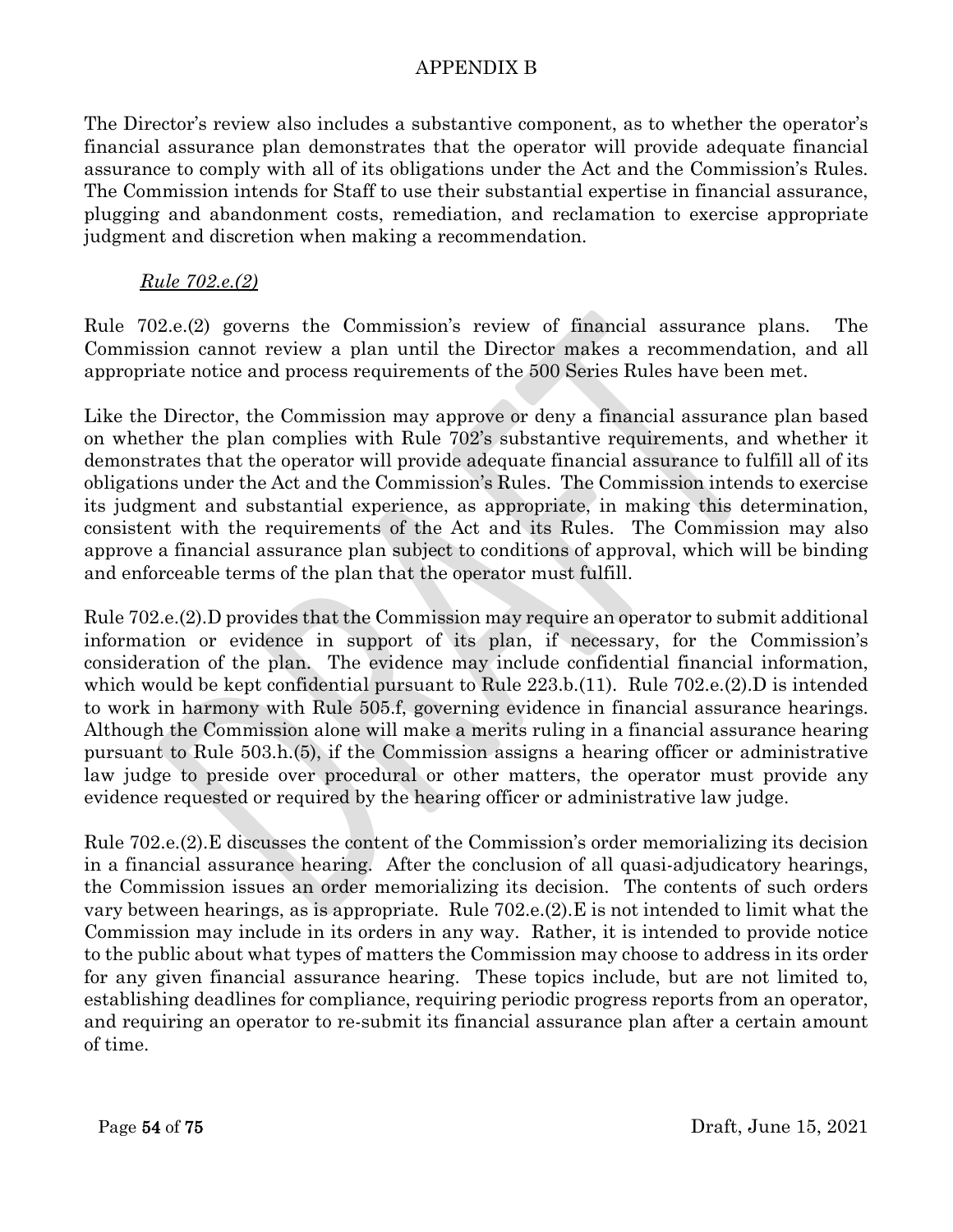The Director's review also includes a substantive component, as to whether the operator's financial assurance plan demonstrates that the operator will provide adequate financial assurance to comply with all of its obligations under the Act and the Commission's Rules. The Commission intends for Staff to use their substantial expertise in financial assurance, plugging and abandonment costs, remediation, and reclamation to exercise appropriate judgment and discretion when making a recommendation.

*Rule 702.e.(2)*

Rule 702.e.(2) governs the Commission's review of financial assurance plans. The Commission cannot review a plan until the Director makes a recommendation, and all appropriate notice and process requirements of the 500 Series Rules have been met.

Like the Director, the Commission may approve or deny a financial assurance plan based on whether the plan complies with Rule 702's substantive requirements, and whether it demonstrates that the operator will provide adequate financial assurance to fulfill all of its obligations under the Act and the Commission's Rules. The Commission intends to exercise its judgment and substantial experience, as appropriate, in making this determination, consistent with the requirements of the Act and its Rules. The Commission may also approve a financial assurance plan subject to conditions of approval, which will be binding and enforceable terms of the plan that the operator must fulfill.

Rule 702.e.(2).D provides that the Commission may require an operator to submit additional information or evidence in support of its plan, if necessary, for the Commission's consideration of the plan. The evidence may include confidential financial information, which would be kept confidential pursuant to Rule 223.b.(11). Rule 702.e.(2).D is intended to work in harmony with Rule 505.f, governing evidence in financial assurance hearings. Although the Commission alone will make a merits ruling in a financial assurance hearing pursuant to Rule 503.h.(5), if the Commission assigns a hearing officer or administrative law judge to preside over procedural or other matters, the operator must provide any evidence requested or required by the hearing officer or administrative law judge.

Rule 702.e.(2).E discusses the content of the Commission's order memorializing its decision in a financial assurance hearing. After the conclusion of all quasi-adjudicatory hearings, the Commission issues an order memorializing its decision. The contents of such orders vary between hearings, as is appropriate. Rule 702.e.(2).E is not intended to limit what the Commission may include in its orders in any way. Rather, it is intended to provide notice to the public about what types of matters the Commission may choose to address in its order for any given financial assurance hearing. These topics include, but are not limited to, establishing deadlines for compliance, requiring periodic progress reports from an operator, and requiring an operator to re-submit its financial assurance plan after a certain amount of time.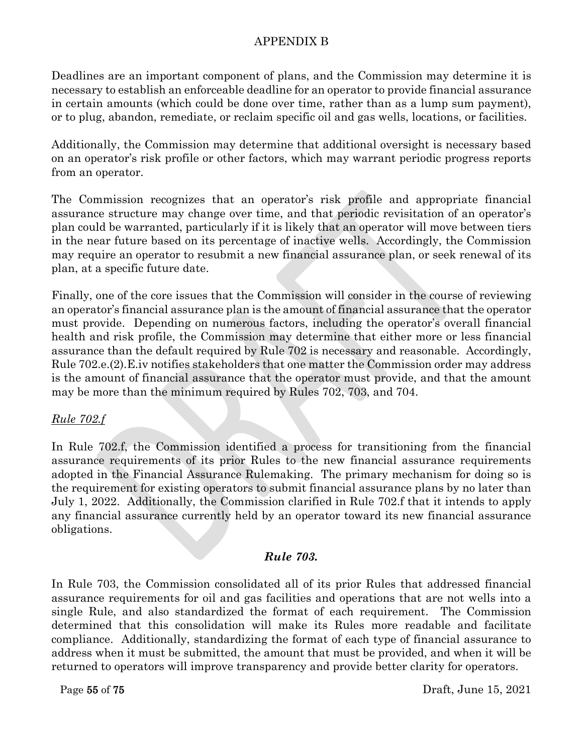Deadlines are an important component of plans, and the Commission may determine it is necessary to establish an enforceable deadline for an operator to provide financial assurance in certain amounts (which could be done over time, rather than as a lump sum payment), or to plug, abandon, remediate, or reclaim specific oil and gas wells, locations, or facilities.

Additionally, the Commission may determine that additional oversight is necessary based on an operator's risk profile or other factors, which may warrant periodic progress reports from an operator.

The Commission recognizes that an operator's risk profile and appropriate financial assurance structure may change over time, and that periodic revisitation of an operator's plan could be warranted, particularly if it is likely that an operator will move between tiers in the near future based on its percentage of inactive wells. Accordingly, the Commission may require an operator to resubmit a new financial assurance plan, or seek renewal of its plan, at a specific future date.

Finally, one of the core issues that the Commission will consider in the course of reviewing an operator's financial assurance plan is the amount of financial assurance that the operator must provide. Depending on numerous factors, including the operator's overall financial health and risk profile, the Commission may determine that either more or less financial assurance than the default required by Rule 702 is necessary and reasonable. Accordingly, Rule 702.e.(2).E.iv notifies stakeholders that one matter the Commission order may address is the amount of financial assurance that the operator must provide, and that the amount may be more than the minimum required by Rules 702, 703, and 704.

*<u>Rule 702.f</u>*

In Rule 702.f, the Commission identified a process for transitioning from the financial assurance requirements of its prior Rules to the new financial assurance requirements adopted in the Financial Assurance Rulemaking. The primary mechanism for doing so is the requirement for existing operators to submit financial assurance plans by no later than July 1, 2022. Additionally, the Commission clarified in Rule 702.f that it intends to apply any financial assurance currently held by an operator toward its new financial assurance obligations.

### *Rule 703.*

In Rule 703, the Commission consolidated all of its prior Rules that addressed financial assurance requirements for oil and gas facilities and operations that are not wells into a single Rule, and also standardized the format of each requirement. The Commission determined that this consolidation will make its Rules more readable and facilitate compliance. Additionally, standardizing the format of each type of financial assurance to address when it must be submitted, the amount that must be provided, and when it will be returned to operators will improve transparency and provide better clarity for operators.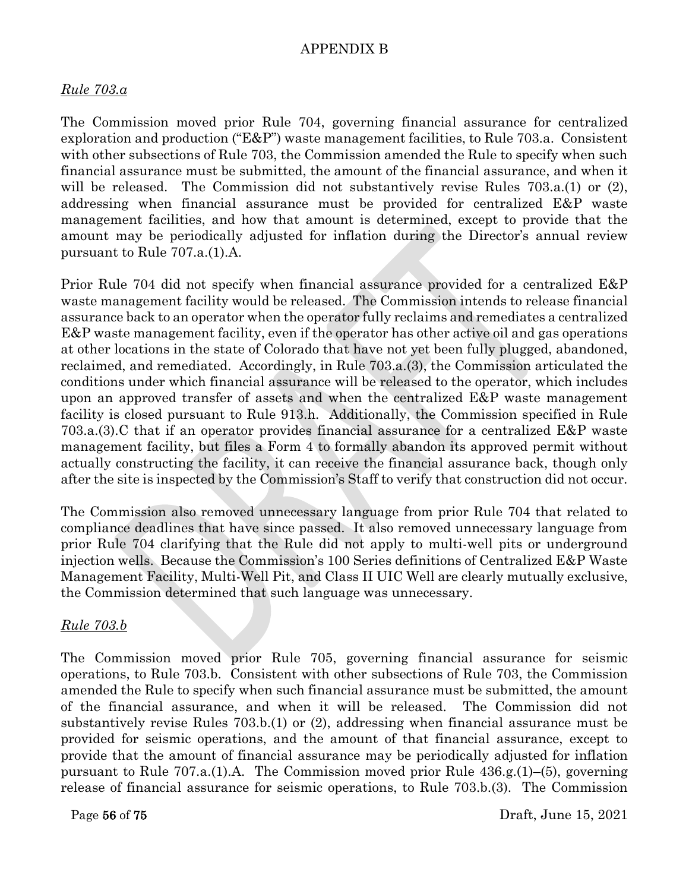# APPENDIX B

*Rule 703.a*

The Commission moved prior Rule 704, governing financial assurance for centralized exploration and production ("E&P") waste management facilities, to Rule 703.a. Consistent with other subsections of Rule 703, the Commission amended the Rule to specify when such financial assurance must be submitted, the amount of the financial assurance, and when it will be released. The Commission did not substantively revise Rules 703.a.(1) or (2), addressing when financial assurance must be provided for centralized E&P waste management facilities, and how that amount is determined, except to provide that the amount may be periodically adjusted for inflation during the Director's annual review pursuant to Rule 707.a.(1).A.

Prior Rule 704 did not specify when financial assurance provided for a centralized E&P waste management facility would be released. The Commission intends to release financial assurance back to an operator when the operator fully reclaims and remediates a centralized E&P waste management facility, even if the operator has other active oil and gas operations at other locations in the state of Colorado that have not yet been fully plugged, abandoned, reclaimed, and remediated. Accordingly, in Rule 703.a.(3), the Commission articulated the conditions under which financial assurance will be released to the operator, which includes upon an approved transfer of assets and when the centralized E&P waste management facility is closed pursuant to Rule 913.h. Additionally, the Commission specified in Rule 703.a.(3).C that if an operator provides financial assurance for a centralized E&P waste management facility, but files a Form 4 to formally abandon its approved permit without actually constructing the facility, it can receive the financial assurance back, though only after the site is inspected by the Commission's Staff to verify that construction did not occur.

The Commission also removed unnecessary language from prior Rule 704 that related to compliance deadlines that have since passed. It also removed unnecessary language from prior Rule 704 clarifying that the Rule did not apply to multi-well pits or underground injection wells. Because the Commission's 100 Series definitions of Centralized E&P Waste Management Facility, Multi-Well Pit, and Class II UIC Well are clearly mutually exclusive, the Commission determined that such language was unnecessary.

*Rule 703.b*

The Commission moved prior Rule 705, governing financial assurance for seismic operations, to Rule 703.b. Consistent with other subsections of Rule 703, the Commission amended the Rule to specify when such financial assurance must be submitted, the amount of the financial assurance, and when it will be released. The Commission did not substantively revise Rules 703.b.(1) or (2), addressing when financial assurance must be provided for seismic operations, and the amount of that financial assurance, except to provide that the amount of financial assurance may be periodically adjusted for inflation pursuant to Rule 707.a.(1).A. The Commission moved prior Rule 436.g.(1)–(5), governing release of financial assurance for seismic operations, to Rule 703.b.(3). The Commission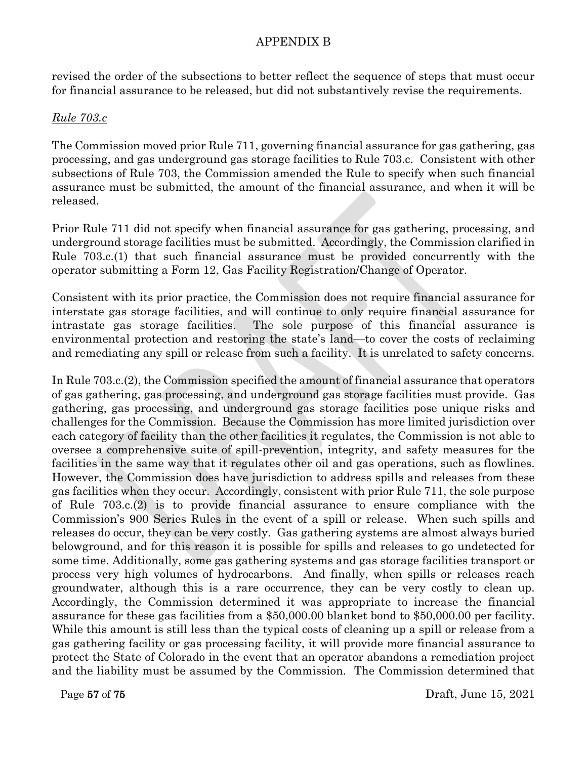revised the order of the subsections to better reflect the sequence of steps that must occur for financial assurance to be released, but did not substantively revise the requirements.

*Rule 703.c*

The Commission moved prior Rule 711, governing financial assurance for gas gathering, gas processing, and gas underground gas storage facilities to Rule 703.c. Consistent with other subsections of Rule 703, the Commission amended the Rule to specify when such financial assurance must be submitted, the amount of the financial assurance, and when it will be released.

Prior Rule 711 did not specify when financial assurance for gas gathering, processing, and underground storage facilities must be submitted. Accordingly, the Commission clarified in Rule 703.c.(1) that such financial assurance must be provided concurrently with the operator submitting a Form 12, Gas Facility Registration/Change of Operator.

Consistent with its prior practice, the Commission does not require financial assurance for interstate gas storage facilities, and will continue to only require financial assurance for intrastate gas storage facilities. The sole purpose of this financial assurance is environmental protection and restoring the state's land—to cover the costs of reclaiming and remediating any spill or release from such a facility. It is unrelated to safety concerns.

In Rule 703.c.(2), the Commission specified the amount of financial assurance that operators of gas gathering, gas processing, and underground gas storage facilities must provide. Gas gathering, gas processing, and underground gas storage facilities pose unique risks and challenges for the Commission. Because the Commission has more limited jurisdiction over each category of facility than the other facilities it regulates, the Commission is not able to oversee a comprehensive suite of spill-prevention, integrity, and safety measures for the facilities in the same way that it regulates other oil and gas operations, such as flowlines. However, the Commission does have jurisdiction to address spills and releases from these gas facilities when they occur. Accordingly, consistent with prior Rule 711, the sole purpose of Rule 703.c.(2) is to provide financial assurance to ensure compliance with the Commission's 900 Series Rules in the event of a spill or release. When such spills and releases do occur, they can be very costly. Gas gathering systems are almost always buried belowground, and for this reason it is possible for spills and releases to go undetected for some time. Additionally, some gas gathering systems and gas storage facilities transport or process very high volumes of hydrocarbons. And finally, when spills or releases reach groundwater, although this is a rare occurrence, they can be very costly to clean up. Accordingly, the Commission determined it was appropriate to increase the financial assurance for these gas facilities from a $50,000.00 blanket bond to $50,000.00 per facility. While this amount is still less than the typical costs of cleaning up a spill or release from a gas gathering facility or gas processing facility, it will provide more financial assurance to protect the State of Colorado in the event that an operator abandons a remediation project and the liability must be assumed by the Commission. The Commission determined that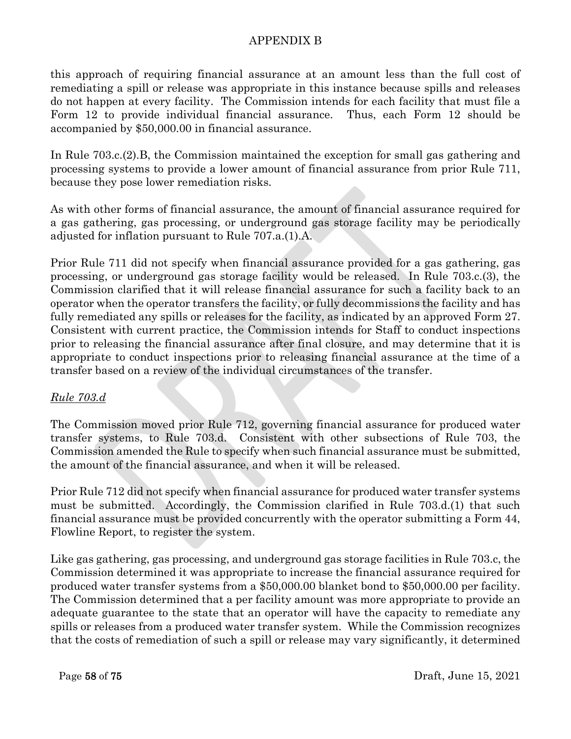this approach of requiring financial assurance at an amount less than the full cost of remediating a spill or release was appropriate in this instance because spills and releases do not happen at every facility. The Commission intends for each facility that must file a Form 12 to provide individual financial assurance. Thus, each Form 12 should be accompanied by $50,000.00 in financial assurance.

In Rule 703.c.(2).B, the Commission maintained the exception for small gas gathering and processing systems to provide a lower amount of financial assurance from prior Rule 711, because they pose lower remediation risks.

As with other forms of financial assurance, the amount of financial assurance required for a gas gathering, gas processing, or underground gas storage facility may be periodically adjusted for inflation pursuant to Rule 707.a.(1).A.

Prior Rule 711 did not specify when financial assurance provided for a gas gathering, gas processing, or underground gas storage facility would be released. In Rule 703.c.(3), the Commission clarified that it will release financial assurance for such a facility back to an operator when the operator transfers the facility, or fully decommissions the facility and has fully remediated any spills or releases for the facility, as indicated by an approved Form 27. Consistent with current practice, the Commission intends for Staff to conduct inspections prior to releasing the financial assurance after final closure, and may determine that it is appropriate to conduct inspections prior to releasing financial assurance at the time of a transfer based on a review of the individual circumstances of the transfer.

*Rule 703.d*

The Commission moved prior Rule 712, governing financial assurance for produced water transfer systems, to Rule 703.d. Consistent with other subsections of Rule 703, the Commission amended the Rule to specify when such financial assurance must be submitted, the amount of the financial assurance, and when it will be released.

Prior Rule 712 did not specify when financial assurance for produced water transfer systems must be submitted. Accordingly, the Commission clarified in Rule 703.d.(1) that such financial assurance must be provided concurrently with the operator submitting a Form 44, Flowline Report, to register the system.

Like gas gathering, gas processing, and underground gas storage facilities in Rule 703.c, the Commission determined it was appropriate to increase the financial assurance required for produced water transfer systems from a $50,000.00 blanket bond to $50,000.00 per facility. The Commission determined that a per facility amount was more appropriate to provide an adequate guarantee to the state that an operator will have the capacity to remediate any spills or releases from a produced water transfer system. While the Commission recognizes that the costs of remediation of such a spill or release may vary significantly, it determined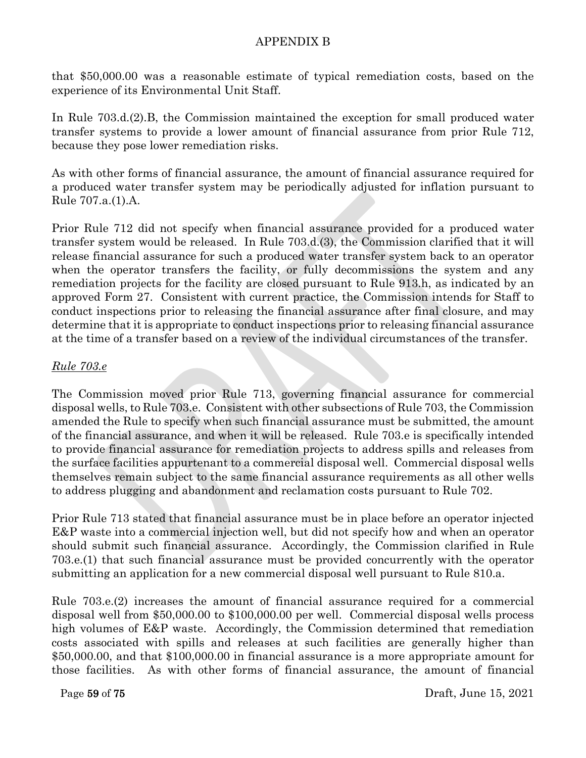that $50,000.00 was a reasonable estimate of typical remediation costs, based on the experience of its Environmental Unit Staff.

In Rule 703.d.(2).B, the Commission maintained the exception for small produced water transfer systems to provide a lower amount of financial assurance from prior Rule 712, because they pose lower remediation risks.

As with other forms of financial assurance, the amount of financial assurance required for a produced water transfer system may be periodically adjusted for inflation pursuant to Rule 707.a.(1).A.

Prior Rule 712 did not specify when financial assurance provided for a produced water transfer system would be released. In Rule 703.d.(3), the Commission clarified that it will release financial assurance for such a produced water transfer system back to an operator when the operator transfers the facility, or fully decommissions the system and any remediation projects for the facility are closed pursuant to Rule 913.h, as indicated by an approved Form 27. Consistent with current practice, the Commission intends for Staff to conduct inspections prior to releasing the financial assurance after final closure, and may determine that it is appropriate to conduct inspections prior to releasing financial assurance at the time of a transfer based on a review of the individual circumstances of the transfer.

*Rule 703.e*

The Commission moved prior Rule 713, governing financial assurance for commercial disposal wells, to Rule 703.e. Consistent with other subsections of Rule 703, the Commission amended the Rule to specify when such financial assurance must be submitted, the amount of the financial assurance, and when it will be released. Rule 703.e is specifically intended to provide financial assurance for remediation projects to address spills and releases from the surface facilities appurtenant to a commercial disposal well. Commercial disposal wells themselves remain subject to the same financial assurance requirements as all other wells to address plugging and abandonment and reclamation costs pursuant to Rule 702.

Prior Rule 713 stated that financial assurance must be in place before an operator injected E&P waste into a commercial injection well, but did not specify how and when an operator should submit such financial assurance. Accordingly, the Commission clarified in Rule 703.e.(1) that such financial assurance must be provided concurrently with the operator submitting an application for a new commercial disposal well pursuant to Rule 810.a.

Rule 703.e.(2) increases the amount of financial assurance required for a commercial disposal well from $50,000.00 to $100,000.00 per well. Commercial disposal wells process high volumes of E&P waste. Accordingly, the Commission determined that remediation costs associated with spills and releases at such facilities are generally higher than $50,000.00, and that $100,000.00 in financial assurance is a more appropriate amount for those facilities. As with other forms of financial assurance, the amount of financial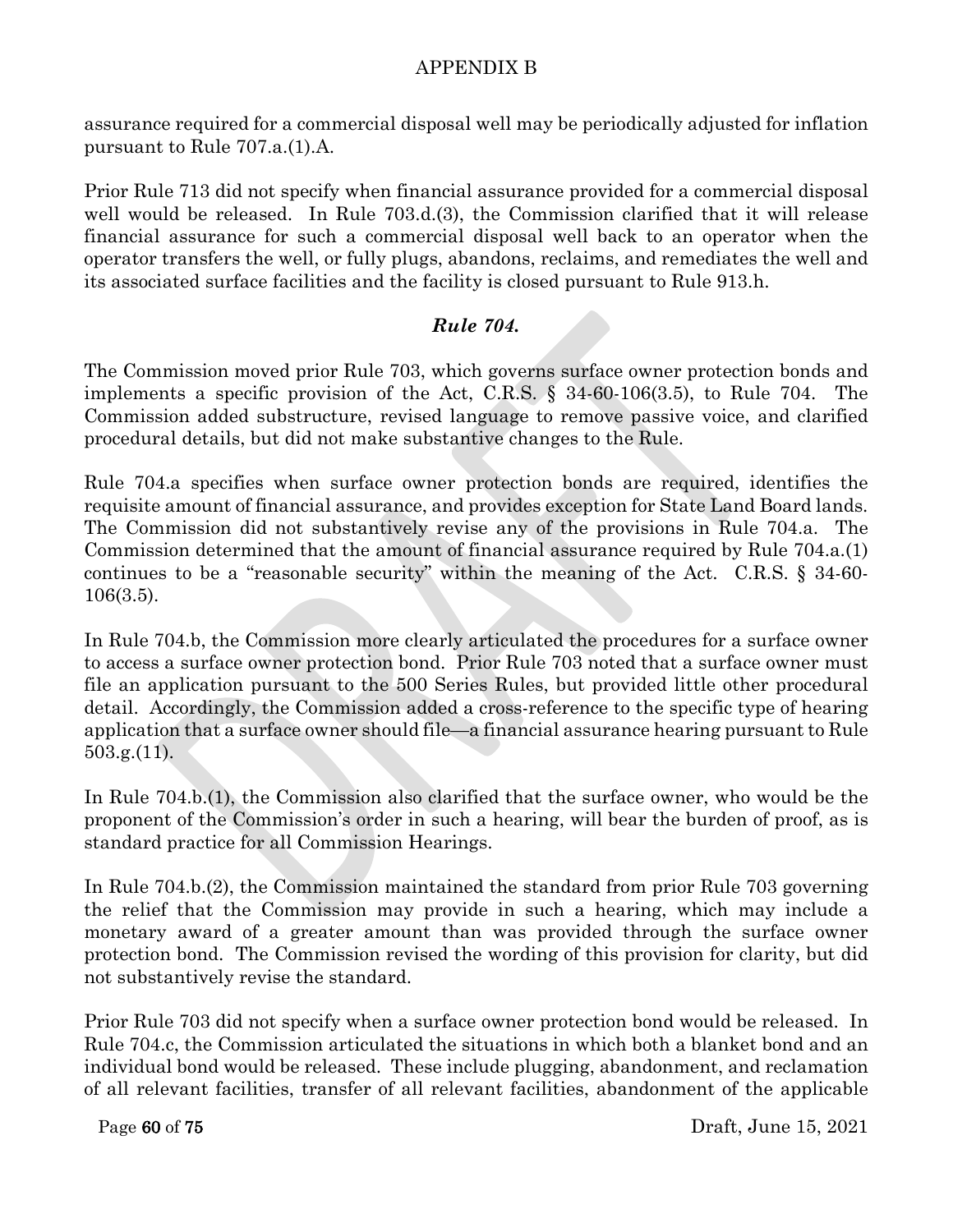assurance required for a commercial disposal well may be periodically adjusted for inflation pursuant to Rule 707.a.(1).A.

Prior Rule 713 did not specify when financial assurance provided for a commercial disposal well would be released. In Rule 703.d.(3), the Commission clarified that it will release financial assurance for such a commercial disposal well back to an operator when the operator transfers the well, or fully plugs, abandons, reclaims, and remediates the well and its associated surface facilities and the facility is closed pursuant to Rule 913.h.

### *Rule 704.*

The Commission moved prior Rule 703, which governs surface owner protection bonds and implements a specific provision of the Act, C.R.S. § 34-60-106(3.5), to Rule 704. The Commission added substructure, revised language to remove passive voice, and clarified procedural details, but did not make substantive changes to the Rule.

Rule 704.a specifies when surface owner protection bonds are required, identifies the requisite amount of financial assurance, and provides exception for State Land Board lands. The Commission did not substantively revise any of the provisions in Rule 704.a. The Commission determined that the amount of financial assurance required by Rule 704.a.(1) continues to be a "reasonable security" within the meaning of the Act. C.R.S. § 34-60-106(3.5).

In Rule 704.b, the Commission more clearly articulated the procedures for a surface owner to access a surface owner protection bond. Prior Rule 703 noted that a surface owner must file an application pursuant to the 500 Series Rules, but provided little other procedural detail. Accordingly, the Commission added a cross-reference to the specific type of hearing application that a surface owner should file—a financial assurance hearing pursuant to Rule 503.g.(11).

In Rule 704.b.(1), the Commission also clarified that the surface owner, who would be the proponent of the Commission's order in such a hearing, will bear the burden of proof, as is standard practice for all Commission Hearings.

In Rule 704.b.(2), the Commission maintained the standard from prior Rule 703 governing the relief that the Commission may provide in such a hearing, which may include a monetary award of a greater amount than was provided through the surface owner protection bond. The Commission revised the wording of this provision for clarity, but did not substantively revise the standard.

Prior Rule 703 did not specify when a surface owner protection bond would be released. In Rule 704.c, the Commission articulated the situations in which both a blanket bond and an individual bond would be released. These include plugging, abandonment, and reclamation of all relevant facilities, transfer of all relevant facilities, abandonment of the applicable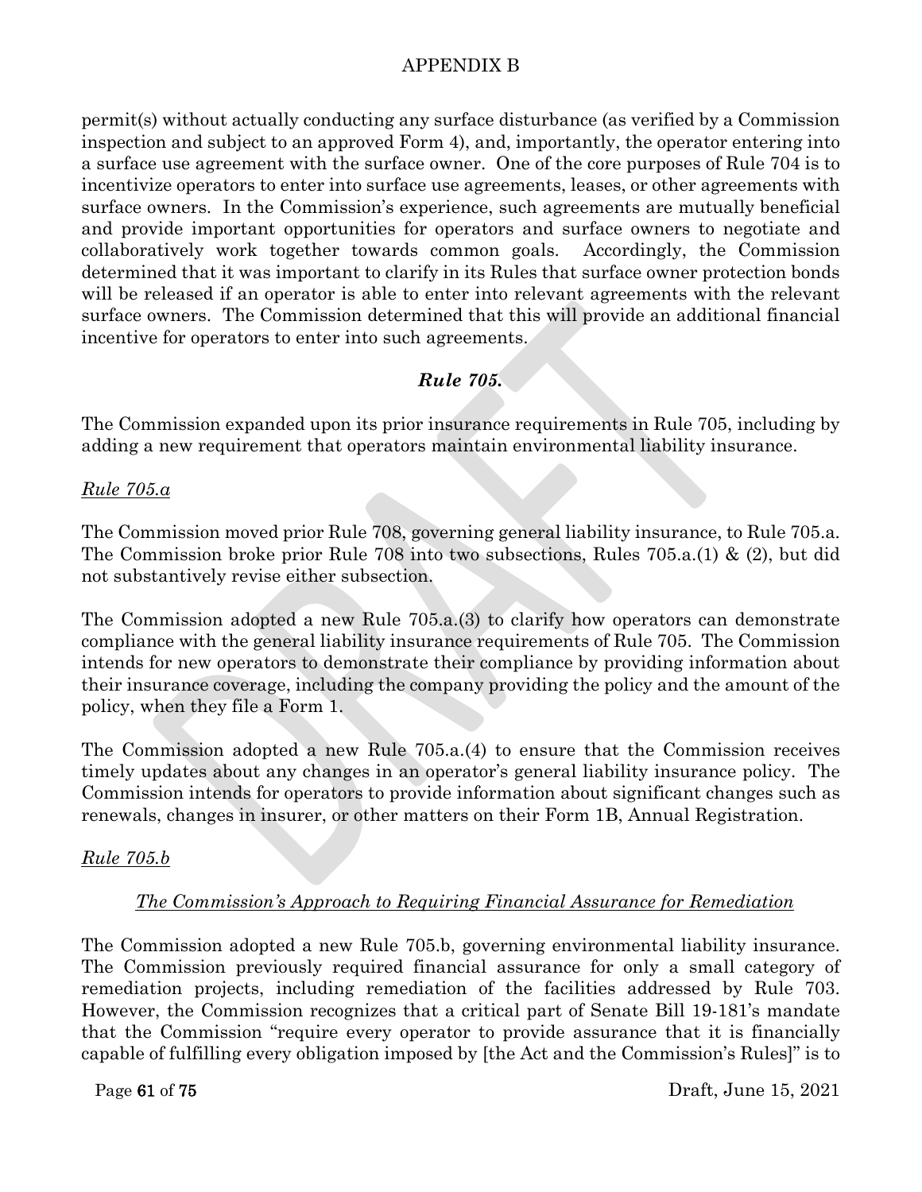permit(s) without actually conducting any surface disturbance (as verified by a Commission inspection and subject to an approved Form 4), and, importantly, the operator entering into a surface use agreement with the surface owner. One of the core purposes of Rule 704 is to incentivize operators to enter into surface use agreements, leases, or other agreements with surface owners. In the Commission's experience, such agreements are mutually beneficial and provide important opportunities for operators and surface owners to negotiate and collaboratively work together towards common goals. Accordingly, the Commission determined that it was important to clarify in its Rules that surface owner protection bonds will be released if an operator is able to enter into relevant agreements with the relevant surface owners. The Commission determined that this will provide an additional financial incentive for operators to enter into such agreements.

### *Rule 705.*

The Commission expanded upon its prior insurance requirements in Rule 705, including by adding a new requirement that operators maintain environmental liability insurance.

#### *Rule 705.a*

The Commission moved prior Rule 708, governing general liability insurance, to Rule 705.a. The Commission broke prior Rule 708 into two subsections, Rules 705.a.(1) & (2), but did not substantively revise either subsection.

The Commission adopted a new Rule 705.a.(3) to clarify how operators can demonstrate compliance with the general liability insurance requirements of Rule 705. The Commission intends for new operators to demonstrate their compliance by providing information about their insurance coverage, including the company providing the policy and the amount of the policy, when they file a Form 1.

The Commission adopted a new Rule 705.a.(4) to ensure that the Commission receives timely updates about any changes in an operator's general liability insurance policy. The Commission intends for operators to provide information about significant changes such as renewals, changes in insurer, or other matters on their Form 1B, Annual Registration.

#### *Rule 705.b*

*The Commission's Approach to Requiring Financial Assurance for Remediation*

The Commission adopted a new Rule 705.b, governing environmental liability insurance. The Commission previously required financial assurance for only a small category of remediation projects, including remediation of the facilities addressed by Rule 703. However, the Commission recognizes that a critical part of Senate Bill 19-181's mandate that the Commission "require every operator to provide assurance that it is financially capable of fulfilling every obligation imposed by [the Act and the Commission's Rules]" is to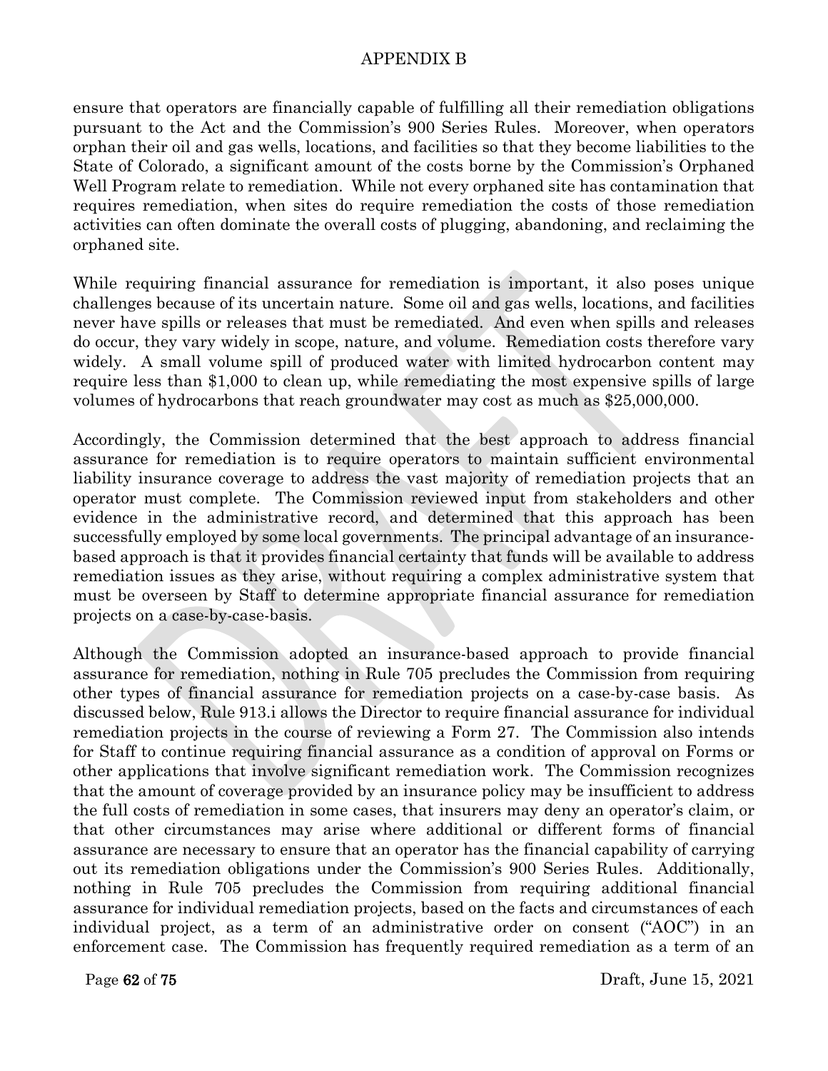ensure that operators are financially capable of fulfilling all their remediation obligations pursuant to the Act and the Commission's 900 Series Rules. Moreover, when operators orphan their oil and gas wells, locations, and facilities so that they become liabilities to the State of Colorado, a significant amount of the costs borne by the Commission's Orphaned Well Program relate to remediation. While not every orphaned site has contamination that requires remediation, when sites do require remediation the costs of those remediation activities can often dominate the overall costs of plugging, abandoning, and reclaiming the orphaned site.

While requiring financial assurance for remediation is important, it also poses unique challenges because of its uncertain nature. Some oil and gas wells, locations, and facilities never have spills or releases that must be remediated. And even when spills and releases do occur, they vary widely in scope, nature, and volume. Remediation costs therefore vary widely. A small volume spill of produced water with limited hydrocarbon content may require less than $1,000 to clean up, while remediating the most expensive spills of large volumes of hydrocarbons that reach groundwater may cost as much as $25,000,000.

Accordingly, the Commission determined that the best approach to address financial assurance for remediation is to require operators to maintain sufficient environmental liability insurance coverage to address the vast majority of remediation projects that an operator must complete. The Commission reviewed input from stakeholders and other evidence in the administrative record, and determined that this approach has been successfully employed by some local governments. The principal advantage of an insurance-based approach is that it provides financial certainty that funds will be available to address remediation issues as they arise, without requiring a complex administrative system that must be overseen by Staff to determine appropriate financial assurance for remediation projects on a case-by-case-basis.

Although the Commission adopted an insurance-based approach to provide financial assurance for remediation, nothing in Rule 705 precludes the Commission from requiring other types of financial assurance for remediation projects on a case-by-case basis. As discussed below, Rule 913.i allows the Director to require financial assurance for individual remediation projects in the course of reviewing a Form 27. The Commission also intends for Staff to continue requiring financial assurance as a condition of approval on Forms or other applications that involve significant remediation work. The Commission recognizes that the amount of coverage provided by an insurance policy may be insufficient to address the full costs of remediation in some cases, that insurers may deny an operator's claim, or that other circumstances may arise where additional or different forms of financial assurance are necessary to ensure that an operator has the financial capability of carrying out its remediation obligations under the Commission's 900 Series Rules. Additionally, nothing in Rule 705 precludes the Commission from requiring additional financial assurance for individual remediation projects, based on the facts and circumstances of each individual project, as a term of an administrative order on consent ("AOC") in an enforcement case. The Commission has frequently required remediation as a term of an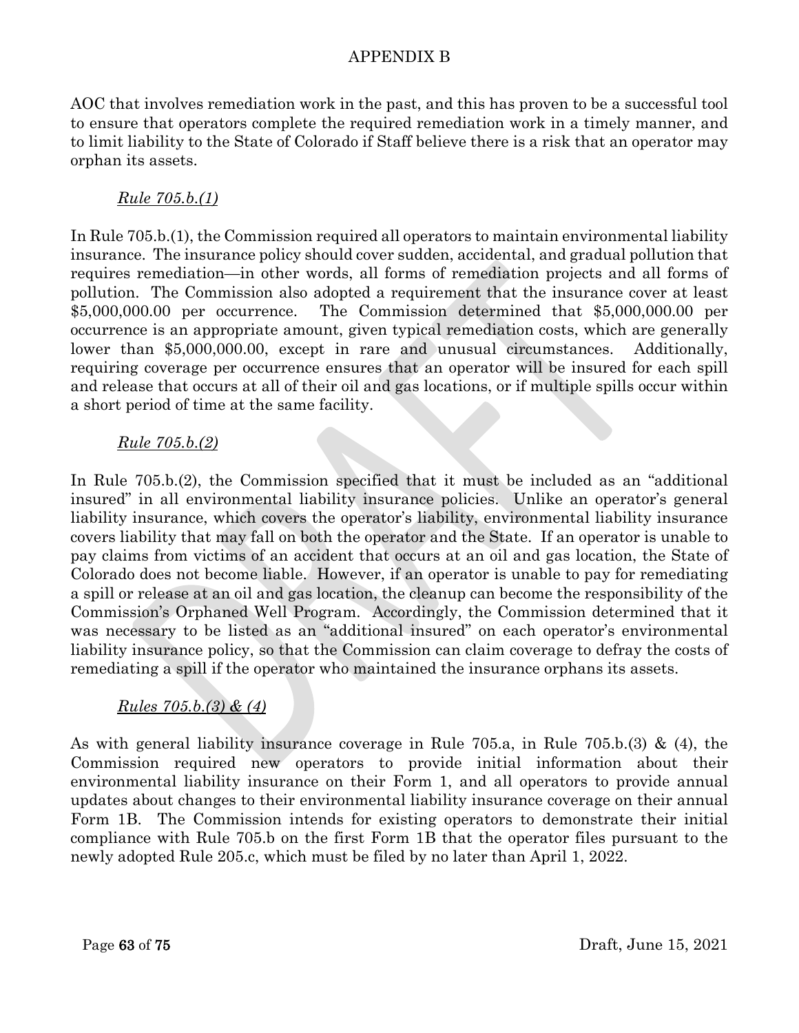AOC that involves remediation work in the past, and this has proven to be a successful tool to ensure that operators complete the required remediation work in a timely manner, and to limit liability to the State of Colorado if Staff believe there is a risk that an operator may orphan its assets.

*Rule 705.b.(1)*

In Rule 705.b.(1), the Commission required all operators to maintain environmental liability insurance. The insurance policy should cover sudden, accidental, and gradual pollution that requires remediation—in other words, all forms of remediation projects and all forms of pollution. The Commission also adopted a requirement that the insurance cover at least $5,000,000.00 per occurrence. The Commission determined that $5,000,000.00 per occurrence is an appropriate amount, given typical remediation costs, which are generally lower than $5,000,000.00, except in rare and unusual circumstances. Additionally, requiring coverage per occurrence ensures that an operator will be insured for each spill and release that occurs at all of their oil and gas locations, or if multiple spills occur within a short period of time at the same facility.

*Rule 705.b.(2)*

In Rule 705.b.(2), the Commission specified that it must be included as an "additional insured" in all environmental liability insurance policies. Unlike an operator's general liability insurance, which covers the operator's liability, environmental liability insurance covers liability that may fall on both the operator and the State. If an operator is unable to pay claims from victims of an accident that occurs at an oil and gas location, the State of Colorado does not become liable. However, if an operator is unable to pay for remediating a spill or release at an oil and gas location, the cleanup can become the responsibility of the Commission's Orphaned Well Program. Accordingly, the Commission determined that it was necessary to be listed as an "additional insured" on each operator's environmental liability insurance policy, so that the Commission can claim coverage to defray the costs of remediating a spill if the operator who maintained the insurance orphans its assets.

*Rules 705.b.(3) & (4)*

As with general liability insurance coverage in Rule 705.a, in Rule 705.b.(3) & (4), the Commission required new operators to provide initial information about their environmental liability insurance on their Form 1, and all operators to provide annual updates about changes to their environmental liability insurance coverage on their annual Form 1B. The Commission intends for existing operators to demonstrate their initial compliance with Rule 705.b on the first Form 1B that the operator files pursuant to the newly adopted Rule 205.c, which must be filed by no later than April 1, 2022.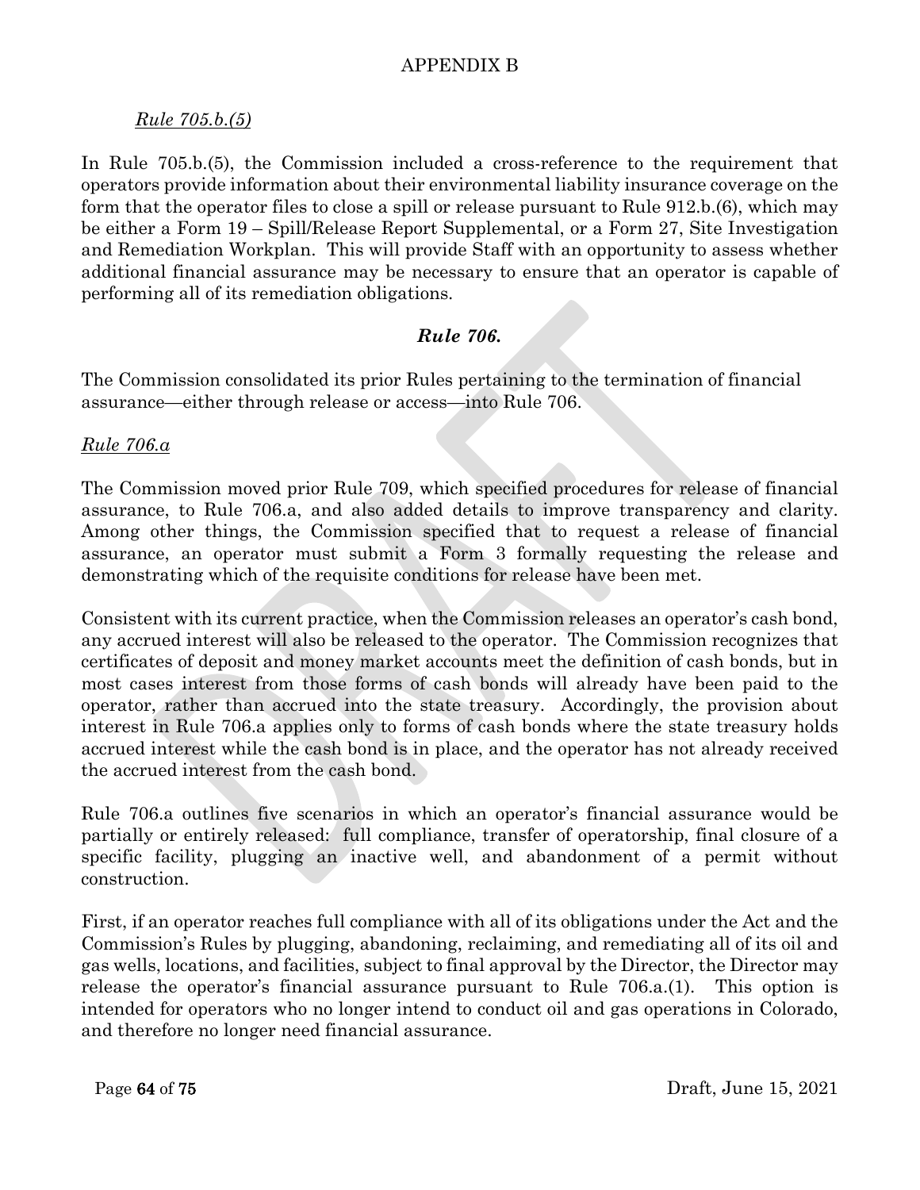APPENDIX B

*Rule 705.b.(5)*

In Rule 705.b.(5), the Commission included a cross-reference to the requirement that operators provide information about their environmental liability insurance coverage on the form that the operator files to close a spill or release pursuant to Rule 912.b.(6), which may be either a Form 19 – Spill/Release Report Supplemental, or a Form 27, Site Investigation and Remediation Workplan. This will provide Staff with an opportunity to assess whether additional financial assurance may be necessary to ensure that an operator is capable of performing all of its remediation obligations.

## *Rule 706.*

The Commission consolidated its prior Rules pertaining to the termination of financial assurance—either through release or access—into Rule 706.

*Rule 706.a*

The Commission moved prior Rule 709, which specified procedures for release of financial assurance, to Rule 706.a, and also added details to improve transparency and clarity. Among other things, the Commission specified that to request a release of financial assurance, an operator must submit a Form 3 formally requesting the release and demonstrating which of the requisite conditions for release have been met.

Consistent with its current practice, when the Commission releases an operator's cash bond, any accrued interest will also be released to the operator. The Commission recognizes that certificates of deposit and money market accounts meet the definition of cash bonds, but in most cases interest from those forms of cash bonds will already have been paid to the operator, rather than accrued into the state treasury. Accordingly, the provision about interest in Rule 706.a applies only to forms of cash bonds where the state treasury holds accrued interest while the cash bond is in place, and the operator has not already received the accrued interest from the cash bond.

Rule 706.a outlines five scenarios in which an operator's financial assurance would be partially or entirely released: full compliance, transfer of operatorship, final closure of a specific facility, plugging an inactive well, and abandonment of a permit without construction.

First, if an operator reaches full compliance with all of its obligations under the Act and the Commission's Rules by plugging, abandoning, reclaiming, and remediating all of its oil and gas wells, locations, and facilities, subject to final approval by the Director, the Director may release the operator's financial assurance pursuant to Rule 706.a.(1). This option is intended for operators who no longer intend to conduct oil and gas operations in Colorado, and therefore no longer need financial assurance.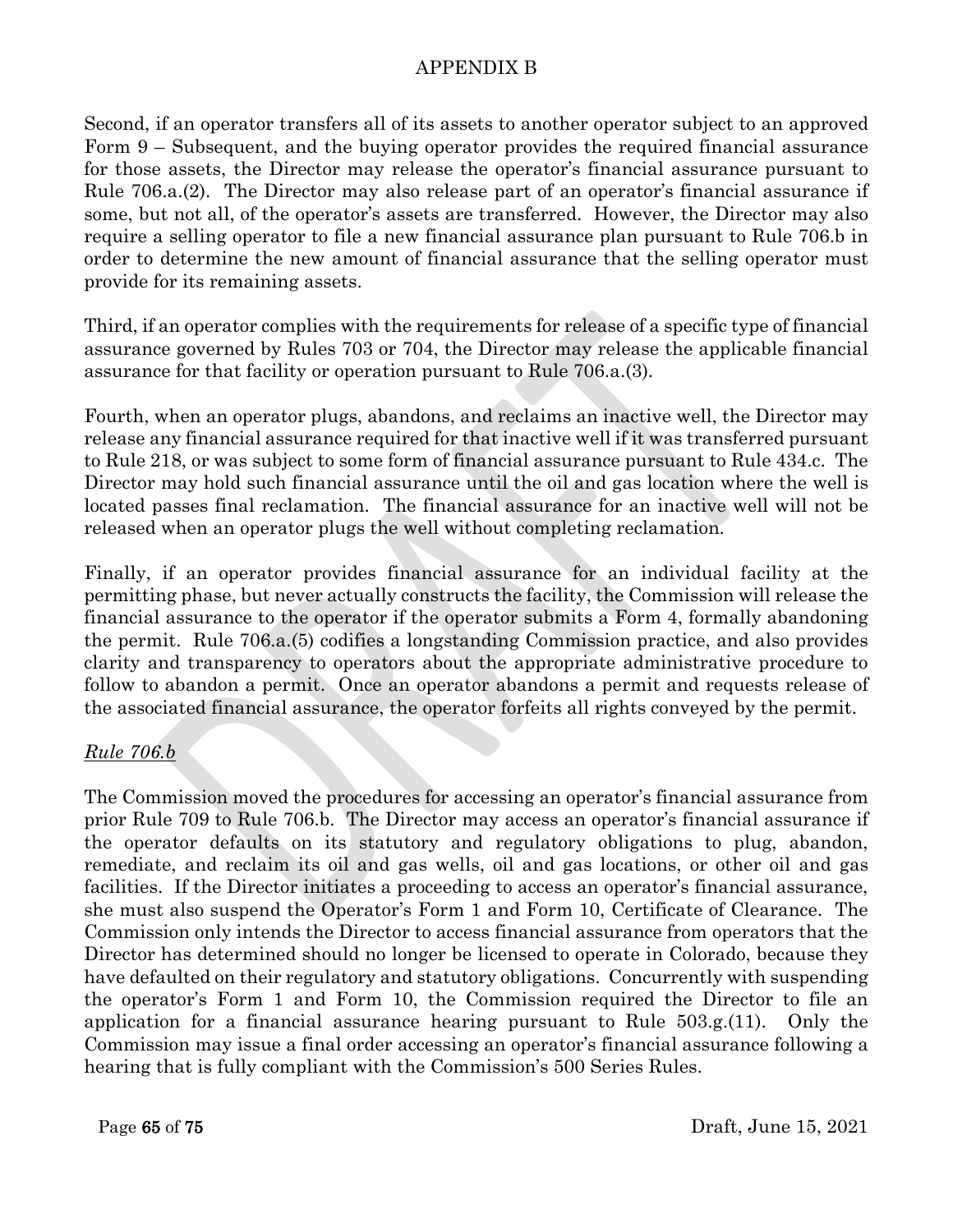Second, if an operator transfers all of its assets to another operator subject to an approved Form 9 – Subsequent, and the buying operator provides the required financial assurance for those assets, the Director may release the operator's financial assurance pursuant to Rule 706.a.(2). The Director may also release part of an operator's financial assurance if some, but not all, of the operator's assets are transferred. However, the Director may also require a selling operator to file a new financial assurance plan pursuant to Rule 706.b in order to determine the new amount of financial assurance that the selling operator must provide for its remaining assets.

Third, if an operator complies with the requirements for release of a specific type of financial assurance governed by Rules 703 or 704, the Director may release the applicable financial assurance for that facility or operation pursuant to Rule 706.a.(3).

Fourth, when an operator plugs, abandons, and reclaims an inactive well, the Director may release any financial assurance required for that inactive well if it was transferred pursuant to Rule 218, or was subject to some form of financial assurance pursuant to Rule 434.c. The Director may hold such financial assurance until the oil and gas location where the well is located passes final reclamation. The financial assurance for an inactive well will not be released when an operator plugs the well without completing reclamation.

Finally, if an operator provides financial assurance for an individual facility at the permitting phase, but never actually constructs the facility, the Commission will release the financial assurance to the operator if the operator submits a Form 4, formally abandoning the permit. Rule 706.a.(5) codifies a longstanding Commission practice, and also provides clarity and transparency to operators about the appropriate administrative procedure to follow to abandon a permit. Once an operator abandons a permit and requests release of the associated financial assurance, the operator forfeits all rights conveyed by the permit.

*Rule 706.b*

The Commission moved the procedures for accessing an operator's financial assurance from prior Rule 709 to Rule 706.b. The Director may access an operator's financial assurance if the operator defaults on its statutory and regulatory obligations to plug, abandon, remediate, and reclaim its oil and gas wells, oil and gas locations, or other oil and gas facilities. If the Director initiates a proceeding to access an operator's financial assurance, she must also suspend the Operator's Form 1 and Form 10, Certificate of Clearance. The Commission only intends the Director to access financial assurance from operators that the Director has determined should no longer be licensed to operate in Colorado, because they have defaulted on their regulatory and statutory obligations. Concurrently with suspending the operator's Form 1 and Form 10, the Commission required the Director to file an application for a financial assurance hearing pursuant to Rule 503.g.(11). Only the Commission may issue a final order accessing an operator's financial assurance following a hearing that is fully compliant with the Commission's 500 Series Rules.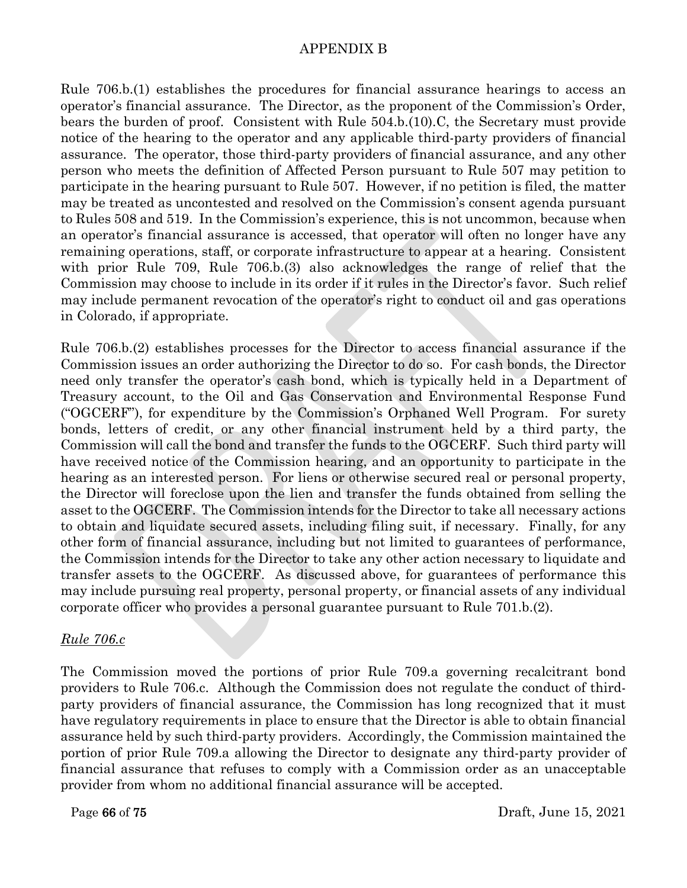Rule 706.b.(1) establishes the procedures for financial assurance hearings to access an operator's financial assurance. The Director, as the proponent of the Commission's Order, bears the burden of proof. Consistent with Rule 504.b.(10).C, the Secretary must provide notice of the hearing to the operator and any applicable third-party providers of financial assurance. The operator, those third-party providers of financial assurance, and any other person who meets the definition of Affected Person pursuant to Rule 507 may petition to participate in the hearing pursuant to Rule 507. However, if no petition is filed, the matter may be treated as uncontested and resolved on the Commission's consent agenda pursuant to Rules 508 and 519. In the Commission's experience, this is not uncommon, because when an operator's financial assurance is accessed, that operator will often no longer have any remaining operations, staff, or corporate infrastructure to appear at a hearing. Consistent with prior Rule 709, Rule 706.b.(3) also acknowledges the range of relief that the Commission may choose to include in its order if it rules in the Director's favor. Such relief may include permanent revocation of the operator's right to conduct oil and gas operations in Colorado, if appropriate.

Rule 706.b.(2) establishes processes for the Director to access financial assurance if the Commission issues an order authorizing the Director to do so. For cash bonds, the Director need only transfer the operator's cash bond, which is typically held in a Department of Treasury account, to the Oil and Gas Conservation and Environmental Response Fund ("OGCERF"), for expenditure by the Commission's Orphaned Well Program. For surety bonds, letters of credit, or any other financial instrument held by a third party, the Commission will call the bond and transfer the funds to the OGCERF. Such third party will have received notice of the Commission hearing, and an opportunity to participate in the hearing as an interested person. For liens or otherwise secured real or personal property, the Director will foreclose upon the lien and transfer the funds obtained from selling the asset to the OGCERF. The Commission intends for the Director to take all necessary actions to obtain and liquidate secured assets, including filing suit, if necessary. Finally, for any other form of financial assurance, including but not limited to guarantees of performance, the Commission intends for the Director to take any other action necessary to liquidate and transfer assets to the OGCERF. As discussed above, for guarantees of performance this may include pursuing real property, personal property, or financial assets of any individual corporate officer who provides a personal guarantee pursuant to Rule 701.b.(2).

*Rule 706.c*

The Commission moved the portions of prior Rule 709.a governing recalcitrant bond providers to Rule 706.c. Although the Commission does not regulate the conduct of third-party providers of financial assurance, the Commission has long recognized that it must have regulatory requirements in place to ensure that the Director is able to obtain financial assurance held by such third-party providers. Accordingly, the Commission maintained the portion of prior Rule 709.a allowing the Director to designate any third-party provider of financial assurance that refuses to comply with a Commission order as an unacceptable provider from whom no additional financial assurance will be accepted.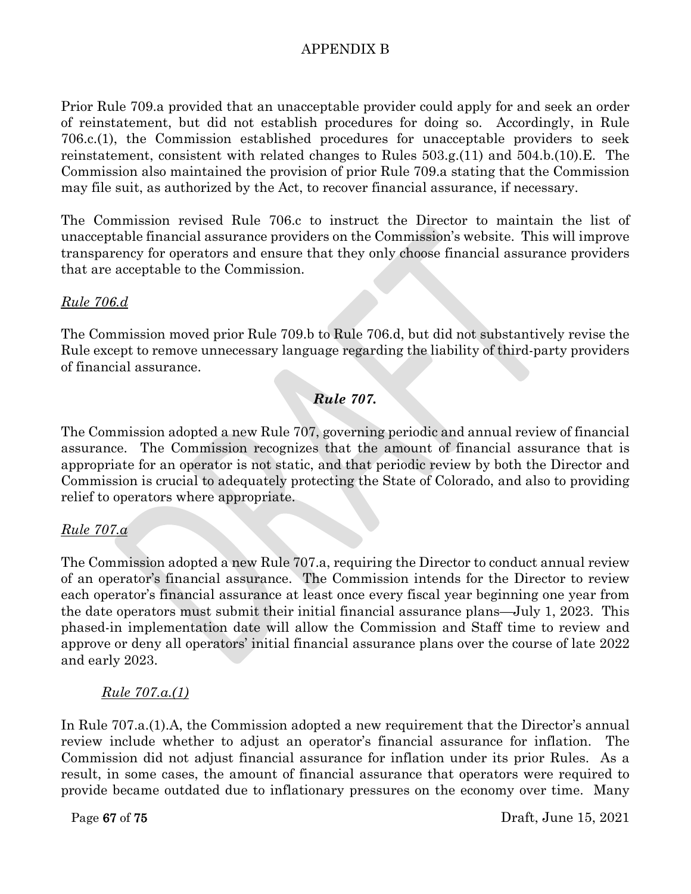Prior Rule 709.a provided that an unacceptable provider could apply for and seek an order of reinstatement, but did not establish procedures for doing so. Accordingly, in Rule 706.c.(1), the Commission established procedures for unacceptable providers to seek reinstatement, consistent with related changes to Rules 503.g.(11) and 504.b.(10).E. The Commission also maintained the provision of prior Rule 709.a stating that the Commission may file suit, as authorized by the Act, to recover financial assurance, if necessary.

The Commission revised Rule 706.c to instruct the Director to maintain the list of unacceptable financial assurance providers on the Commission's website. This will improve transparency for operators and ensure that they only choose financial assurance providers that are acceptable to the Commission.

_Rule 706.d_

The Commission moved prior Rule 709.b to Rule 706.d, but did not substantively revise the Rule except to remove unnecessary language regarding the liability of third-party providers of financial assurance.

## ***Rule 707.***

The Commission adopted a new Rule 707, governing periodic and annual review of financial assurance. The Commission recognizes that the amount of financial assurance that is appropriate for an operator is not static, and that periodic review by both the Director and Commission is crucial to adequately protecting the State of Colorado, and also to providing relief to operators where appropriate.

_Rule 707.a_

The Commission adopted a new Rule 707.a, requiring the Director to conduct annual review of an operator's financial assurance. The Commission intends for the Director to review each operator's financial assurance at least once every fiscal year beginning one year from the date operators must submit their initial financial assurance plans—July 1, 2023. This phased-in implementation date will allow the Commission and Staff time to review and approve or deny all operators' initial financial assurance plans over the course of late 2022 and early 2023.

_Rule 707.a.(1)_

In Rule 707.a.(1).A, the Commission adopted a new requirement that the Director's annual review include whether to adjust an operator's financial assurance for inflation. The Commission did not adjust financial assurance for inflation under its prior Rules. As a result, in some cases, the amount of financial assurance that operators were required to provide became outdated due to inflationary pressures on the economy over time. Many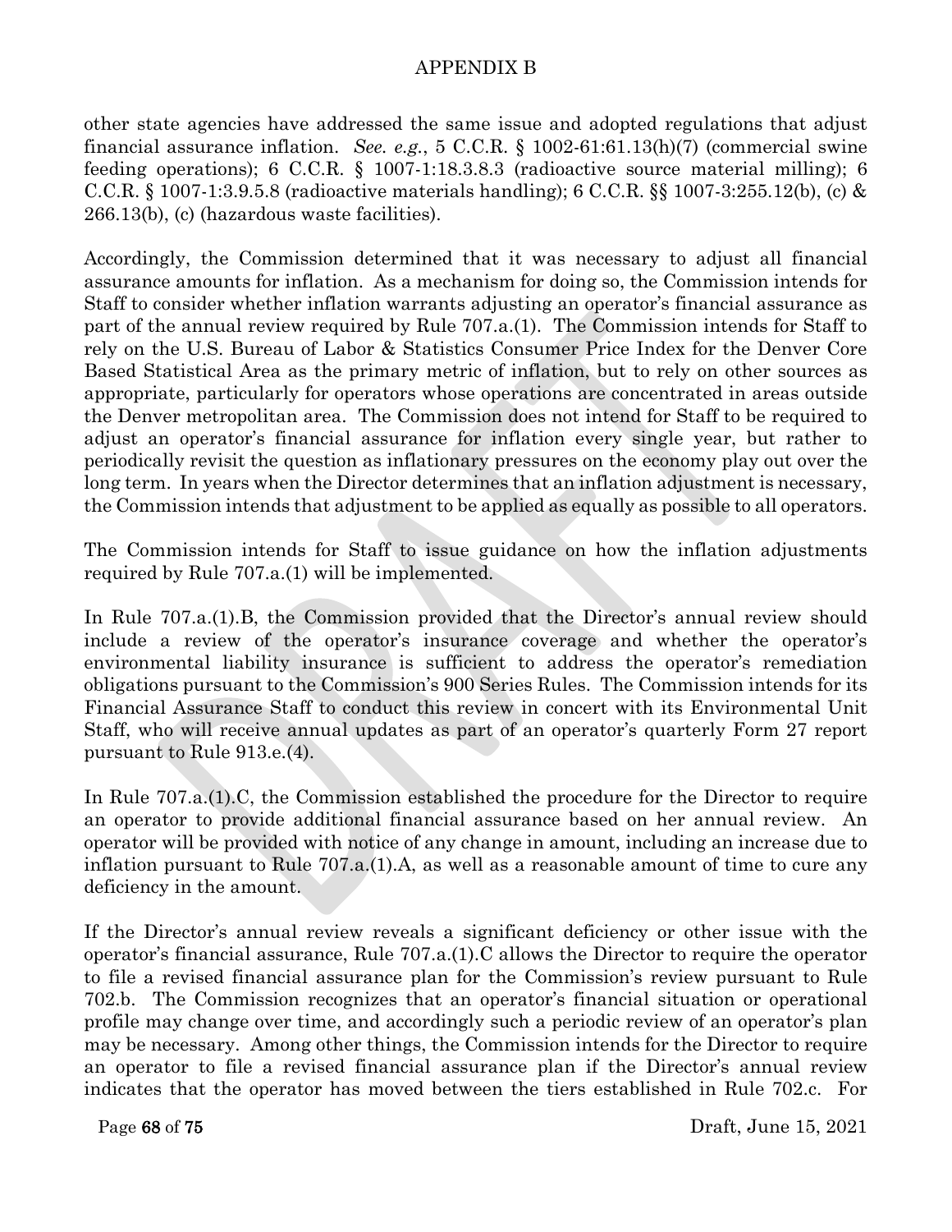other state agencies have addressed the same issue and adopted regulations that adjust financial assurance inflation. *See. e.g.*, 5 C.C.R. § 1002-61:61.13(h)(7) (commercial swine feeding operations); 6 C.C.R. § 1007-1:18.3.8.3 (radioactive source material milling); 6 C.C.R. § 1007-1:3.9.5.8 (radioactive materials handling); 6 C.C.R. §§ 1007-3:255.12(b), (c) & 266.13(b), (c) (hazardous waste facilities).

Accordingly, the Commission determined that it was necessary to adjust all financial assurance amounts for inflation. As a mechanism for doing so, the Commission intends for Staff to consider whether inflation warrants adjusting an operator's financial assurance as part of the annual review required by Rule 707.a.(1). The Commission intends for Staff to rely on the U.S. Bureau of Labor & Statistics Consumer Price Index for the Denver Core Based Statistical Area as the primary metric of inflation, but to rely on other sources as appropriate, particularly for operators whose operations are concentrated in areas outside the Denver metropolitan area. The Commission does not intend for Staff to be required to adjust an operator's financial assurance for inflation every single year, but rather to periodically revisit the question as inflationary pressures on the economy play out over the long term. In years when the Director determines that an inflation adjustment is necessary, the Commission intends that adjustment to be applied as equally as possible to all operators.

The Commission intends for Staff to issue guidance on how the inflation adjustments required by Rule 707.a.(1) will be implemented.

In Rule 707.a.(1).B, the Commission provided that the Director's annual review should include a review of the operator's insurance coverage and whether the operator's environmental liability insurance is sufficient to address the operator's remediation obligations pursuant to the Commission's 900 Series Rules. The Commission intends for its Financial Assurance Staff to conduct this review in concert with its Environmental Unit Staff, who will receive annual updates as part of an operator's quarterly Form 27 report pursuant to Rule 913.e.(4).

In Rule 707.a.(1).C, the Commission established the procedure for the Director to require an operator to provide additional financial assurance based on her annual review. An operator will be provided with notice of any change in amount, including an increase due to inflation pursuant to Rule 707.a.(1).A, as well as a reasonable amount of time to cure any deficiency in the amount.

If the Director's annual review reveals a significant deficiency or other issue with the operator's financial assurance, Rule 707.a.(1).C allows the Director to require the operator to file a revised financial assurance plan for the Commission's review pursuant to Rule 702.b. The Commission recognizes that an operator's financial situation or operational profile may change over time, and accordingly such a periodic review of an operator's plan may be necessary. Among other things, the Commission intends for the Director to require an operator to file a revised financial assurance plan if the Director's annual review indicates that the operator has moved between the tiers established in Rule 702.c. For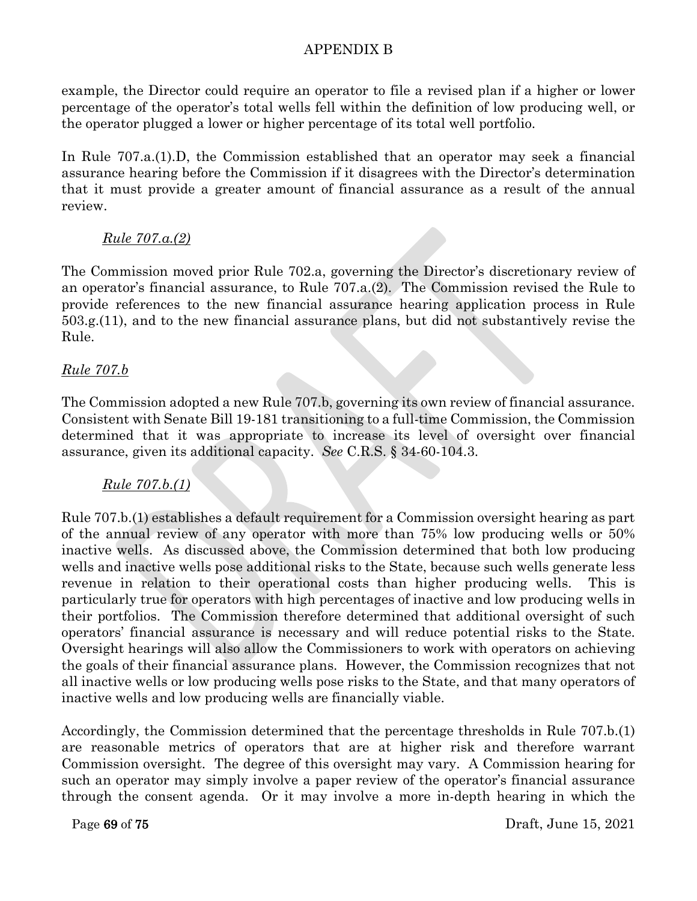example, the Director could require an operator to file a revised plan if a higher or lower percentage of the operator's total wells fell within the definition of low producing well, or the operator plugged a lower or higher percentage of its total well portfolio.

In Rule 707.a.(1).D, the Commission established that an operator may seek a financial assurance hearing before the Commission if it disagrees with the Director's determination that it must provide a greater amount of financial assurance as a result of the annual review.

*Rule 707.a.(2)*

The Commission moved prior Rule 702.a, governing the Director's discretionary review of an operator's financial assurance, to Rule 707.a.(2). The Commission revised the Rule to provide references to the new financial assurance hearing application process in Rule 503.g.(11), and to the new financial assurance plans, but did not substantively revise the Rule.

*Rule 707.b*

The Commission adopted a new Rule 707.b, governing its own review of financial assurance. Consistent with Senate Bill 19-181 transitioning to a full-time Commission, the Commission determined that it was appropriate to increase its level of oversight over financial assurance, given its additional capacity. *See* C.R.S. § 34-60-104.3.

*Rule 707.b.(1)*

Rule 707.b.(1) establishes a default requirement for a Commission oversight hearing as part of the annual review of any operator with more than 75% low producing wells or 50% inactive wells. As discussed above, the Commission determined that both low producing wells and inactive wells pose additional risks to the State, because such wells generate less revenue in relation to their operational costs than higher producing wells. This is particularly true for operators with high percentages of inactive and low producing wells in their portfolios. The Commission therefore determined that additional oversight of such operators' financial assurance is necessary and will reduce potential risks to the State. Oversight hearings will also allow the Commissioners to work with operators on achieving the goals of their financial assurance plans. However, the Commission recognizes that not all inactive wells or low producing wells pose risks to the State, and that many operators of inactive wells and low producing wells are financially viable.

Accordingly, the Commission determined that the percentage thresholds in Rule 707.b.(1) are reasonable metrics of operators that are at higher risk and therefore warrant Commission oversight. The degree of this oversight may vary. A Commission hearing for such an operator may simply involve a paper review of the operator's financial assurance through the consent agenda. Or it may involve a more in-depth hearing in which the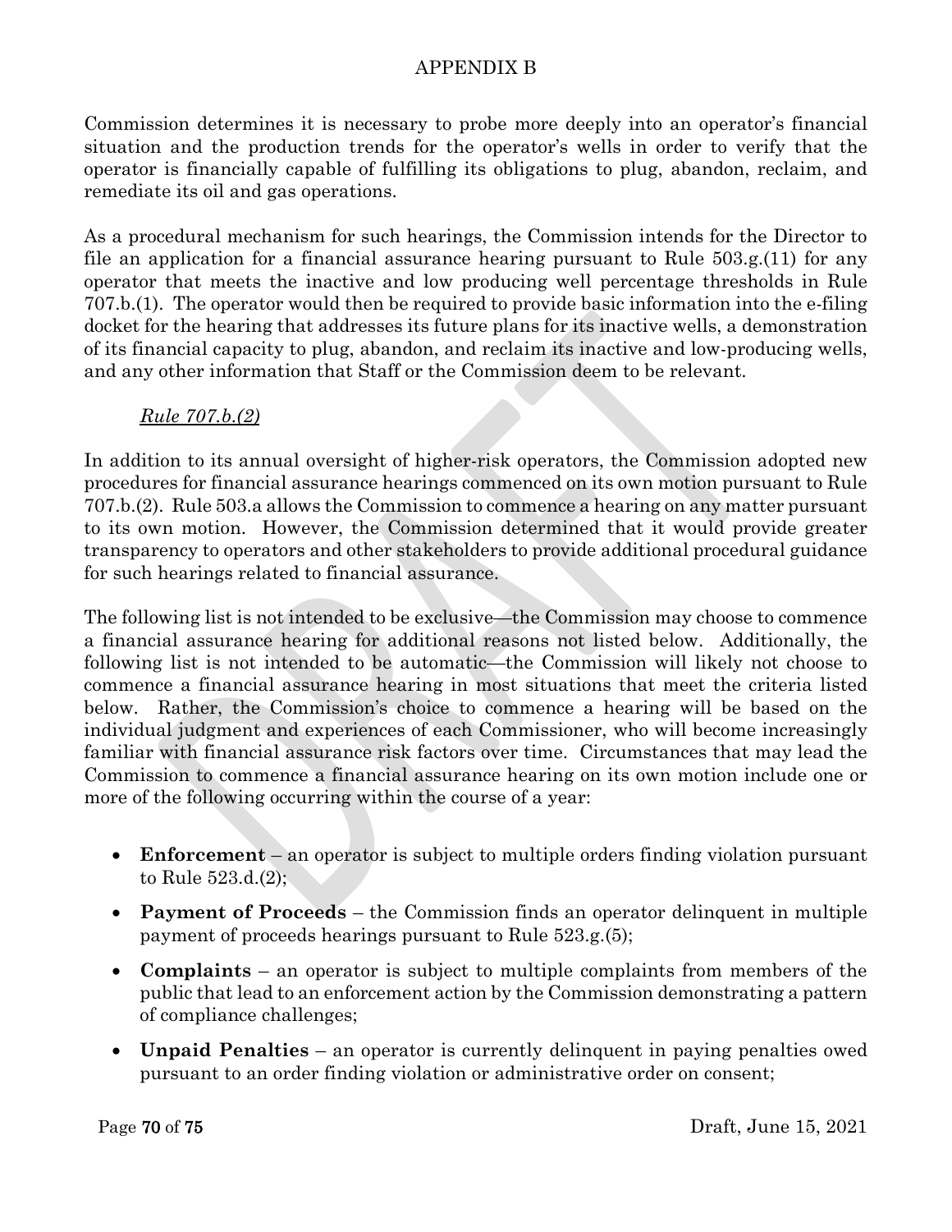Commission determines it is necessary to probe more deeply into an operator's financial situation and the production trends for the operator's wells in order to verify that the operator is financially capable of fulfilling its obligations to plug, abandon, reclaim, and remediate its oil and gas operations.

As a procedural mechanism for such hearings, the Commission intends for the Director to file an application for a financial assurance hearing pursuant to Rule 503.g.(11) for any operator that meets the inactive and low producing well percentage thresholds in Rule 707.b.(1). The operator would then be required to provide basic information into the e-filing docket for the hearing that addresses its future plans for its inactive wells, a demonstration of its financial capacity to plug, abandon, and reclaim its inactive and low-producing wells, and any other information that Staff or the Commission deem to be relevant.

*Rule 707.b.(2)*

In addition to its annual oversight of higher-risk operators, the Commission adopted new procedures for financial assurance hearings commenced on its own motion pursuant to Rule 707.b.(2). Rule 503.a allows the Commission to commence a hearing on any matter pursuant to its own motion. However, the Commission determined that it would provide greater transparency to operators and other stakeholders to provide additional procedural guidance for such hearings related to financial assurance.

The following list is not intended to be exclusive—the Commission may choose to commence a financial assurance hearing for additional reasons not listed below. Additionally, the following list is not intended to be automatic—the Commission will likely not choose to commence a financial assurance hearing in most situations that meet the criteria listed below. Rather, the Commission's choice to commence a hearing will be based on the individual judgment and experiences of each Commissioner, who will become increasingly familiar with financial assurance risk factors over time. Circumstances that may lead the Commission to commence a financial assurance hearing on its own motion include one or more of the following occurring within the course of a year:

- **Enforcement** – an operator is subject to multiple orders finding violation pursuant to Rule 523.d.(2);
- **Payment of Proceeds** – the Commission finds an operator delinquent in multiple payment of proceeds hearings pursuant to Rule 523.g.(5);
- **Complaints** – an operator is subject to multiple complaints from members of the public that lead to an enforcement action by the Commission demonstrating a pattern of compliance challenges;
- **Unpaid Penalties** – an operator is currently delinquent in paying penalties owed pursuant to an order finding violation or administrative order on consent;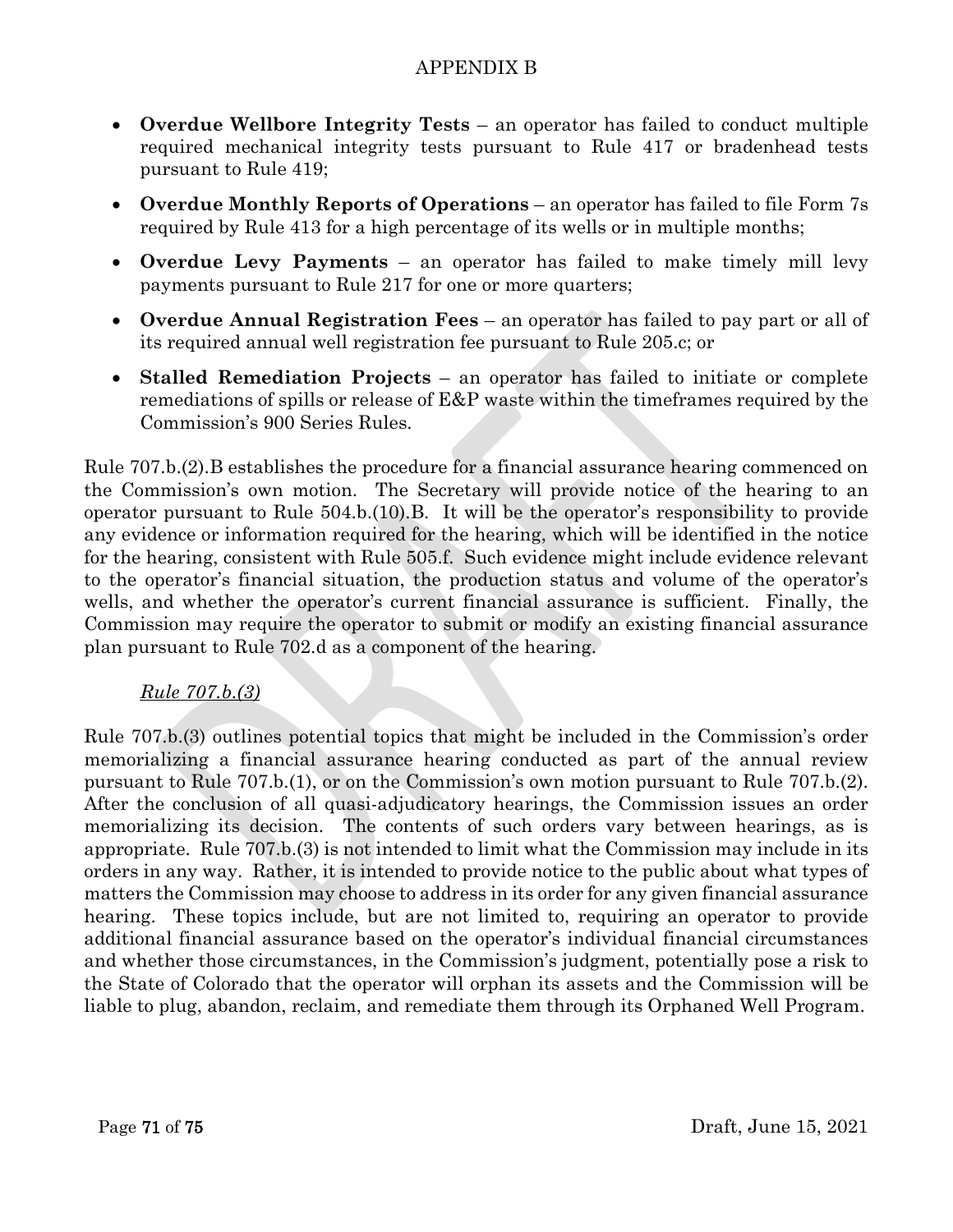- **Overdue Wellbore Integrity Tests** – an operator has failed to conduct multiple required mechanical integrity tests pursuant to Rule 417 or bradenhead tests pursuant to Rule 419;
- **Overdue Monthly Reports of Operations** – an operator has failed to file Form 7s required by Rule 413 for a high percentage of its wells or in multiple months;
- **Overdue Levy Payments** – an operator has failed to make timely mill levy payments pursuant to Rule 217 for one or more quarters;
- **Overdue Annual Registration Fees** – an operator has failed to pay part or all of its required annual well registration fee pursuant to Rule 205.c; or
- **Stalled Remediation Projects** – an operator has failed to initiate or complete remediations of spills or release of E&P waste within the timeframes required by the Commission's 900 Series Rules.

Rule 707.b.(2).B establishes the procedure for a financial assurance hearing commenced on the Commission's own motion. The Secretary will provide notice of the hearing to an operator pursuant to Rule 504.b.(10).B. It will be the operator's responsibility to provide any evidence or information required for the hearing, which will be identified in the notice for the hearing, consistent with Rule 505.f. Such evidence might include evidence relevant to the operator's financial situation, the production status and volume of the operator's wells, and whether the operator's current financial assurance is sufficient. Finally, the Commission may require the operator to submit or modify an existing financial assurance plan pursuant to Rule 702.d as a component of the hearing.

*Rule 707.b.(3)*

Rule 707.b.(3) outlines potential topics that might be included in the Commission's order memorializing a financial assurance hearing conducted as part of the annual review pursuant to Rule 707.b.(1), or on the Commission's own motion pursuant to Rule 707.b.(2). After the conclusion of all quasi-adjudicatory hearings, the Commission issues an order memorializing its decision. The contents of such orders vary between hearings, as is appropriate. Rule 707.b.(3) is not intended to limit what the Commission may include in its orders in any way. Rather, it is intended to provide notice to the public about what types of matters the Commission may choose to address in its order for any given financial assurance hearing. These topics include, but are not limited to, requiring an operator to provide additional financial assurance based on the operator's individual financial circumstances and whether those circumstances, in the Commission's judgment, potentially pose a risk to the State of Colorado that the operator will orphan its assets and the Commission will be liable to plug, abandon, reclaim, and remediate them through its Orphaned Well Program.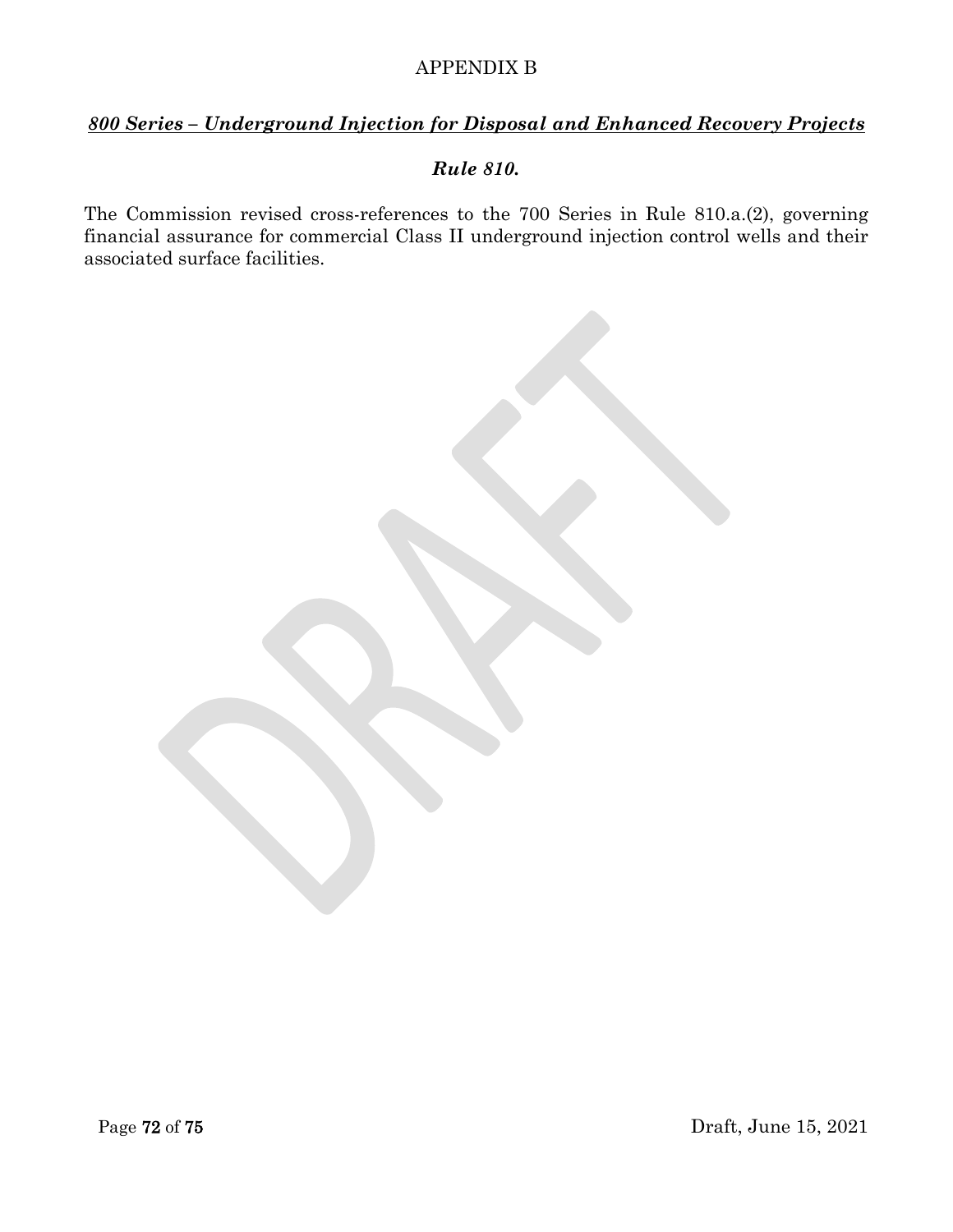APPENDIX B

## ***800 Series – Underground Injection for Disposal and Enhanced Recovery Projects***

### ***Rule 810.***

The Commission revised cross-references to the 700 Series in Rule 810.a.(2), governing financial assurance for commercial Class II underground injection control wells and their associated surface facilities.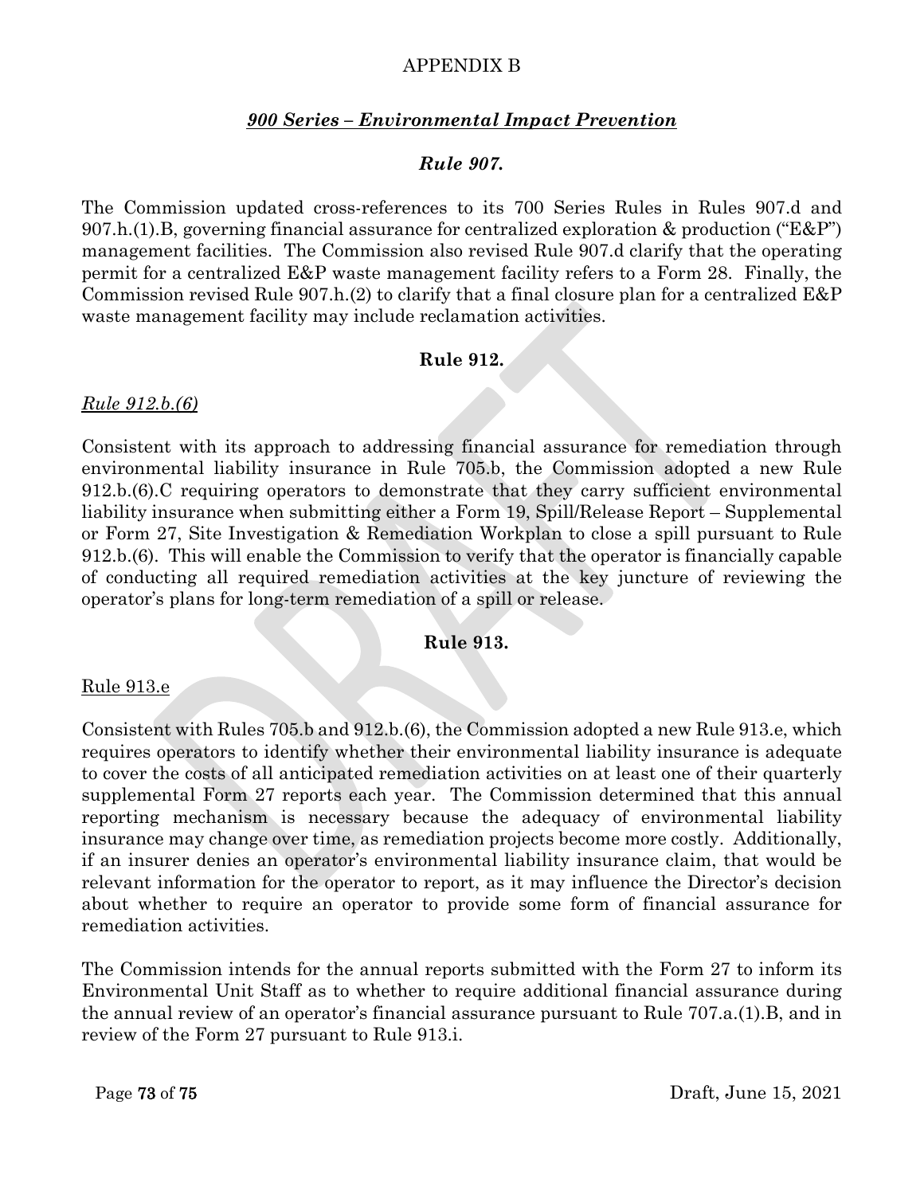APPENDIX B

## *900 Series – Environmental Impact Prevention*

### *Rule 907.*

The Commission updated cross-references to its 700 Series Rules in Rules 907.d and 907.h.(1).B, governing financial assurance for centralized exploration & production ("E&P") management facilities. The Commission also revised Rule 907.d clarify that the operating permit for a centralized E&P waste management facility refers to a Form 28. Finally, the Commission revised Rule 907.h.(2) to clarify that a final closure plan for a centralized E&P waste management facility may include reclamation activities.

### **Rule 912.**

*Rule 912.b.(6)*

Consistent with its approach to addressing financial assurance for remediation through environmental liability insurance in Rule 705.b, the Commission adopted a new Rule 912.b.(6).C requiring operators to demonstrate that they carry sufficient environmental liability insurance when submitting either a Form 19, Spill/Release Report – Supplemental or Form 27, Site Investigation & Remediation Workplan to close a spill pursuant to Rule 912.b.(6). This will enable the Commission to verify that the operator is financially capable of conducting all required remediation activities at the key juncture of reviewing the operator's plans for long-term remediation of a spill or release.

### **Rule 913.**

Rule 913.e

Consistent with Rules 705.b and 912.b.(6), the Commission adopted a new Rule 913.e, which requires operators to identify whether their environmental liability insurance is adequate to cover the costs of all anticipated remediation activities on at least one of their quarterly supplemental Form 27 reports each year. The Commission determined that this annual reporting mechanism is necessary because the adequacy of environmental liability insurance may change over time, as remediation projects become more costly. Additionally, if an insurer denies an operator's environmental liability insurance claim, that would be relevant information for the operator to report, as it may influence the Director's decision about whether to require an operator to provide some form of financial assurance for remediation activities.

The Commission intends for the annual reports submitted with the Form 27 to inform its Environmental Unit Staff as to whether to require additional financial assurance during the annual review of an operator's financial assurance pursuant to Rule 707.a.(1).B, and in review of the Form 27 pursuant to Rule 913.i.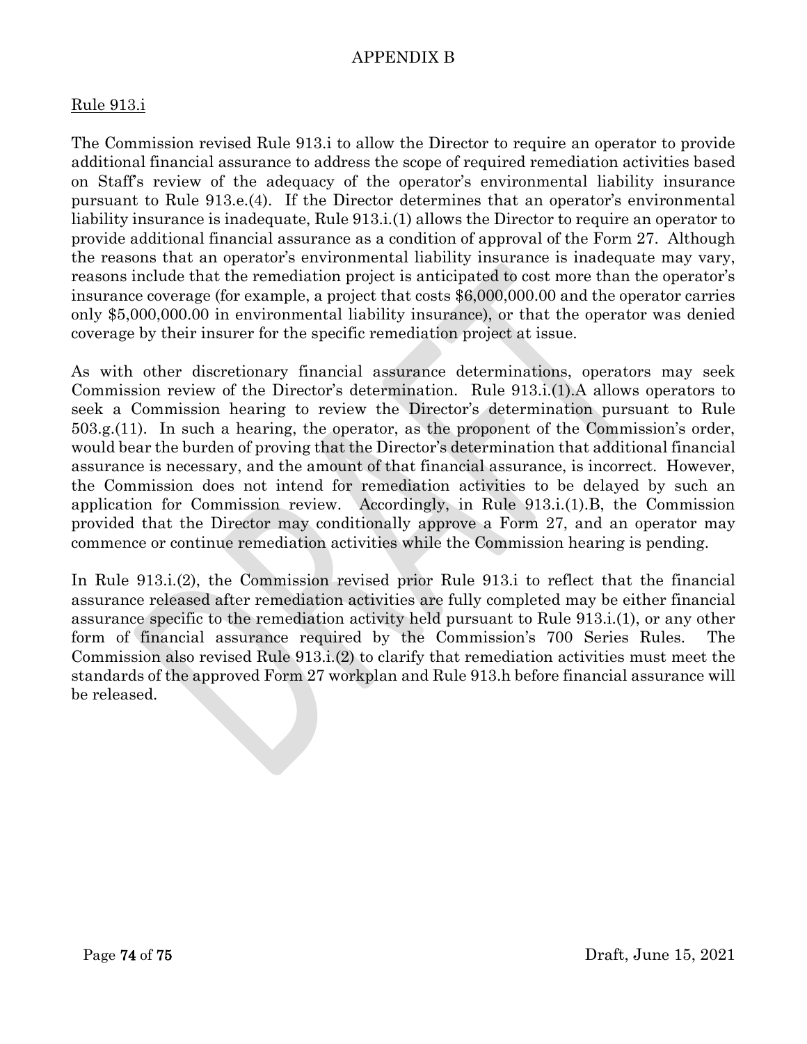# APPENDIX B

<u>Rule 913.i</u>

The Commission revised Rule 913.i to allow the Director to require an operator to provide additional financial assurance to address the scope of required remediation activities based on Staff's review of the adequacy of the operator's environmental liability insurance pursuant to Rule 913.e.(4). If the Director determines that an operator's environmental liability insurance is inadequate, Rule 913.i.(1) allows the Director to require an operator to provide additional financial assurance as a condition of approval of the Form 27. Although the reasons that an operator's environmental liability insurance is inadequate may vary, reasons include that the remediation project is anticipated to cost more than the operator's insurance coverage (for example, a project that costs $6,000,000.00 and the operator carries only $5,000,000.00 in environmental liability insurance), or that the operator was denied coverage by their insurer for the specific remediation project at issue.

As with other discretionary financial assurance determinations, operators may seek Commission review of the Director's determination. Rule 913.i.(1).A allows operators to seek a Commission hearing to review the Director's determination pursuant to Rule 503.g.(11). In such a hearing, the operator, as the proponent of the Commission's order, would bear the burden of proving that the Director's determination that additional financial assurance is necessary, and the amount of that financial assurance, is incorrect. However, the Commission does not intend for remediation activities to be delayed by such an application for Commission review. Accordingly, in Rule 913.i.(1).B, the Commission provided that the Director may conditionally approve a Form 27, and an operator may commence or continue remediation activities while the Commission hearing is pending.

In Rule 913.i.(2), the Commission revised prior Rule 913.i to reflect that the financial assurance released after remediation activities are fully completed may be either financial assurance specific to the remediation activity held pursuant to Rule 913.i.(1), or any other form of financial assurance required by the Commission's 700 Series Rules. The Commission also revised Rule 913.i.(2) to clarify that remediation activities must meet the standards of the approved Form 27 workplan and Rule 913.h before financial assurance will be released.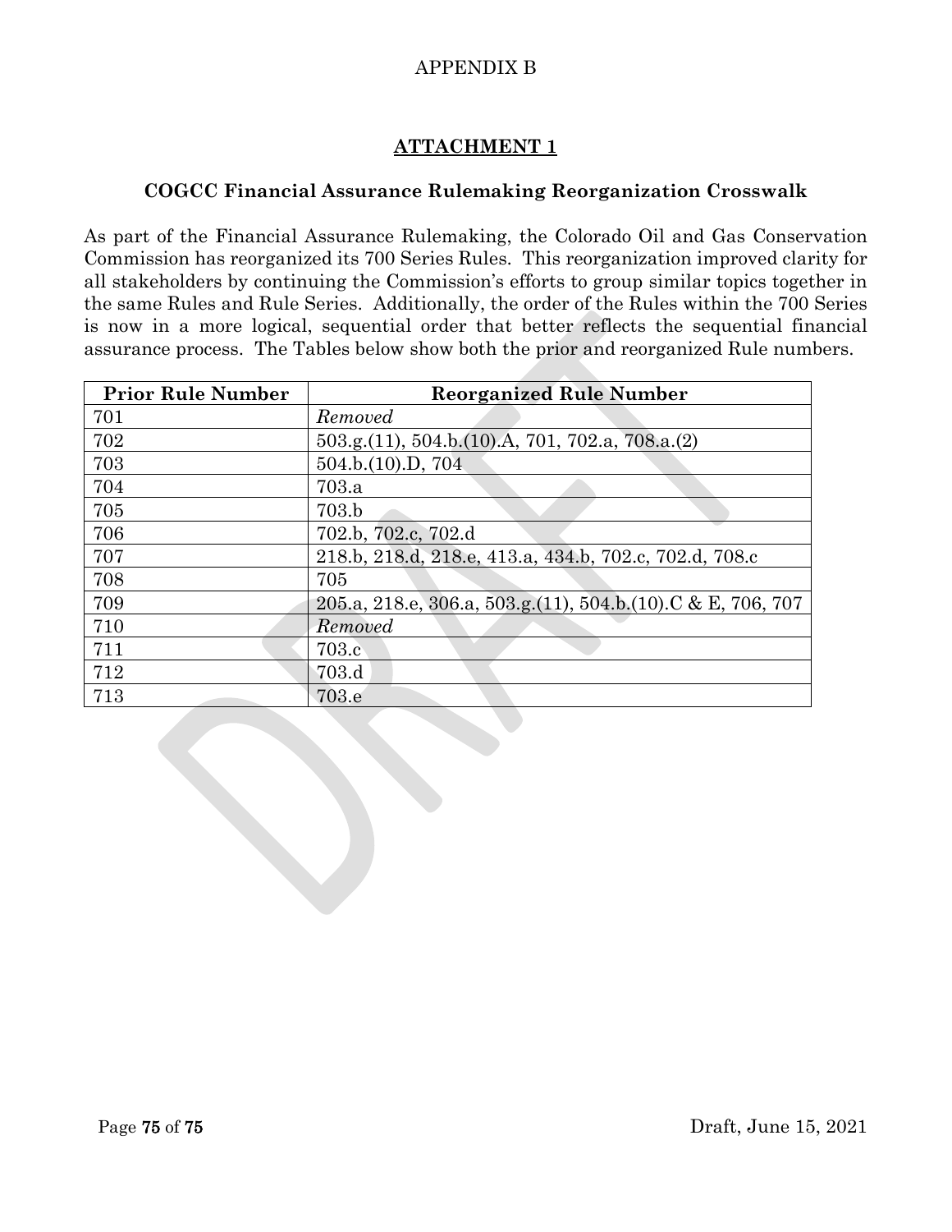APPENDIX B

## ATTACHMENT 1

### COGCC Financial Assurance Rulemaking Reorganization Crosswalk

As part of the Financial Assurance Rulemaking, the Colorado Oil and Gas Conservation Commission has reorganized its 700 Series Rules. This reorganization improved clarity for all stakeholders by continuing the Commission's efforts to group similar topics together in the same Rules and Rule Series. Additionally, the order of the Rules within the 700 Series is now in a more logical, sequential order that better reflects the sequential financial assurance process. The Tables below show both the prior and reorganized Rule numbers.

| Prior Rule Number | Reorganized Rule Number |
|---|---|
| 701 | *Removed* |
| 702 | 503.g.(11), 504.b.(10).A, 701, 702.a, 708.a.(2) |
| 703 | 504.b.(10).D, 704 |
| 704 | 703.a |
| 705 | 703.b |
| 706 | 702.b, 702.c, 702.d |
| 707 | 218.b, 218.d, 218.e, 413.a, 434.b, 702.c, 702.d, 708.c |
| 708 | 705 |
| 709 | 205.a, 218.e, 306.a, 503.g.(11), 504.b.(10).C & E, 706, 707 |
| 710 | *Removed* |
| 711 | 703.c |
| 712 | 703.d |
| 713 | 703.e |